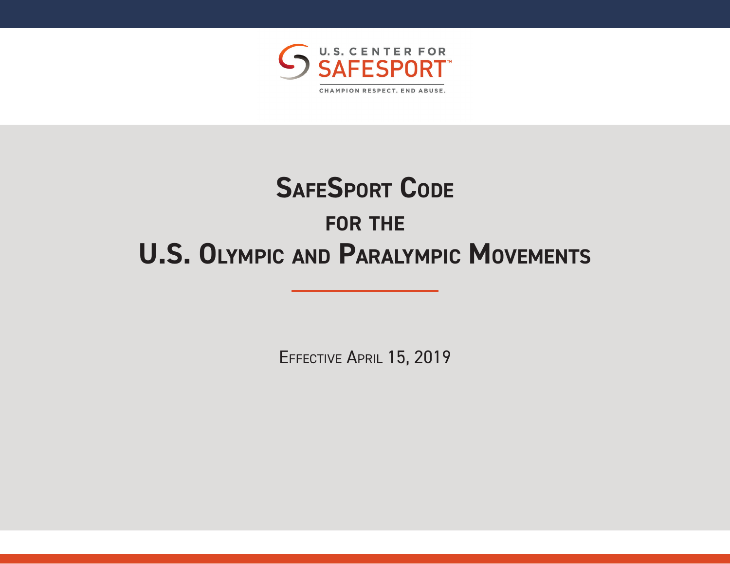U.S. CENTER FOR SAFESPORT™

CHAMPION RESPECT. END ABUSE.

# SafeSport Code for the U.S. Olympic and Paralympic Movements

Effective April 15, 2019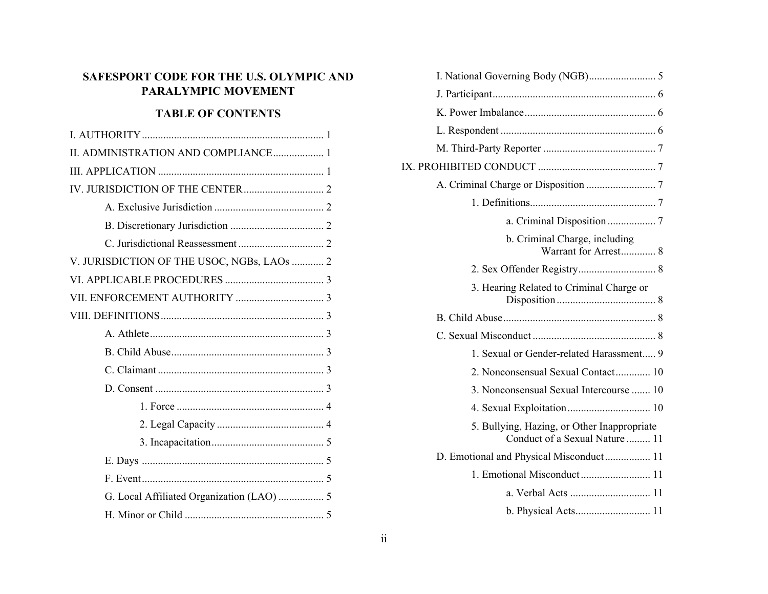# SAFESPORT CODE FOR THE U.S. OLYMPIC AND PARALYMPIC MOVEMENT

## TABLE OF CONTENTS

- I. AUTHORITY .................... 1
- II. ADMINISTRATION AND COMPLIANCE .................... 1
- III. APPLICATION .................... 1
- IV. JURISDICTION OF THE CENTER .................... 2
  - A. Exclusive Jurisdiction .................... 2
  - B. Discretionary Jurisdiction .................... 2
  - C. Jurisdictional Reassessment .................... 2
- V. JURISDICTION OF THE USOC, NGBs, LAOs .................... 2
- VI. APPLICABLE PROCEDURES .................... 3
- VII. ENFORCEMENT AUTHORITY .................... 3
- VIII. DEFINITIONS .................... 3
  - A. Athlete .................... 3
  - B. Child Abuse .................... 3
  - C. Claimant .................... 3
  - D. Consent .................... 3
    - 1. Force .................... 4
    - 2. Legal Capacity .................... 4
    - 3. Incapacitation .................... 5
  - E. Days .................... 5
  - F. Event .................... 5
  - G. Local Affiliated Organization (LAO) .................... 5
  - H. Minor or Child .................... 5
  - I. National Governing Body (NGB) .................... 5
  - J. Participant .................... 6
  - K. Power Imbalance .................... 6
  - L. Respondent .................... 6
  - M. Third-Party Reporter .................... 7
- IX. PROHIBITED CONDUCT .................... 7
  - A. Criminal Charge or Disposition .................... 7
    - 1. Definitions .................... 7
      - a. Criminal Disposition .................... 7
      - b. Criminal Charge, including Warrant for Arrest .................... 8
    - 2. Sex Offender Registry .................... 8
    - 3. Hearing Related to Criminal Charge or Disposition .................... 8
  - B. Child Abuse .................... 8
  - C. Sexual Misconduct .................... 8
    - 1. Sexual or Gender-related Harassment .................... 9
    - 2. Nonconsensual Sexual Contact .................... 10
    - 3. Nonconsensual Sexual Intercourse .................... 10
    - 4. Sexual Exploitation .................... 10
    - 5. Bullying, Hazing, or Other Inappropriate Conduct of a Sexual Nature .................... 11
  - D. Emotional and Physical Misconduct .................... 11
    - 1. Emotional Misconduct .................... 11
      - a. Verbal Acts .................... 11
      - b. Physical Acts .................... 11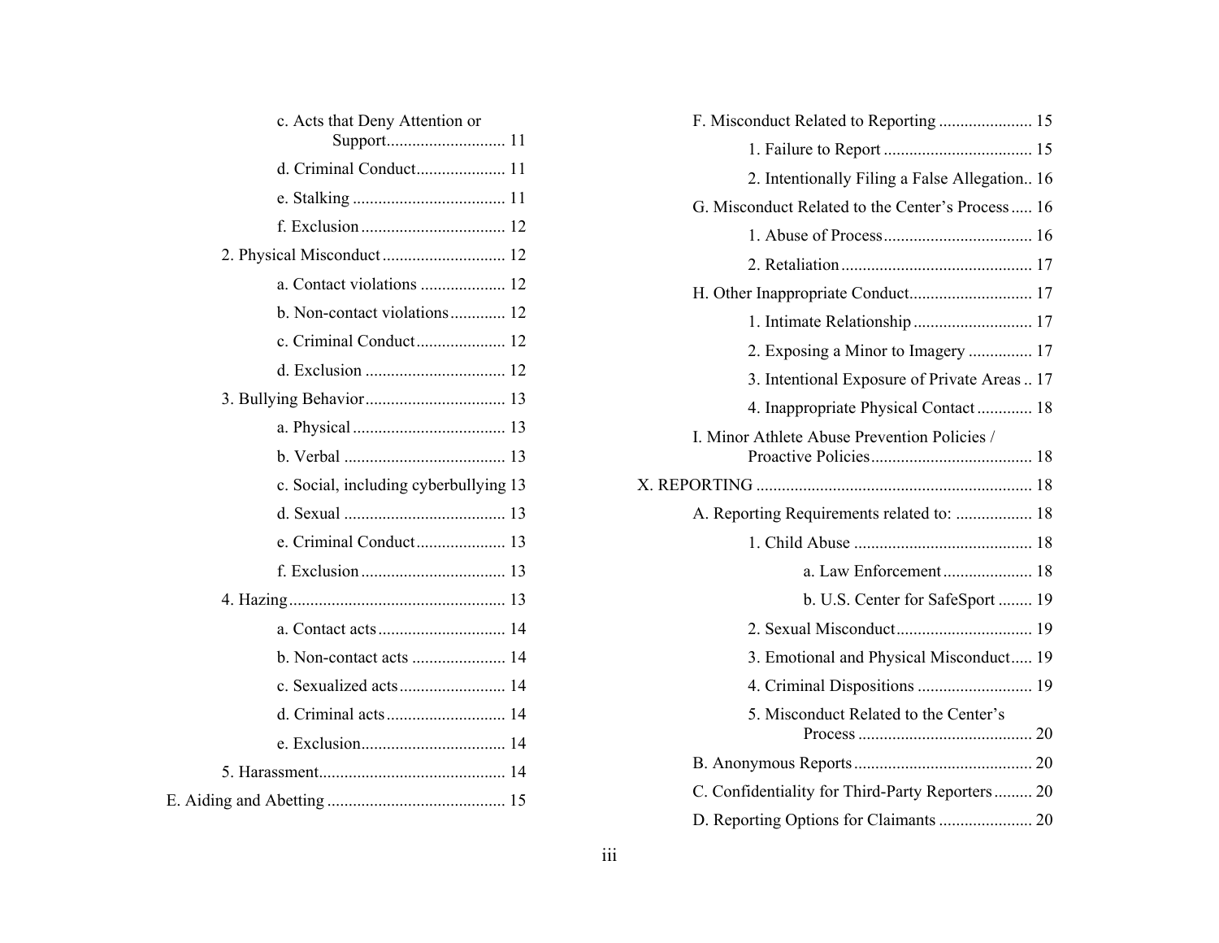- c. Acts that Deny Attention or Support ........................... 11
- d. Criminal Conduct ..................... 11
- e. Stalking .................................... 11
- f. Exclusion .................................. 12

2. Physical Misconduct ............................ 12
   - a. Contact violations .................... 12
   - b. Non-contact violations ............. 12
   - c. Criminal Conduct ..................... 12
   - d. Exclusion ................................. 12

3. Bullying Behavior ................................. 13
   - a. Physical .................................... 13
   - b. Verbal ...................................... 13
   - c. Social, including cyberbullying 13
   - d. Sexual ...................................... 13
   - e. Criminal Conduct ..................... 13
   - f. Exclusion .................................. 13

4. Hazing ................................................... 13
   - a. Contact acts .............................. 14
   - b. Non-contact acts ...................... 14
   - c. Sexualized acts ......................... 14
   - d. Criminal acts ............................ 14
   - e. Exclusion .................................. 14

5. Harassment ............................................ 14

E. Aiding and Abetting .......................................... 15

F. Misconduct Related to Reporting ...................... 15
   1. Failure to Report ................................... 15
   2. Intentionally Filing a False Allegation .. 16

G. Misconduct Related to the Center's Process ..... 16
   1. Abuse of Process ................................... 16
   2. Retaliation ............................................. 17

H. Other Inappropriate Conduct ............................ 17
   1. Intimate Relationship ............................ 17
   2. Exposing a Minor to Imagery ............... 17
   3. Intentional Exposure of Private Areas .. 17
   4. Inappropriate Physical Contact ............. 18

I. Minor Athlete Abuse Prevention Policies / Proactive Policies ...................................... 18

X. REPORTING ................................................................. 18

A. Reporting Requirements related to: .................. 18
   1. Child Abuse .......................................... 18
      - a. Law Enforcement ..................... 18
      - b. U.S. Center for SafeSport ........ 19
   2. Sexual Misconduct ................................ 19
   3. Emotional and Physical Misconduct ..... 19
   4. Criminal Dispositions ........................... 19
   5. Misconduct Related to the Center's Process ......................................... 20

B. Anonymous Reports .......................................... 20

C. Confidentiality for Third-Party Reporters ......... 20

D. Reporting Options for Claimants ...................... 20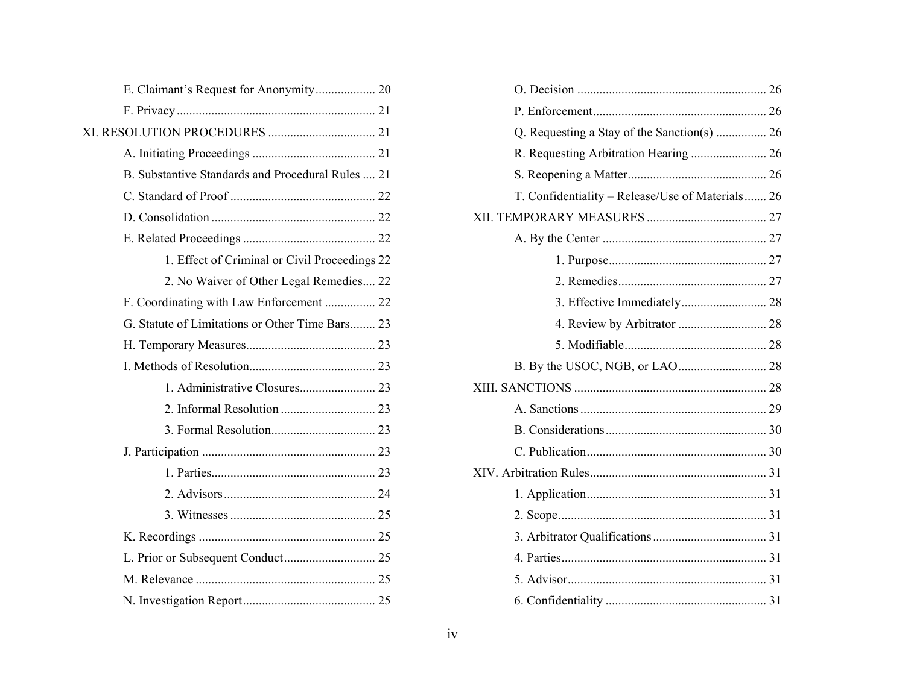- E. Claimant's Request for Anonymity ... 20
- F. Privacy ... 21

XI. RESOLUTION PROCEDURES ... 21

- A. Initiating Proceedings ... 21
- B. Substantive Standards and Procedural Rules ... 21
- C. Standard of Proof ... 22
- D. Consolidation ... 22
- E. Related Proceedings ... 22
  - 1. Effect of Criminal or Civil Proceedings 22
  - 2. No Waiver of Other Legal Remedies ... 22
- F. Coordinating with Law Enforcement ... 22
- G. Statute of Limitations or Other Time Bars ... 23
- H. Temporary Measures ... 23
- I. Methods of Resolution ... 23
  - 1. Administrative Closures ... 23
  - 2. Informal Resolution ... 23
  - 3. Formal Resolution ... 23
- J. Participation ... 23
  - 1. Parties ... 23
  - 2. Advisors ... 24
  - 3. Witnesses ... 25
- K. Recordings ... 25
- L. Prior or Subsequent Conduct ... 25
- M. Relevance ... 25
- N. Investigation Report ... 25
- O. Decision ... 26
- P. Enforcement ... 26
- Q. Requesting a Stay of the Sanction(s) ... 26
- R. Requesting Arbitration Hearing ... 26
- S. Reopening a Matter ... 26
- T. Confidentiality – Release/Use of Materials ... 26

XII. TEMPORARY MEASURES ... 27

- A. By the Center ... 27
  - 1. Purpose ... 27
  - 2. Remedies ... 27
  - 3. Effective Immediately ... 28
  - 4. Review by Arbitrator ... 28
  - 5. Modifiable ... 28
- B. By the USOC, NGB, or LAO ... 28

XIII. SANCTIONS ... 28

- A. Sanctions ... 29
- B. Considerations ... 30
- C. Publication ... 30

XIV. Arbitration Rules ... 31

- 1. Application ... 31
- 2. Scope ... 31
- 3. Arbitrator Qualifications ... 31
- 4. Parties ... 31
- 5. Advisor ... 31
- 6. Confidentiality ... 31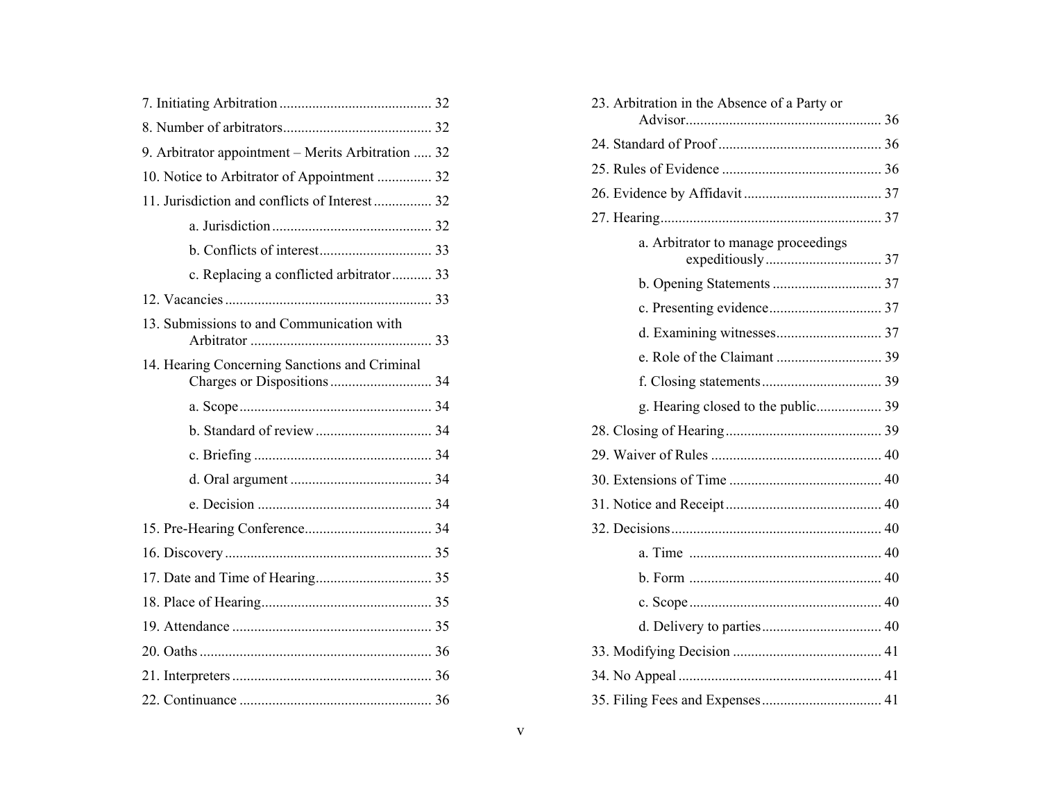7. Initiating Arbitration .......................................... 32

8. Number of arbitrators......................................... 32

9. Arbitrator appointment – Merits Arbitration ..... 32

10. Notice to Arbitrator of Appointment ............... 32

11. Jurisdiction and conflicts of Interest ................ 32

 a. Jurisdiction ............................................ 32

 b. Conflicts of interest ............................... 33

 c. Replacing a conflicted arbitrator ........... 33

12. Vacancies ......................................................... 33

13. Submissions to and Communication with Arbitrator .................................................. 33

14. Hearing Concerning Sanctions and Criminal Charges or Dispositions ............................ 34

 a. Scope ..................................................... 34

 b. Standard of review ................................ 34

 c. Briefing ................................................. 34

 d. Oral argument ....................................... 34

 e. Decision ................................................ 34

15. Pre-Hearing Conference................................... 34

16. Discovery ......................................................... 35

17. Date and Time of Hearing................................ 35

18. Place of Hearing............................................... 35

19. Attendance ....................................................... 35

20. Oaths ................................................................ 36

21. Interpreters ....................................................... 36

22. Continuance ..................................................... 36

23. Arbitration in the Absence of a Party or Advisor...................................................... 36

24. Standard of Proof ............................................ 36

25. Rules of Evidence ............................................ 36

26. Evidence by Affidavit ...................................... 37

27. Hearing............................................................. 37

 a. Arbitrator to manage proceedings expeditiously ................................ 37

 b. Opening Statements .............................. 37

 c. Presenting evidence ............................... 37

 d. Examining witnesses............................. 37

 e. Role of the Claimant ............................. 39

 f. Closing statements ................................. 39

 g. Hearing closed to the public.................. 39

28. Closing of Hearing ........................................... 39

29. Waiver of Rules ............................................... 40

30. Extensions of Time .......................................... 40

31. Notice and Receipt ........................................... 40

32. Decisions .......................................................... 40

 a. Time ..................................................... 40

 b. Form ..................................................... 40

 c. Scope ..................................................... 40

 d. Delivery to parties................................. 40

33. Modifying Decision ......................................... 41

34. No Appeal ........................................................ 41

35. Filing Fees and Expenses ................................. 41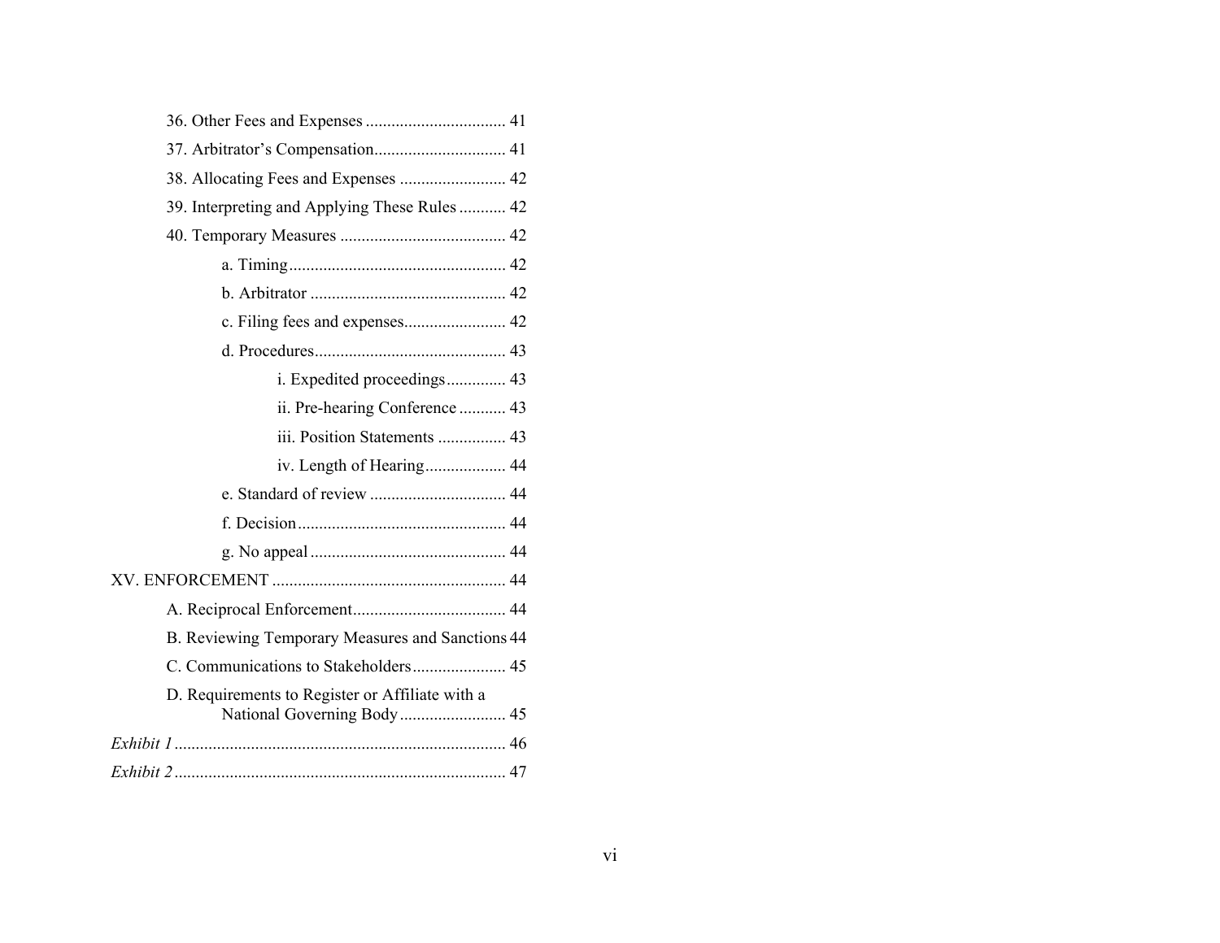36. Other Fees and Expenses ................................. 41

37. Arbitrator's Compensation............................... 41

38. Allocating Fees and Expenses ......................... 42

39. Interpreting and Applying These Rules ........... 42

40. Temporary Measures ....................................... 42

- a. Timing................................................... 42
- b. Arbitrator ............................................. 42
- c. Filing fees and expenses........................ 42
- d. Procedures............................................ 43
  - i. Expedited proceedings............. 43
  - ii. Pre-hearing Conference ........... 43
  - iii. Position Statements ................ 43
  - iv. Length of Hearing................... 44
- e. Standard of review ................................ 44
- f. Decision................................................ 44
- g. No appeal ............................................. 44

XV. ENFORCEMENT ...................................................... 44

- A. Reciprocal Enforcement.................................... 44
- B. Reviewing Temporary Measures and Sanctions 44
- C. Communications to Stakeholders...................... 45
- D. Requirements to Register or Affiliate with a National Governing Body......................... 45

*Exhibit 1* ............................................................................. 46

*Exhibit 2* ............................................................................. 47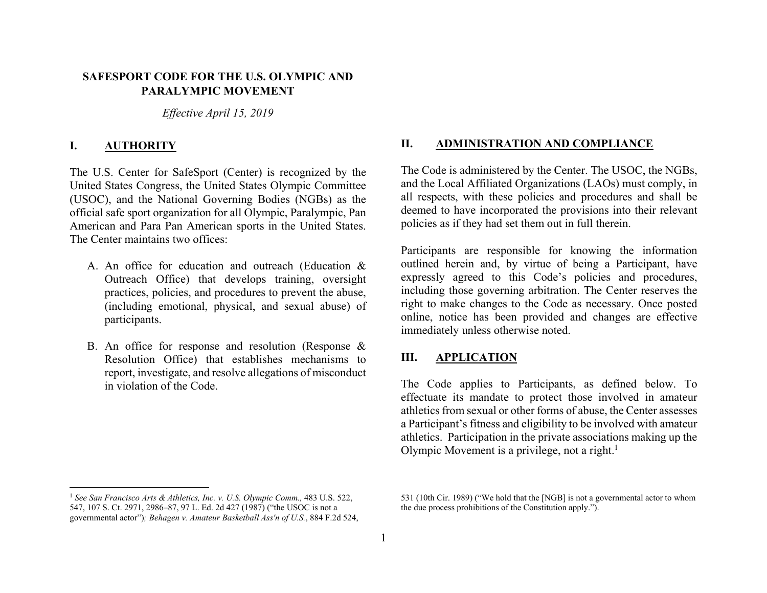# SAFESPORT CODE FOR THE U.S. OLYMPIC AND PARALYMPIC MOVEMENT

*Effective April 15, 2019*

## I. AUTHORITY

The U.S. Center for SafeSport (Center) is recognized by the United States Congress, the United States Olympic Committee (USOC), and the National Governing Bodies (NGBs) as the official safe sport organization for all Olympic, Paralympic, Pan American and Para Pan American sports in the United States. The Center maintains two offices:

A. An office for education and outreach (Education & Outreach Office) that develops training, oversight practices, policies, and procedures to prevent the abuse, (including emotional, physical, and sexual abuse) of participants.

B. An office for response and resolution (Response & Resolution Office) that establishes mechanisms to report, investigate, and resolve allegations of misconduct in violation of the Code.

## II. ADMINISTRATION AND COMPLIANCE

The Code is administered by the Center. The USOC, the NGBs, and the Local Affiliated Organizations (LAOs) must comply, in all respects, with these policies and procedures and shall be deemed to have incorporated the provisions into their relevant policies as if they had set them out in full therein.

Participants are responsible for knowing the information outlined herein and, by virtue of being a Participant, have expressly agreed to this Code's policies and procedures, including those governing arbitration. The Center reserves the right to make changes to the Code as necessary. Once posted online, notice has been provided and changes are effective immediately unless otherwise noted.

## III. APPLICATION

The Code applies to Participants, as defined below. To effectuate its mandate to protect those involved in amateur athletics from sexual or other forms of abuse, the Center assesses a Participant's fitness and eligibility to be involved with amateur athletics. Participation in the private associations making up the Olympic Movement is a privilege, not a right.[1]

---

[1] *See San Francisco Arts & Athletics, Inc. v. U.S. Olympic Comm.,* 483 U.S. 522, 547, 107 S. Ct. 2971, 2986–87, 97 L. Ed. 2d 427 (1987) ("the USOC is not a governmental actor")*; Behagen v. Amateur Basketball Ass'n of U.S.*, 884 F.2d 524, 531 (10th Cir. 1989) ("We hold that the [NGB] is not a governmental actor to whom the due process prohibitions of the Constitution apply.").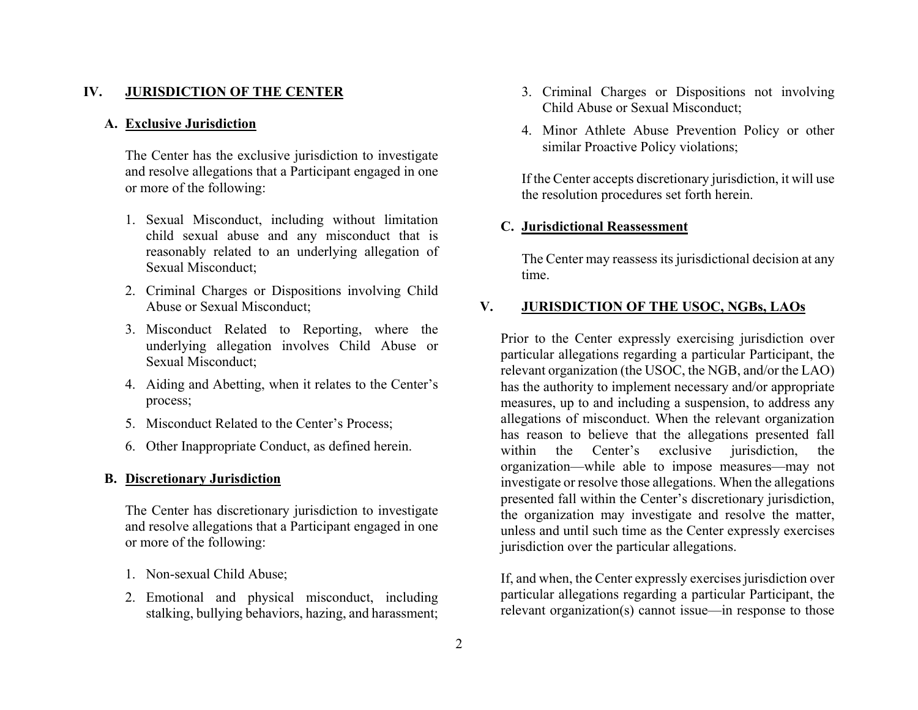## IV. JURISDICTION OF THE CENTER

### A. Exclusive Jurisdiction

The Center has the exclusive jurisdiction to investigate and resolve allegations that a Participant engaged in one or more of the following:

1. Sexual Misconduct, including without limitation child sexual abuse and any misconduct that is reasonably related to an underlying allegation of Sexual Misconduct;
2. Criminal Charges or Dispositions involving Child Abuse or Sexual Misconduct;
3. Misconduct Related to Reporting, where the underlying allegation involves Child Abuse or Sexual Misconduct;
4. Aiding and Abetting, when it relates to the Center's process;
5. Misconduct Related to the Center's Process;
6. Other Inappropriate Conduct, as defined herein.

### B. Discretionary Jurisdiction

The Center has discretionary jurisdiction to investigate and resolve allegations that a Participant engaged in one or more of the following:

1. Non-sexual Child Abuse;
2. Emotional and physical misconduct, including stalking, bullying behaviors, hazing, and harassment;
3. Criminal Charges or Dispositions not involving Child Abuse or Sexual Misconduct;
4. Minor Athlete Abuse Prevention Policy or other similar Proactive Policy violations;

If the Center accepts discretionary jurisdiction, it will use the resolution procedures set forth herein.

### C. Jurisdictional Reassessment

The Center may reassess its jurisdictional decision at any time.

## V. JURISDICTION OF THE USOC, NGBs, LAOs

Prior to the Center expressly exercising jurisdiction over particular allegations regarding a particular Participant, the relevant organization (the USOC, the NGB, and/or the LAO) has the authority to implement necessary and/or appropriate measures, up to and including a suspension, to address any allegations of misconduct. When the relevant organization has reason to believe that the allegations presented fall within the Center's exclusive jurisdiction, the organization—while able to impose measures—may not investigate or resolve those allegations. When the allegations presented fall within the Center's discretionary jurisdiction, the organization may investigate and resolve the matter, unless and until such time as the Center expressly exercises jurisdiction over the particular allegations.

If, and when, the Center expressly exercises jurisdiction over particular allegations regarding a particular Participant, the relevant organization(s) cannot issue—in response to those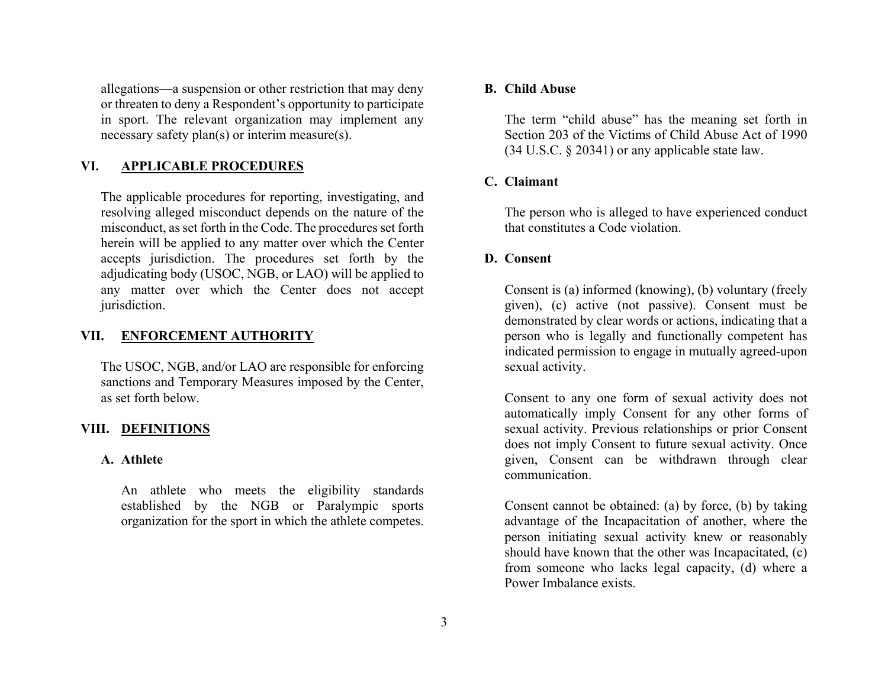allegations—a suspension or other restriction that may deny or threaten to deny a Respondent's opportunity to participate in sport. The relevant organization may implement any necessary safety plan(s) or interim measure(s).

## VI. APPLICABLE PROCEDURES

The applicable procedures for reporting, investigating, and resolving alleged misconduct depends on the nature of the misconduct, as set forth in the Code. The procedures set forth herein will be applied to any matter over which the Center accepts jurisdiction. The procedures set forth by the adjudicating body (USOC, NGB, or LAO) will be applied to any matter over which the Center does not accept jurisdiction.

## VII. ENFORCEMENT AUTHORITY

The USOC, NGB, and/or LAO are responsible for enforcing sanctions and Temporary Measures imposed by the Center, as set forth below.

## VIII. DEFINITIONS

### A. Athlete

An athlete who meets the eligibility standards established by the NGB or Paralympic sports organization for the sport in which the athlete competes.

### B. Child Abuse

The term "child abuse" has the meaning set forth in Section 203 of the Victims of Child Abuse Act of 1990 (34 U.S.C. § 20341) or any applicable state law.

### C. Claimant

The person who is alleged to have experienced conduct that constitutes a Code violation.

### D. Consent

Consent is (a) informed (knowing), (b) voluntary (freely given), (c) active (not passive). Consent must be demonstrated by clear words or actions, indicating that a person who is legally and functionally competent has indicated permission to engage in mutually agreed-upon sexual activity.

Consent to any one form of sexual activity does not automatically imply Consent for any other forms of sexual activity. Previous relationships or prior Consent does not imply Consent to future sexual activity. Once given, Consent can be withdrawn through clear communication.

Consent cannot be obtained: (a) by force, (b) by taking advantage of the Incapacitation of another, where the person initiating sexual activity knew or reasonably should have known that the other was Incapacitated, (c) from someone who lacks legal capacity, (d) where a Power Imbalance exists.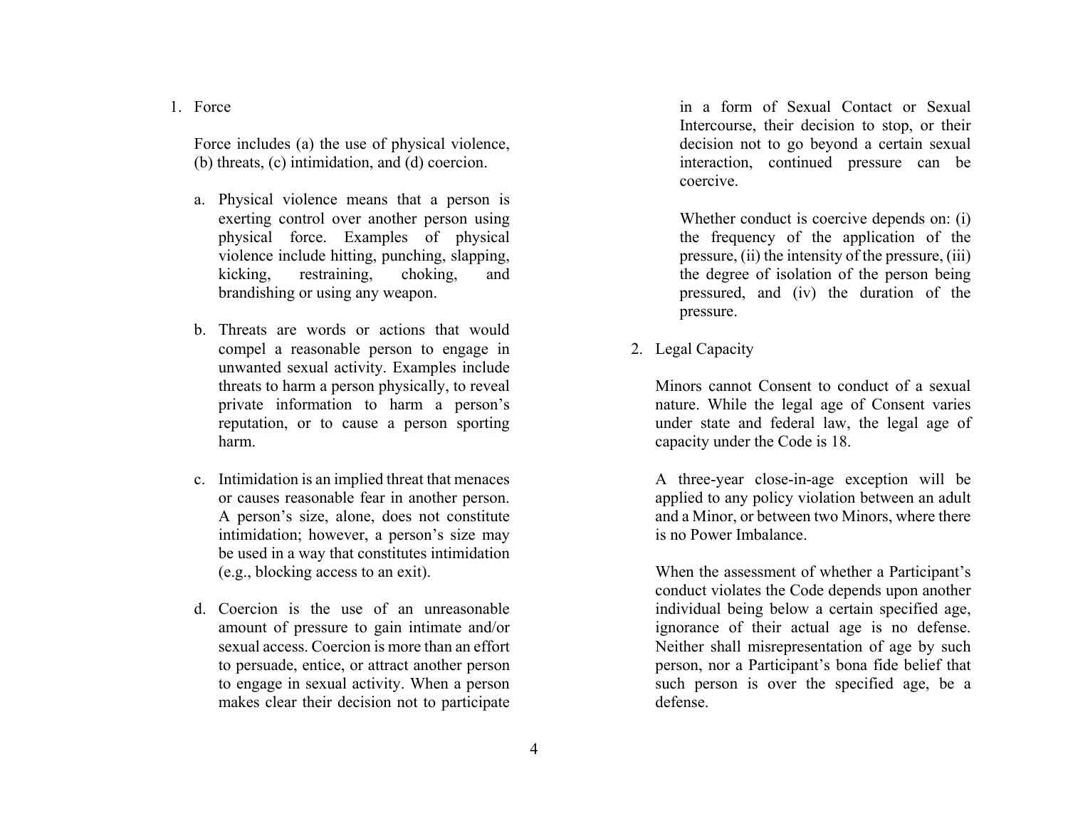1. Force

   Force includes (a) the use of physical violence, (b) threats, (c) intimidation, and (d) coercion.

   a. Physical violence means that a person is exerting control over another person using physical force. Examples of physical violence include hitting, punching, slapping, kicking, restraining, choking, and brandishing or using any weapon.

   b. Threats are words or actions that would compel a reasonable person to engage in unwanted sexual activity. Examples include threats to harm a person physically, to reveal private information to harm a person's reputation, or to cause a person sporting harm.

   c. Intimidation is an implied threat that menaces or causes reasonable fear in another person. A person's size, alone, does not constitute intimidation; however, a person's size may be used in a way that constitutes intimidation (e.g., blocking access to an exit).

   d. Coercion is the use of an unreasonable amount of pressure to gain intimate and/or sexual access. Coercion is more than an effort to persuade, entice, or attract another person to engage in sexual activity. When a person makes clear their decision not to participate in a form of Sexual Contact or Sexual Intercourse, their decision to stop, or their decision not to go beyond a certain sexual interaction, continued pressure can be coercive.

      Whether conduct is coercive depends on: (i) the frequency of the application of the pressure, (ii) the intensity of the pressure, (iii) the degree of isolation of the person being pressured, and (iv) the duration of the pressure.

2. Legal Capacity

   Minors cannot Consent to conduct of a sexual nature. While the legal age of Consent varies under state and federal law, the legal age of capacity under the Code is 18.

   A three-year close-in-age exception will be applied to any policy violation between an adult and a Minor, or between two Minors, where there is no Power Imbalance.

   When the assessment of whether a Participant's conduct violates the Code depends upon another individual being below a certain specified age, ignorance of their actual age is no defense. Neither shall misrepresentation of age by such person, nor a Participant's bona fide belief that such person is over the specified age, be a defense.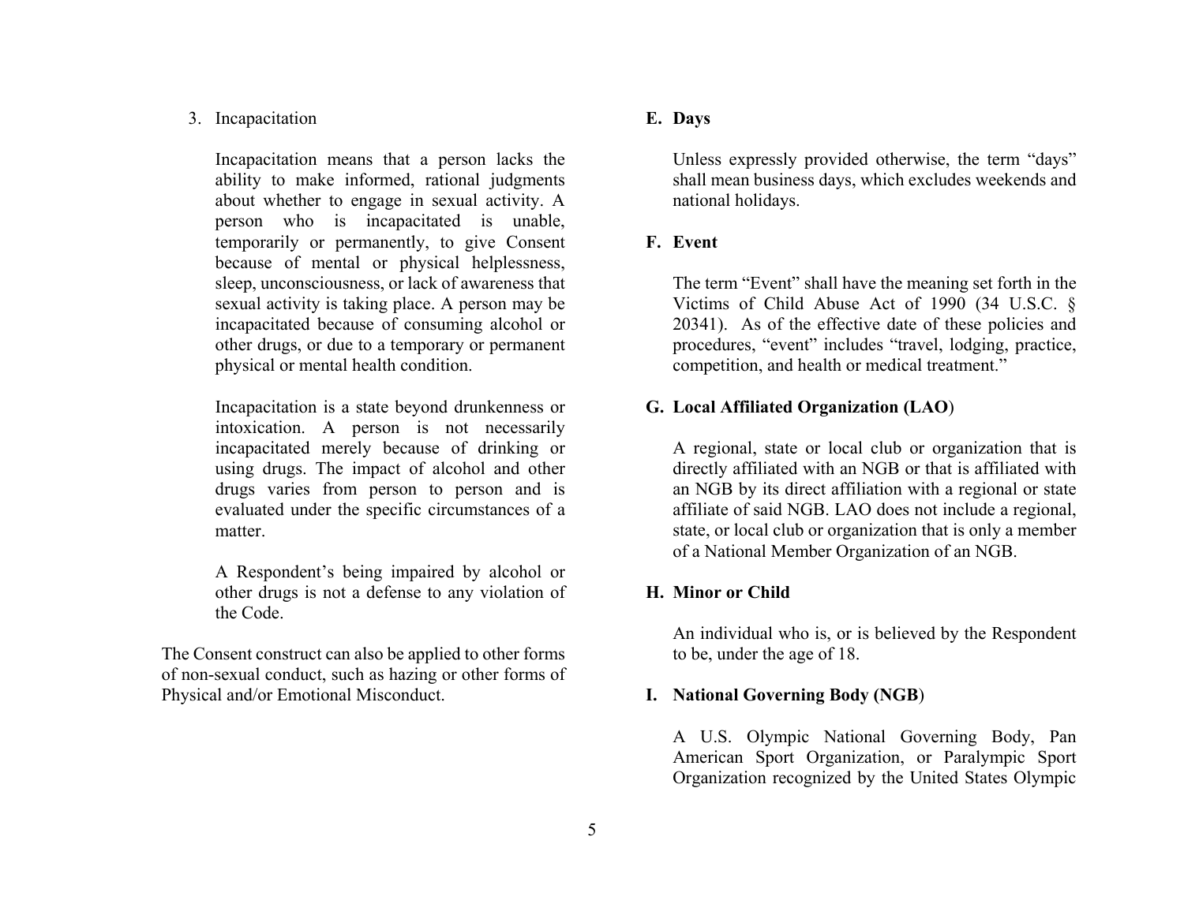3. Incapacitation

   Incapacitation means that a person lacks the ability to make informed, rational judgments about whether to engage in sexual activity. A person who is incapacitated is unable, temporarily or permanently, to give Consent because of mental or physical helplessness, sleep, unconsciousness, or lack of awareness that sexual activity is taking place. A person may be incapacitated because of consuming alcohol or other drugs, or due to a temporary or permanent physical or mental health condition.

   Incapacitation is a state beyond drunkenness or intoxication. A person is not necessarily incapacitated merely because of drinking or using drugs. The impact of alcohol and other drugs varies from person to person and is evaluated under the specific circumstances of a matter.

   A Respondent's being impaired by alcohol or other drugs is not a defense to any violation of the Code.

The Consent construct can also be applied to other forms of non-sexual conduct, such as hazing or other forms of Physical and/or Emotional Misconduct.

### E. Days

Unless expressly provided otherwise, the term "days" shall mean business days, which excludes weekends and national holidays.

### F. Event

The term "Event" shall have the meaning set forth in the Victims of Child Abuse Act of 1990 (34 U.S.C. § 20341). As of the effective date of these policies and procedures, "event" includes "travel, lodging, practice, competition, and health or medical treatment."

### G. Local Affiliated Organization (LAO)

A regional, state or local club or organization that is directly affiliated with an NGB or that is affiliated with an NGB by its direct affiliation with a regional or state affiliate of said NGB. LAO does not include a regional, state, or local club or organization that is only a member of a National Member Organization of an NGB.

### H. Minor or Child

An individual who is, or is believed by the Respondent to be, under the age of 18.

### I. National Governing Body (NGB)

A U.S. Olympic National Governing Body, Pan American Sport Organization, or Paralympic Sport Organization recognized by the United States Olympic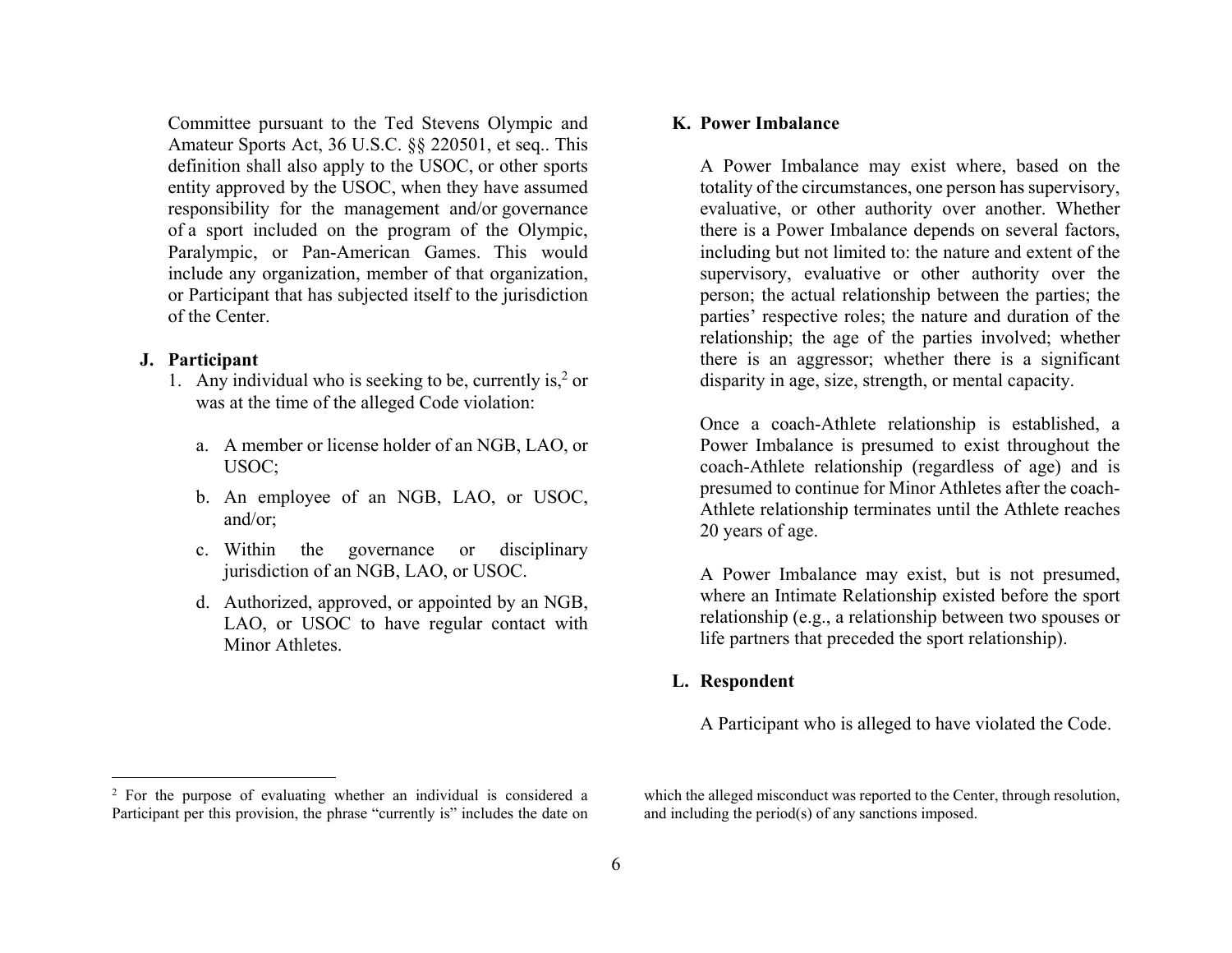Committee pursuant to the Ted Stevens Olympic and Amateur Sports Act, 36 U.S.C. §§ 220501, et seq.. This definition shall also apply to the USOC, or other sports entity approved by the USOC, when they have assumed responsibility for the management and/or governance of a sport included on the program of the Olympic, Paralympic, or Pan-American Games. This would include any organization, member of that organization, or Participant that has subjected itself to the jurisdiction of the Center.

**J. Participant**

1. Any individual who is seeking to be, currently is,[2] or was at the time of the alleged Code violation:

    a. A member or license holder of an NGB, LAO, or USOC;

    b. An employee of an NGB, LAO, or USOC, and/or;

    c. Within the governance or disciplinary jurisdiction of an NGB, LAO, or USOC.

    d. Authorized, approved, or appointed by an NGB, LAO, or USOC to have regular contact with Minor Athletes.

**K. Power Imbalance**

A Power Imbalance may exist where, based on the totality of the circumstances, one person has supervisory, evaluative, or other authority over another. Whether there is a Power Imbalance depends on several factors, including but not limited to: the nature and extent of the supervisory, evaluative or other authority over the person; the actual relationship between the parties; the parties' respective roles; the nature and duration of the relationship; the age of the parties involved; whether there is an aggressor; whether there is a significant disparity in age, size, strength, or mental capacity.

Once a coach-Athlete relationship is established, a Power Imbalance is presumed to exist throughout the coach-Athlete relationship (regardless of age) and is presumed to continue for Minor Athletes after the coach-Athlete relationship terminates until the Athlete reaches 20 years of age.

A Power Imbalance may exist, but is not presumed, where an Intimate Relationship existed before the sport relationship (e.g., a relationship between two spouses or life partners that preceded the sport relationship).

**L. Respondent**

A Participant who is alleged to have violated the Code.

[2] For the purpose of evaluating whether an individual is considered a Participant per this provision, the phrase "currently is" includes the date on which the alleged misconduct was reported to the Center, through resolution, and including the period(s) of any sanctions imposed.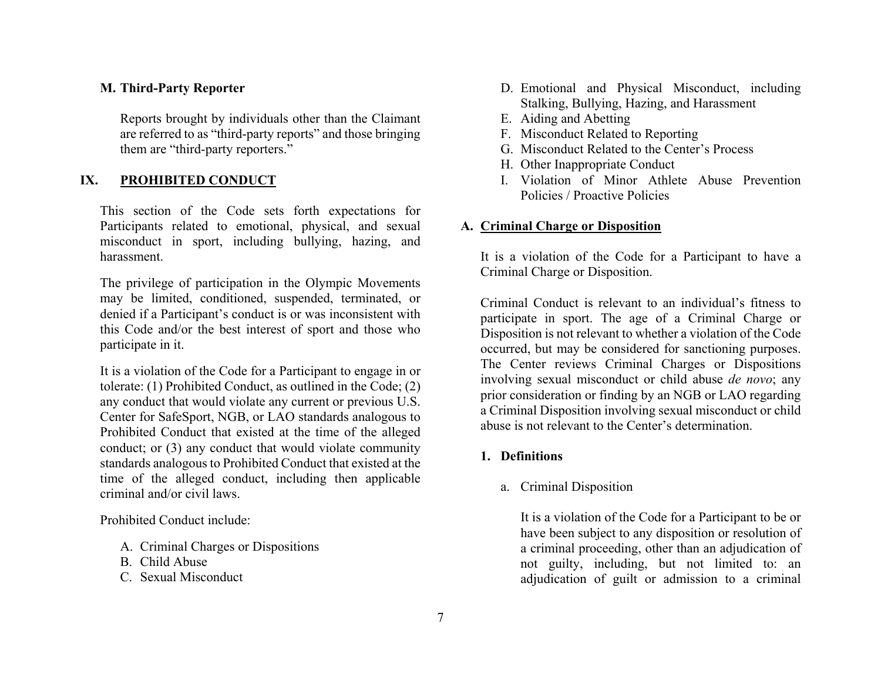### M. Third-Party Reporter

Reports brought by individuals other than the Claimant are referred to as "third-party reports" and those bringing them are "third-party reporters."

## IX. PROHIBITED CONDUCT

This section of the Code sets forth expectations for Participants related to emotional, physical, and sexual misconduct in sport, including bullying, hazing, and harassment.

The privilege of participation in the Olympic Movements may be limited, conditioned, suspended, terminated, or denied if a Participant's conduct is or was inconsistent with this Code and/or the best interest of sport and those who participate in it.

It is a violation of the Code for a Participant to engage in or tolerate: (1) Prohibited Conduct, as outlined in the Code; (2) any conduct that would violate any current or previous U.S. Center for SafeSport, NGB, or LAO standards analogous to Prohibited Conduct that existed at the time of the alleged conduct; or (3) any conduct that would violate community standards analogous to Prohibited Conduct that existed at the time of the alleged conduct, including then applicable criminal and/or civil laws.

Prohibited Conduct include:

A. Criminal Charges or Dispositions
B. Child Abuse
C. Sexual Misconduct
D. Emotional and Physical Misconduct, including Stalking, Bullying, Hazing, and Harassment
E. Aiding and Abetting
F. Misconduct Related to Reporting
G. Misconduct Related to the Center's Process
H. Other Inappropriate Conduct
I. Violation of Minor Athlete Abuse Prevention Policies / Proactive Policies

### A. Criminal Charge or Disposition

It is a violation of the Code for a Participant to have a Criminal Charge or Disposition.

Criminal Conduct is relevant to an individual's fitness to participate in sport. The age of a Criminal Charge or Disposition is not relevant to whether a violation of the Code occurred, but may be considered for sanctioning purposes. The Center reviews Criminal Charges or Dispositions involving sexual misconduct or child abuse *de novo*; any prior consideration or finding by an NGB or LAO regarding a Criminal Disposition involving sexual misconduct or child abuse is not relevant to the Center's determination.

#### 1. Definitions

a. Criminal Disposition

It is a violation of the Code for a Participant to be or have been subject to any disposition or resolution of a criminal proceeding, other than an adjudication of not guilty, including, but not limited to: an adjudication of guilt or admission to a criminal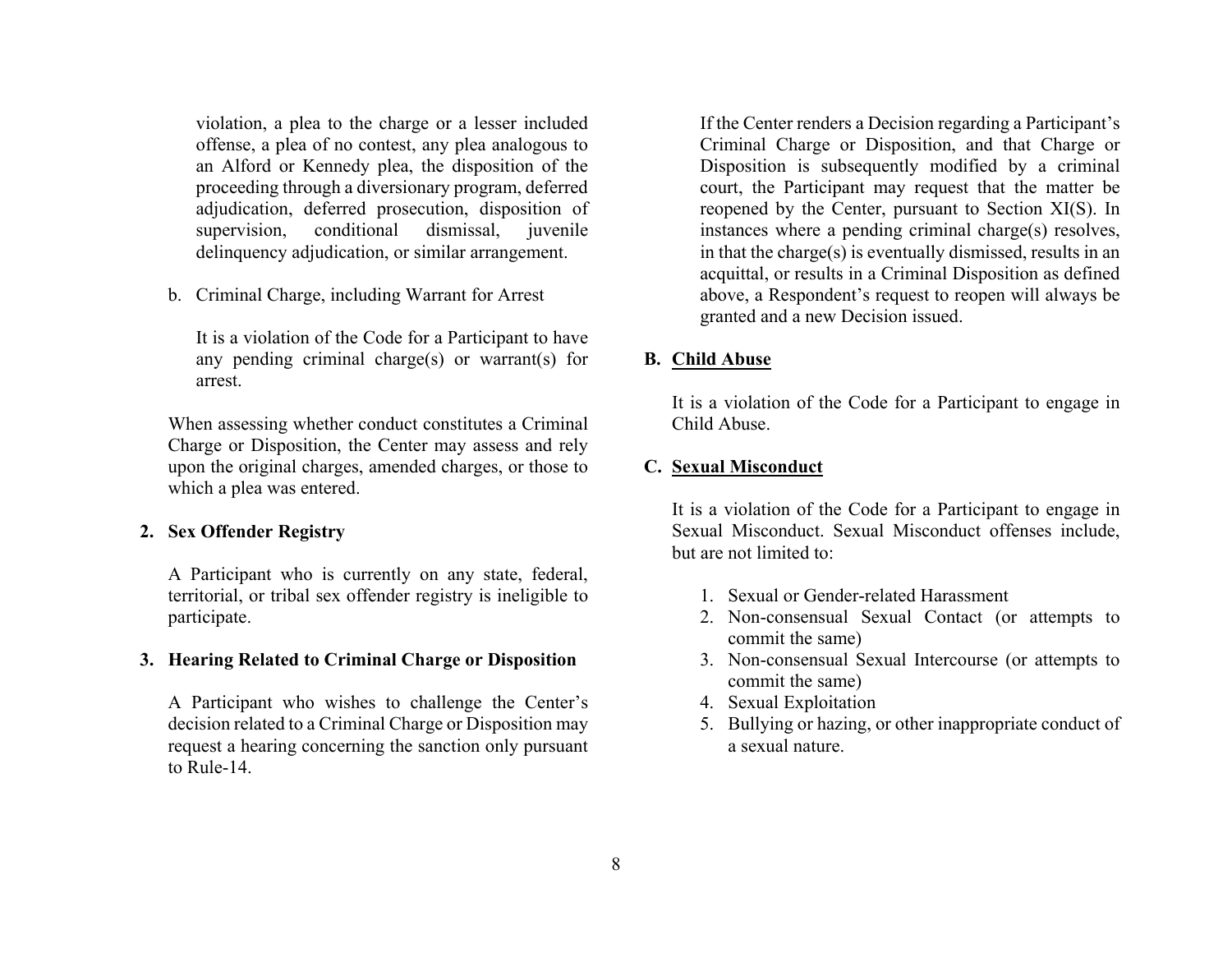violation, a plea to the charge or a lesser included offense, a plea of no contest, any plea analogous to an Alford or Kennedy plea, the disposition of the proceeding through a diversionary program, deferred adjudication, deferred prosecution, disposition of supervision, conditional dismissal, juvenile delinquency adjudication, or similar arrangement.

b. Criminal Charge, including Warrant for Arrest

It is a violation of the Code for a Participant to have any pending criminal charge(s) or warrant(s) for arrest.

When assessing whether conduct constitutes a Criminal Charge or Disposition, the Center may assess and rely upon the original charges, amended charges, or those to which a plea was entered.

### 2. Sex Offender Registry

A Participant who is currently on any state, federal, territorial, or tribal sex offender registry is ineligible to participate.

### 3. Hearing Related to Criminal Charge or Disposition

A Participant who wishes to challenge the Center's decision related to a Criminal Charge or Disposition may request a hearing concerning the sanction only pursuant to Rule-14.

If the Center renders a Decision regarding a Participant's Criminal Charge or Disposition, and that Charge or Disposition is subsequently modified by a criminal court, the Participant may request that the matter be reopened by the Center, pursuant to Section XI(S). In instances where a pending criminal charge(s) resolves, in that the charge(s) is eventually dismissed, results in an acquittal, or results in a Criminal Disposition as defined above, a Respondent's request to reopen will always be granted and a new Decision issued.

## B. <u>Child Abuse</u>

It is a violation of the Code for a Participant to engage in Child Abuse.

## C. <u>Sexual Misconduct</u>

It is a violation of the Code for a Participant to engage in Sexual Misconduct. Sexual Misconduct offenses include, but are not limited to:

1. Sexual or Gender-related Harassment
2. Non-consensual Sexual Contact (or attempts to commit the same)
3. Non-consensual Sexual Intercourse (or attempts to commit the same)
4. Sexual Exploitation
5. Bullying or hazing, or other inappropriate conduct of a sexual nature.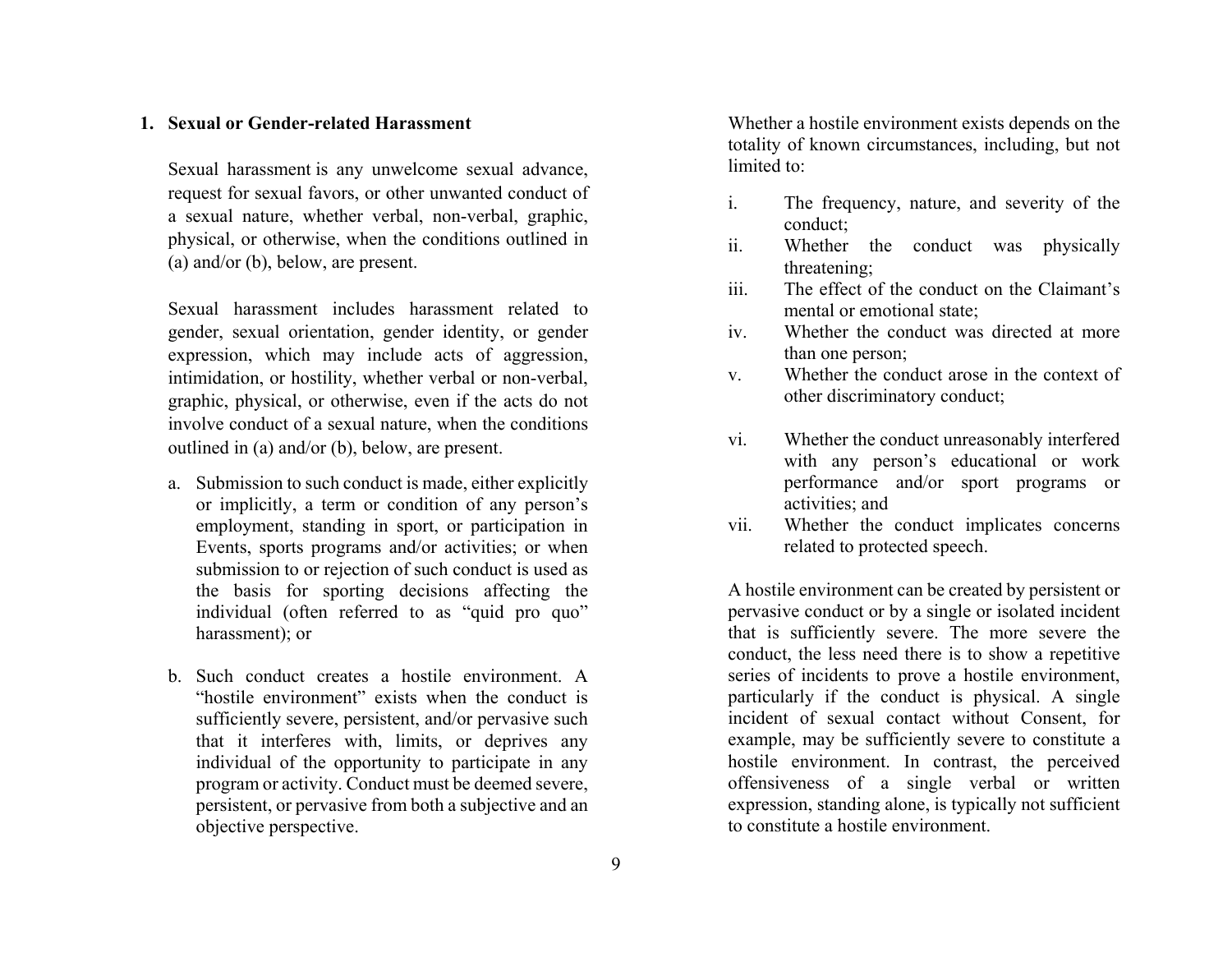### 1. Sexual or Gender-related Harassment

Sexual harassment is any unwelcome sexual advance, request for sexual favors, or other unwanted conduct of a sexual nature, whether verbal, non-verbal, graphic, physical, or otherwise, when the conditions outlined in (a) and/or (b), below, are present.

Sexual harassment includes harassment related to gender, sexual orientation, gender identity, or gender expression, which may include acts of aggression, intimidation, or hostility, whether verbal or non-verbal, graphic, physical, or otherwise, even if the acts do not involve conduct of a sexual nature, when the conditions outlined in (a) and/or (b), below, are present.

a. Submission to such conduct is made, either explicitly or implicitly, a term or condition of any person's employment, standing in sport, or participation in Events, sports programs and/or activities; or when submission to or rejection of such conduct is used as the basis for sporting decisions affecting the individual (often referred to as "quid pro quo" harassment); or

b. Such conduct creates a hostile environment. A "hostile environment" exists when the conduct is sufficiently severe, persistent, and/or pervasive such that it interferes with, limits, or deprives any individual of the opportunity to participate in any program or activity. Conduct must be deemed severe, persistent, or pervasive from both a subjective and an objective perspective.

Whether a hostile environment exists depends on the totality of known circumstances, including, but not limited to:

i. The frequency, nature, and severity of the conduct;
ii. Whether the conduct was physically threatening;
iii. The effect of the conduct on the Claimant's mental or emotional state;
iv. Whether the conduct was directed at more than one person;
v. Whether the conduct arose in the context of other discriminatory conduct;
vi. Whether the conduct unreasonably interfered with any person's educational or work performance and/or sport programs or activities; and
vii. Whether the conduct implicates concerns related to protected speech.

A hostile environment can be created by persistent or pervasive conduct or by a single or isolated incident that is sufficiently severe. The more severe the conduct, the less need there is to show a repetitive series of incidents to prove a hostile environment, particularly if the conduct is physical. A single incident of sexual contact without Consent, for example, may be sufficiently severe to constitute a hostile environment. In contrast, the perceived offensiveness of a single verbal or written expression, standing alone, is typically not sufficient to constitute a hostile environment.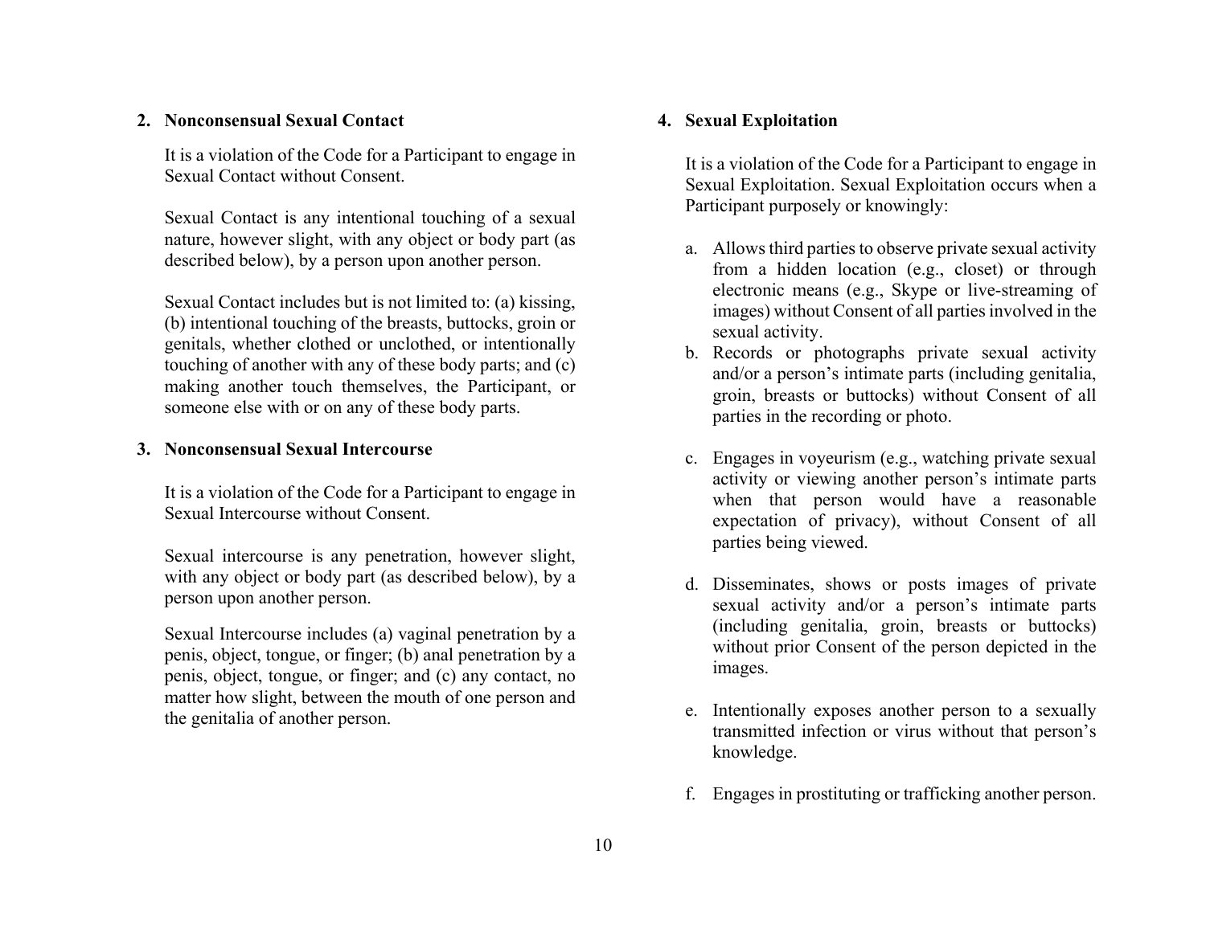## 2. Nonconsensual Sexual Contact

It is a violation of the Code for a Participant to engage in Sexual Contact without Consent.

Sexual Contact is any intentional touching of a sexual nature, however slight, with any object or body part (as described below), by a person upon another person.

Sexual Contact includes but is not limited to: (a) kissing, (b) intentional touching of the breasts, buttocks, groin or genitals, whether clothed or unclothed, or intentionally touching of another with any of these body parts; and (c) making another touch themselves, the Participant, or someone else with or on any of these body parts.

## 3. Nonconsensual Sexual Intercourse

It is a violation of the Code for a Participant to engage in Sexual Intercourse without Consent.

Sexual intercourse is any penetration, however slight, with any object or body part (as described below), by a person upon another person.

Sexual Intercourse includes (a) vaginal penetration by a penis, object, tongue, or finger; (b) anal penetration by a penis, object, tongue, or finger; and (c) any contact, no matter how slight, between the mouth of one person and the genitalia of another person.

## 4. Sexual Exploitation

It is a violation of the Code for a Participant to engage in Sexual Exploitation. Sexual Exploitation occurs when a Participant purposely or knowingly:

a. Allows third parties to observe private sexual activity from a hidden location (e.g., closet) or through electronic means (e.g., Skype or live-streaming of images) without Consent of all parties involved in the sexual activity.

b. Records or photographs private sexual activity and/or a person's intimate parts (including genitalia, groin, breasts or buttocks) without Consent of all parties in the recording or photo.

c. Engages in voyeurism (e.g., watching private sexual activity or viewing another person's intimate parts when that person would have a reasonable expectation of privacy), without Consent of all parties being viewed.

d. Disseminates, shows or posts images of private sexual activity and/or a person's intimate parts (including genitalia, groin, breasts or buttocks) without prior Consent of the person depicted in the images.

e. Intentionally exposes another person to a sexually transmitted infection or virus without that person's knowledge.

f. Engages in prostituting or trafficking another person.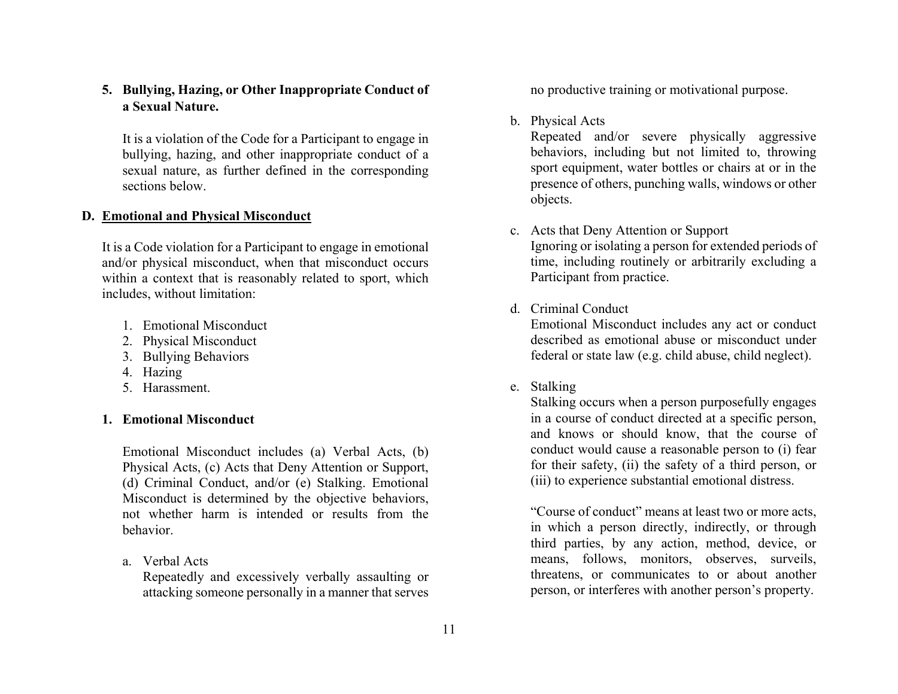5. **Bullying, Hazing, or Other Inappropriate Conduct of a Sexual Nature.**

   It is a violation of the Code for a Participant to engage in bullying, hazing, and other inappropriate conduct of a sexual nature, as further defined in the corresponding sections below.

## D. Emotional and Physical Misconduct

It is a Code violation for a Participant to engage in emotional and/or physical misconduct, when that misconduct occurs within a context that is reasonably related to sport, which includes, without limitation:

1. Emotional Misconduct
2. Physical Misconduct
3. Bullying Behaviors
4. Hazing
5. Harassment.

### 1. Emotional Misconduct

Emotional Misconduct includes (a) Verbal Acts, (b) Physical Acts, (c) Acts that Deny Attention or Support, (d) Criminal Conduct, and/or (e) Stalking. Emotional Misconduct is determined by the objective behaviors, not whether harm is intended or results from the behavior.

a. Verbal Acts
   Repeatedly and excessively verbally assaulting or attacking someone personally in a manner that serves no productive training or motivational purpose.

b. Physical Acts
   Repeated and/or severe physically aggressive behaviors, including but not limited to, throwing sport equipment, water bottles or chairs at or in the presence of others, punching walls, windows or other objects.

c. Acts that Deny Attention or Support
   Ignoring or isolating a person for extended periods of time, including routinely or arbitrarily excluding a Participant from practice.

d. Criminal Conduct
   Emotional Misconduct includes any act or conduct described as emotional abuse or misconduct under federal or state law (e.g. child abuse, child neglect).

e. Stalking
   Stalking occurs when a person purposefully engages in a course of conduct directed at a specific person, and knows or should know, that the course of conduct would cause a reasonable person to (i) fear for their safety, (ii) the safety of a third person, or (iii) to experience substantial emotional distress.

   "Course of conduct" means at least two or more acts, in which a person directly, indirectly, or through third parties, by any action, method, device, or means, follows, monitors, observes, surveils, threatens, or communicates to or about another person, or interferes with another person's property.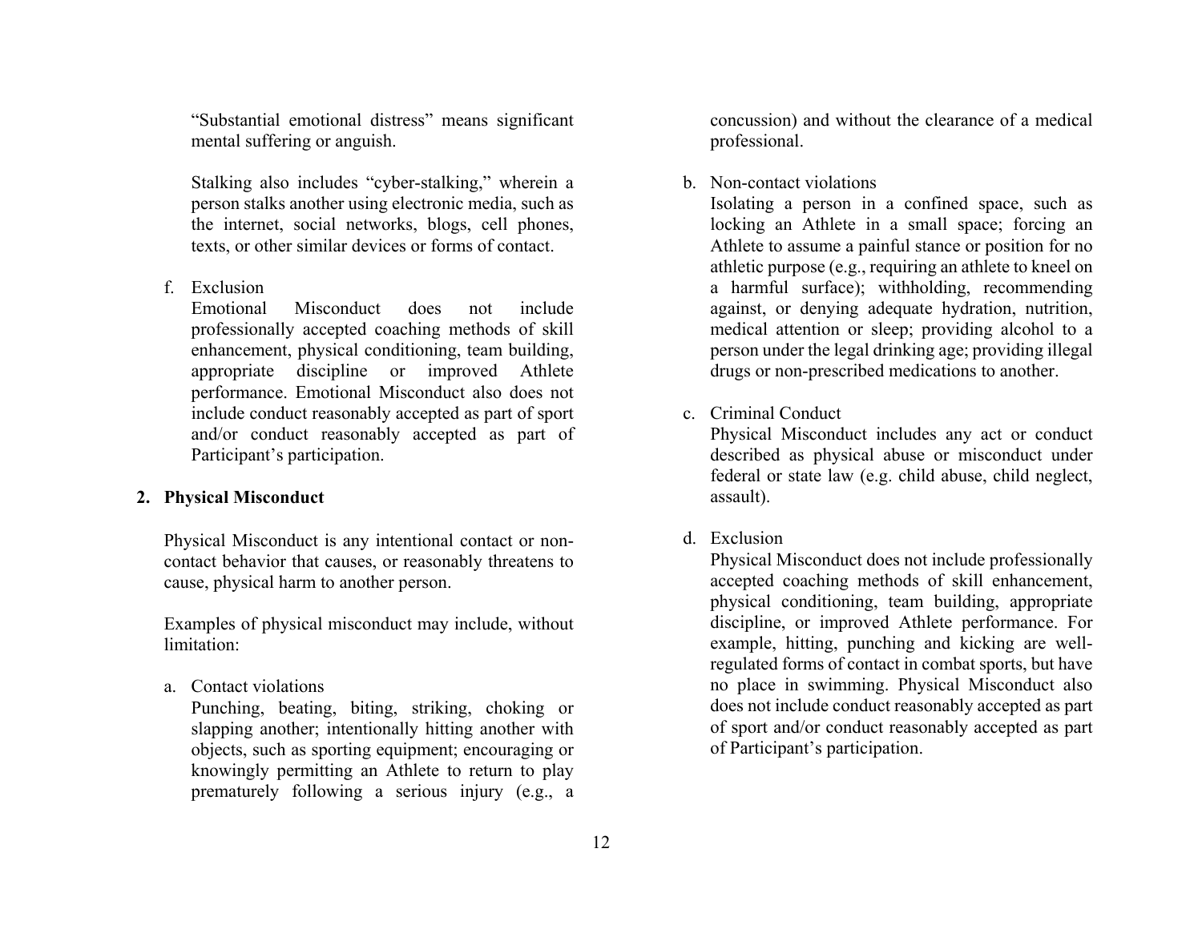"Substantial emotional distress" means significant mental suffering or anguish.

Stalking also includes "cyber-stalking," wherein a person stalks another using electronic media, such as the internet, social networks, blogs, cell phones, texts, or other similar devices or forms of contact.

f. Exclusion
Emotional Misconduct does not include professionally accepted coaching methods of skill enhancement, physical conditioning, team building, appropriate discipline or improved Athlete performance. Emotional Misconduct also does not include conduct reasonably accepted as part of sport and/or conduct reasonably accepted as part of Participant's participation.

**2. Physical Misconduct**

Physical Misconduct is any intentional contact or non-contact behavior that causes, or reasonably threatens to cause, physical harm to another person.

Examples of physical misconduct may include, without limitation:

a. Contact violations
Punching, beating, biting, striking, choking or slapping another; intentionally hitting another with objects, such as sporting equipment; encouraging or knowingly permitting an Athlete to return to play prematurely following a serious injury (e.g., a concussion) and without the clearance of a medical professional.

b. Non-contact violations
Isolating a person in a confined space, such as locking an Athlete in a small space; forcing an Athlete to assume a painful stance or position for no athletic purpose (e.g., requiring an athlete to kneel on a harmful surface); withholding, recommending against, or denying adequate hydration, nutrition, medical attention or sleep; providing alcohol to a person under the legal drinking age; providing illegal drugs or non-prescribed medications to another.

c. Criminal Conduct
Physical Misconduct includes any act or conduct described as physical abuse or misconduct under federal or state law (e.g. child abuse, child neglect, assault).

d. Exclusion
Physical Misconduct does not include professionally accepted coaching methods of skill enhancement, physical conditioning, team building, appropriate discipline, or improved Athlete performance. For example, hitting, punching and kicking are well-regulated forms of contact in combat sports, but have no place in swimming. Physical Misconduct also does not include conduct reasonably accepted as part of sport and/or conduct reasonably accepted as part of Participant's participation.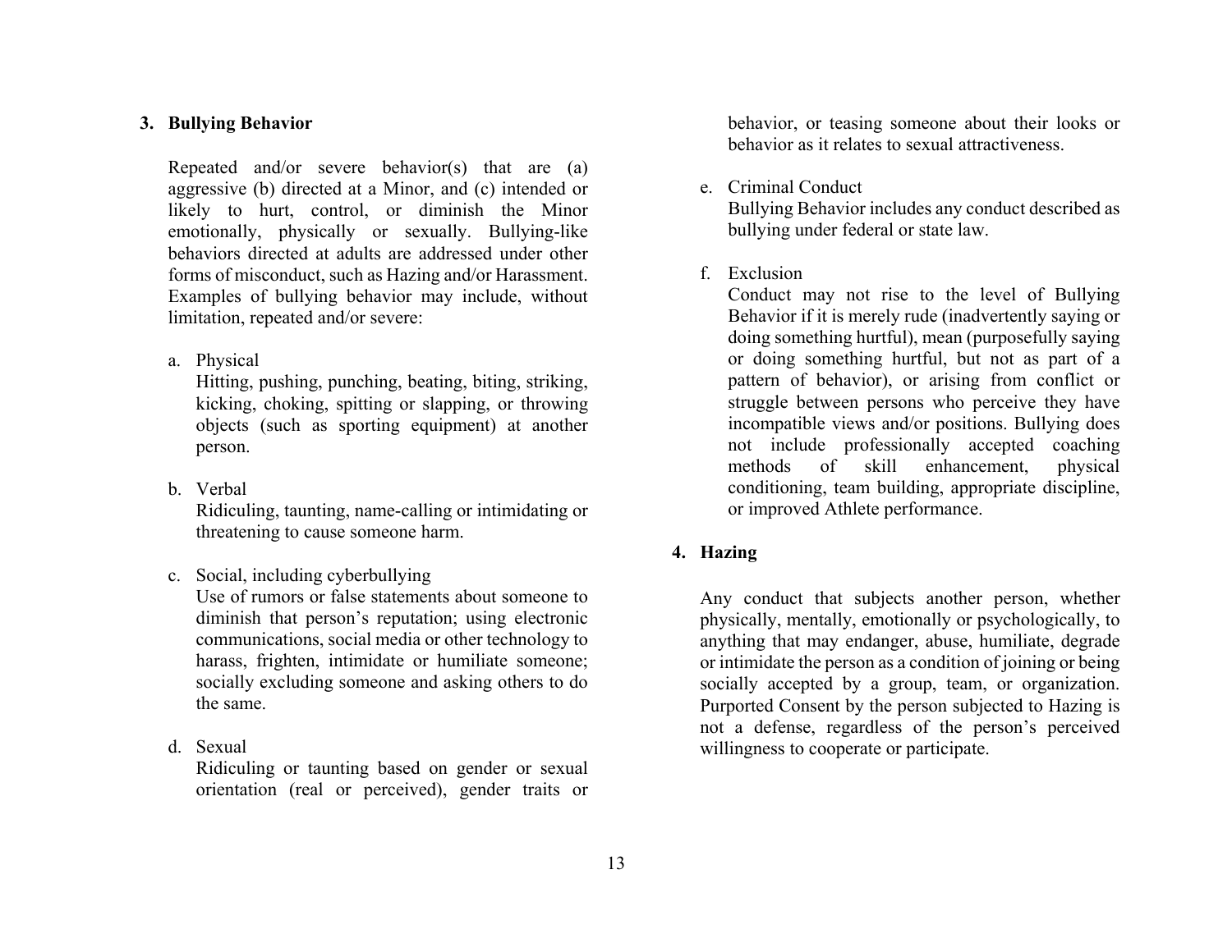### 3. Bullying Behavior

Repeated and/or severe behavior(s) that are (a) aggressive (b) directed at a Minor, and (c) intended or likely to hurt, control, or diminish the Minor emotionally, physically or sexually. Bullying-like behaviors directed at adults are addressed under other forms of misconduct, such as Hazing and/or Harassment. Examples of bullying behavior may include, without limitation, repeated and/or severe:

a. Physical
   Hitting, pushing, punching, beating, biting, striking, kicking, choking, spitting or slapping, or throwing objects (such as sporting equipment) at another person.

b. Verbal
   Ridiculing, taunting, name-calling or intimidating or threatening to cause someone harm.

c. Social, including cyberbullying
   Use of rumors or false statements about someone to diminish that person's reputation; using electronic communications, social media or other technology to harass, frighten, intimidate or humiliate someone; socially excluding someone and asking others to do the same.

d. Sexual
   Ridiculing or taunting based on gender or sexual orientation (real or perceived), gender traits or behavior, or teasing someone about their looks or behavior as it relates to sexual attractiveness.

e. Criminal Conduct
   Bullying Behavior includes any conduct described as bullying under federal or state law.

f. Exclusion
   Conduct may not rise to the level of Bullying Behavior if it is merely rude (inadvertently saying or doing something hurtful), mean (purposefully saying or doing something hurtful, but not as part of a pattern of behavior), or arising from conflict or struggle between persons who perceive they have incompatible views and/or positions. Bullying does not include professionally accepted coaching methods of skill enhancement, physical conditioning, team building, appropriate discipline, or improved Athlete performance.

### 4. Hazing

Any conduct that subjects another person, whether physically, mentally, emotionally or psychologically, to anything that may endanger, abuse, humiliate, degrade or intimidate the person as a condition of joining or being socially accepted by a group, team, or organization. Purported Consent by the person subjected to Hazing is not a defense, regardless of the person's perceived willingness to cooperate or participate.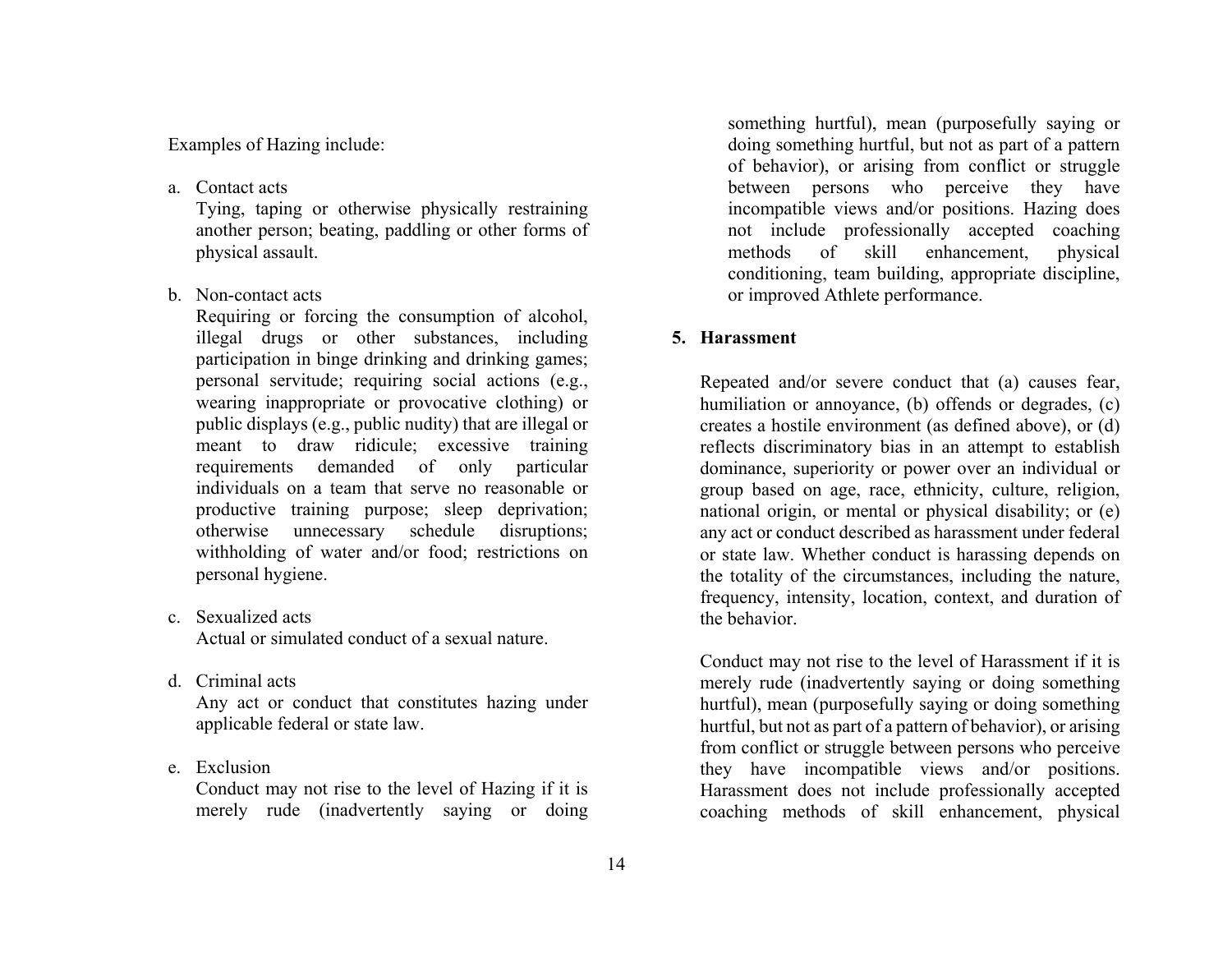Examples of Hazing include:

a. Contact acts
   Tying, taping or otherwise physically restraining another person; beating, paddling or other forms of physical assault.

b. Non-contact acts
   Requiring or forcing the consumption of alcohol, illegal drugs or other substances, including participation in binge drinking and drinking games; personal servitude; requiring social actions (e.g., wearing inappropriate or provocative clothing) or public displays (e.g., public nudity) that are illegal or meant to draw ridicule; excessive training requirements demanded of only particular individuals on a team that serve no reasonable or productive training purpose; sleep deprivation; otherwise unnecessary schedule disruptions; withholding of water and/or food; restrictions on personal hygiene.

c. Sexualized acts
   Actual or simulated conduct of a sexual nature.

d. Criminal acts
   Any act or conduct that constitutes hazing under applicable federal or state law.

e. Exclusion
   Conduct may not rise to the level of Hazing if it is merely rude (inadvertently saying or doing something hurtful), mean (purposefully saying or doing something hurtful, but not as part of a pattern of behavior), or arising from conflict or struggle between persons who perceive they have incompatible views and/or positions. Hazing does not include professionally accepted coaching methods of skill enhancement, physical conditioning, team building, appropriate discipline, or improved Athlete performance.

### 5. Harassment

Repeated and/or severe conduct that (a) causes fear, humiliation or annoyance, (b) offends or degrades, (c) creates a hostile environment (as defined above), or (d) reflects discriminatory bias in an attempt to establish dominance, superiority or power over an individual or group based on age, race, ethnicity, culture, religion, national origin, or mental or physical disability; or (e) any act or conduct described as harassment under federal or state law. Whether conduct is harassing depends on the totality of the circumstances, including the nature, frequency, intensity, location, context, and duration of the behavior.

Conduct may not rise to the level of Harassment if it is merely rude (inadvertently saying or doing something hurtful), mean (purposefully saying or doing something hurtful, but not as part of a pattern of behavior), or arising from conflict or struggle between persons who perceive they have incompatible views and/or positions. Harassment does not include professionally accepted coaching methods of skill enhancement, physical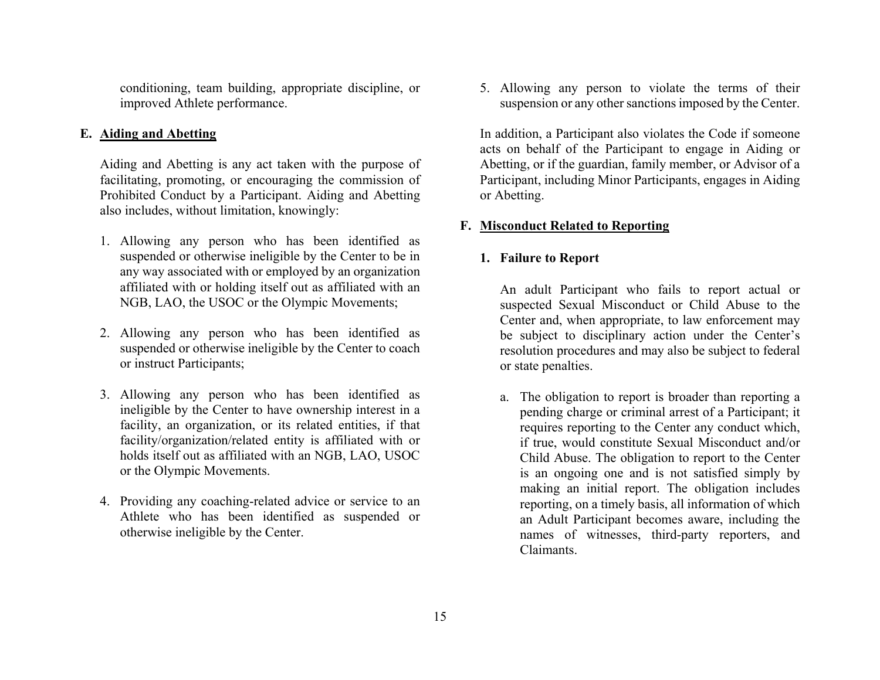conditioning, team building, appropriate discipline, or improved Athlete performance.

### E. Aiding and Abetting

Aiding and Abetting is any act taken with the purpose of facilitating, promoting, or encouraging the commission of Prohibited Conduct by a Participant. Aiding and Abetting also includes, without limitation, knowingly:

1. Allowing any person who has been identified as suspended or otherwise ineligible by the Center to be in any way associated with or employed by an organization affiliated with or holding itself out as affiliated with an NGB, LAO, the USOC or the Olympic Movements;

2. Allowing any person who has been identified as suspended or otherwise ineligible by the Center to coach or instruct Participants;

3. Allowing any person who has been identified as ineligible by the Center to have ownership interest in a facility, an organization, or its related entities, if that facility/organization/related entity is affiliated with or holds itself out as affiliated with an NGB, LAO, USOC or the Olympic Movements.

4. Providing any coaching-related advice or service to an Athlete who has been identified as suspended or otherwise ineligible by the Center.

5. Allowing any person to violate the terms of their suspension or any other sanctions imposed by the Center.

In addition, a Participant also violates the Code if someone acts on behalf of the Participant to engage in Aiding or Abetting, or if the guardian, family member, or Advisor of a Participant, including Minor Participants, engages in Aiding or Abetting.

### F. Misconduct Related to Reporting

#### 1. Failure to Report

An adult Participant who fails to report actual or suspected Sexual Misconduct or Child Abuse to the Center and, when appropriate, to law enforcement may be subject to disciplinary action under the Center's resolution procedures and may also be subject to federal or state penalties.

a. The obligation to report is broader than reporting a pending charge or criminal arrest of a Participant; it requires reporting to the Center any conduct which, if true, would constitute Sexual Misconduct and/or Child Abuse. The obligation to report to the Center is an ongoing one and is not satisfied simply by making an initial report. The obligation includes reporting, on a timely basis, all information of which an Adult Participant becomes aware, including the names of witnesses, third-party reporters, and Claimants.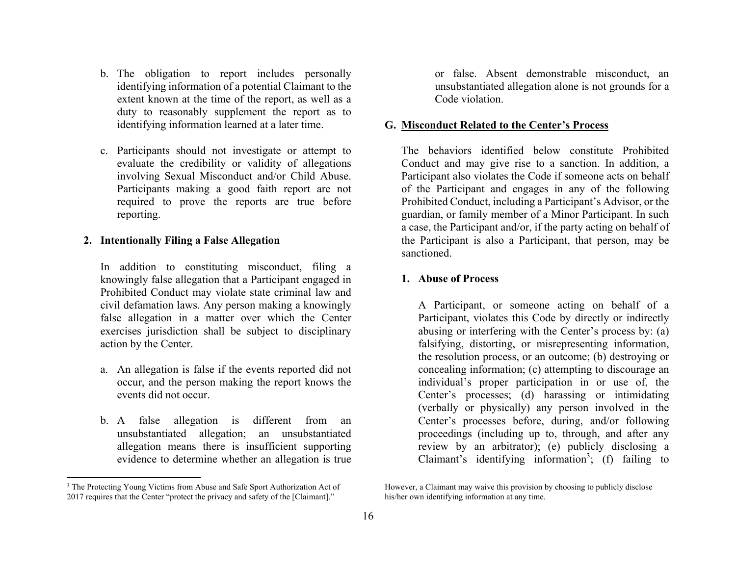b. The obligation to report includes personally identifying information of a potential Claimant to the extent known at the time of the report, as well as a duty to reasonably supplement the report as to identifying information learned at a later time.

c. Participants should not investigate or attempt to evaluate the credibility or validity of allegations involving Sexual Misconduct and/or Child Abuse. Participants making a good faith report are not required to prove the reports are true before reporting.

### 2. Intentionally Filing a False Allegation

In addition to constituting misconduct, filing a knowingly false allegation that a Participant engaged in Prohibited Conduct may violate state criminal law and civil defamation laws. Any person making a knowingly false allegation in a matter over which the Center exercises jurisdiction shall be subject to disciplinary action by the Center.

a. An allegation is false if the events reported did not occur, and the person making the report knows the events did not occur.

b. A false allegation is different from an unsubstantiated allegation; an unsubstantiated allegation means there is insufficient supporting evidence to determine whether an allegation is true or false. Absent demonstrable misconduct, an unsubstantiated allegation alone is not grounds for a Code violation.

## G. Misconduct Related to the Center's Process

The behaviors identified below constitute Prohibited Conduct and may give rise to a sanction. In addition, a Participant also violates the Code if someone acts on behalf of the Participant and engages in any of the following Prohibited Conduct, including a Participant's Advisor, or the guardian, or family member of a Minor Participant. In such a case, the Participant and/or, if the party acting on behalf of the Participant is also a Participant, that person, may be sanctioned.

### 1. Abuse of Process

A Participant, or someone acting on behalf of a Participant, violates this Code by directly or indirectly abusing or interfering with the Center's process by: (a) falsifying, distorting, or misrepresenting information, the resolution process, or an outcome; (b) destroying or concealing information; (c) attempting to discourage an individual's proper participation in or use of, the Center's processes; (d) harassing or intimidating (verbally or physically) any person involved in the Center's processes before, during, and/or following proceedings (including up to, through, and after any review by an arbitrator); (e) publicly disclosing a Claimant's identifying information[3]; (f) failing to

[3] The Protecting Young Victims from Abuse and Safe Sport Authorization Act of 2017 requires that the Center "protect the privacy and safety of the [Claimant]." However, a Claimant may waive this provision by choosing to publicly disclose his/her own identifying information at any time.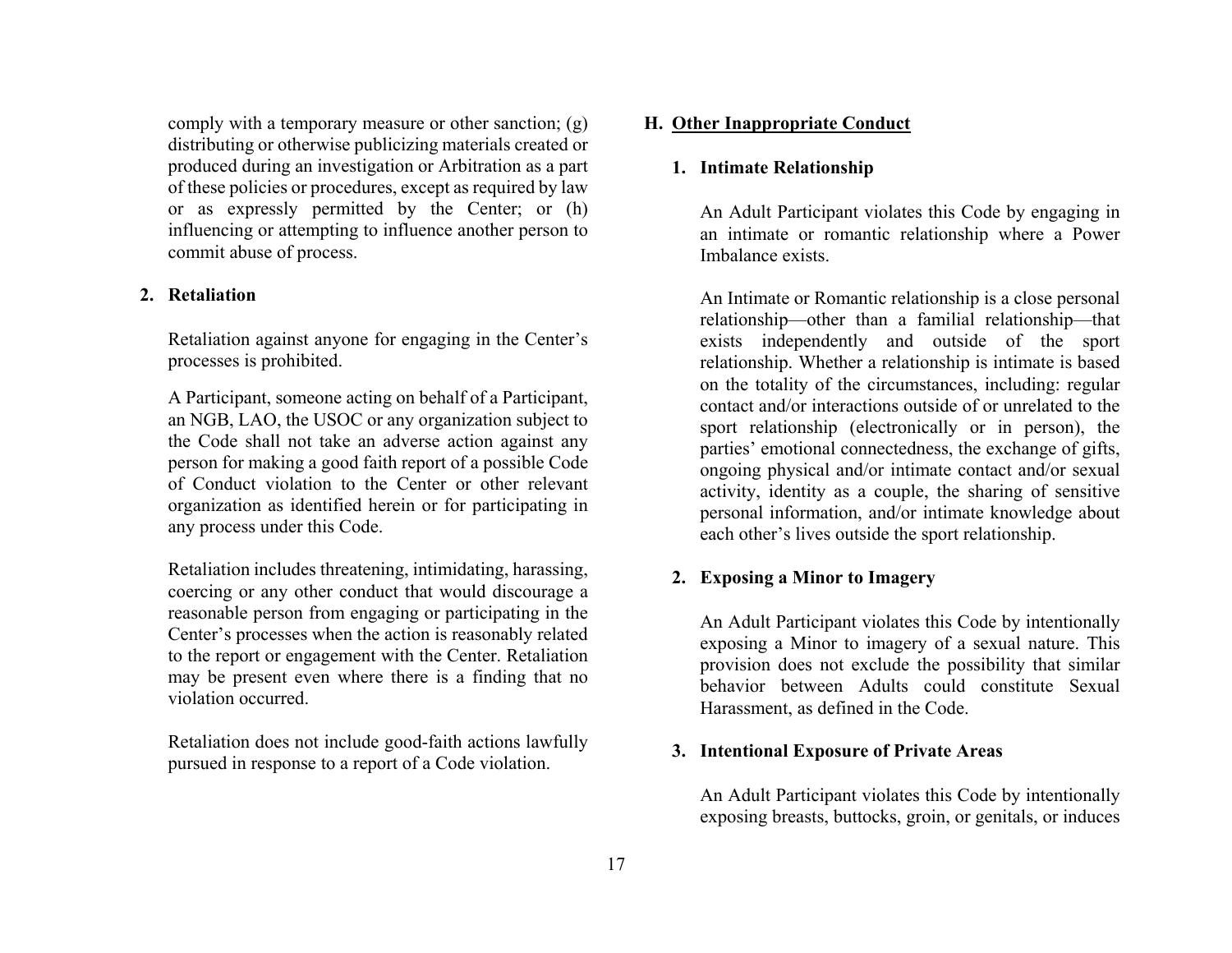comply with a temporary measure or other sanction; (g) distributing or otherwise publicizing materials created or produced during an investigation or Arbitration as a part of these policies or procedures, except as required by law or as expressly permitted by the Center; or (h) influencing or attempting to influence another person to commit abuse of process.

**2. Retaliation**

Retaliation against anyone for engaging in the Center's processes is prohibited.

A Participant, someone acting on behalf of a Participant, an NGB, LAO, the USOC or any organization subject to the Code shall not take an adverse action against any person for making a good faith report of a possible Code of Conduct violation to the Center or other relevant organization as identified herein or for participating in any process under this Code.

Retaliation includes threatening, intimidating, harassing, coercing or any other conduct that would discourage a reasonable person from engaging or participating in the Center's processes when the action is reasonably related to the report or engagement with the Center. Retaliation may be present even where there is a finding that no violation occurred.

Retaliation does not include good-faith actions lawfully pursued in response to a report of a Code violation.

## H. Other Inappropriate Conduct

**1. Intimate Relationship**

An Adult Participant violates this Code by engaging in an intimate or romantic relationship where a Power Imbalance exists.

An Intimate or Romantic relationship is a close personal relationship—other than a familial relationship—that exists independently and outside of the sport relationship. Whether a relationship is intimate is based on the totality of the circumstances, including: regular contact and/or interactions outside of or unrelated to the sport relationship (electronically or in person), the parties' emotional connectedness, the exchange of gifts, ongoing physical and/or intimate contact and/or sexual activity, identity as a couple, the sharing of sensitive personal information, and/or intimate knowledge about each other's lives outside the sport relationship.

**2. Exposing a Minor to Imagery**

An Adult Participant violates this Code by intentionally exposing a Minor to imagery of a sexual nature. This provision does not exclude the possibility that similar behavior between Adults could constitute Sexual Harassment, as defined in the Code.

**3. Intentional Exposure of Private Areas**

An Adult Participant violates this Code by intentionally exposing breasts, buttocks, groin, or genitals, or induces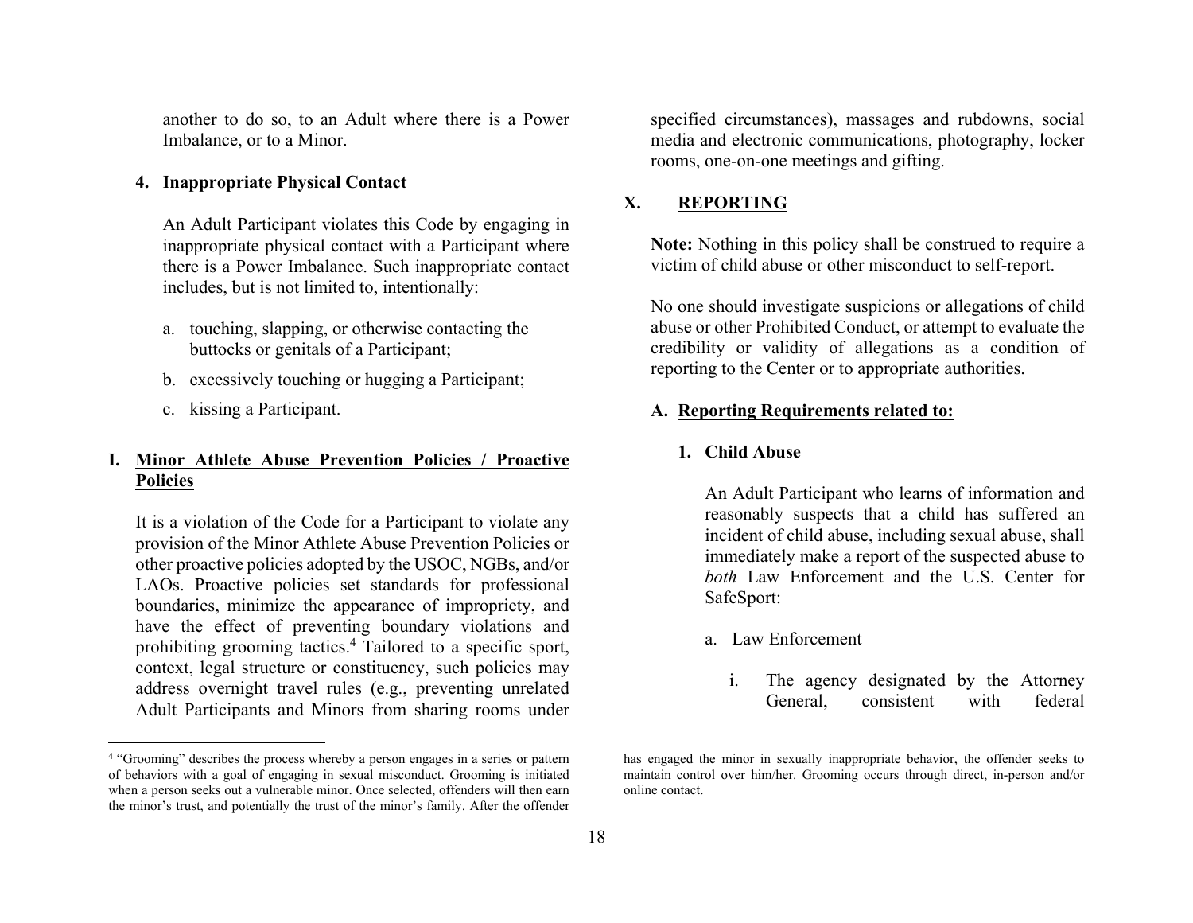another to do so, to an Adult where there is a Power Imbalance, or to a Minor.

#### 4. Inappropriate Physical Contact

An Adult Participant violates this Code by engaging in inappropriate physical contact with a Participant where there is a Power Imbalance. Such inappropriate contact includes, but is not limited to, intentionally:

a. touching, slapping, or otherwise contacting the buttocks or genitals of a Participant;

b. excessively touching or hugging a Participant;

c. kissing a Participant.

### I. Minor Athlete Abuse Prevention Policies / Proactive Policies

It is a violation of the Code for a Participant to violate any provision of the Minor Athlete Abuse Prevention Policies or other proactive policies adopted by the USOC, NGBs, and/or LAOs. Proactive policies set standards for professional boundaries, minimize the appearance of impropriety, and have the effect of preventing boundary violations and prohibiting grooming tactics.[4] Tailored to a specific sport, context, legal structure or constituency, such policies may address overnight travel rules (e.g., preventing unrelated Adult Participants and Minors from sharing rooms under specified circumstances), massages and rubdowns, social media and electronic communications, photography, locker rooms, one-on-one meetings and gifting.

## X. REPORTING

**Note:** Nothing in this policy shall be construed to require a victim of child abuse or other misconduct to self-report.

No one should investigate suspicions or allegations of child abuse or other Prohibited Conduct, or attempt to evaluate the credibility or validity of allegations as a condition of reporting to the Center or to appropriate authorities.

### A. Reporting Requirements related to:

#### 1. Child Abuse

An Adult Participant who learns of information and reasonably suspects that a child has suffered an incident of child abuse, including sexual abuse, shall immediately make a report of the suspected abuse to *both* Law Enforcement and the U.S. Center for SafeSport:

a. Law Enforcement

i. The agency designated by the Attorney General, consistent with federal

---

[4] "Grooming" describes the process whereby a person engages in a series or pattern of behaviors with a goal of engaging in sexual misconduct. Grooming is initiated when a person seeks out a vulnerable minor. Once selected, offenders will then earn the minor's trust, and potentially the trust of the minor's family. After the offender has engaged the minor in sexually inappropriate behavior, the offender seeks to maintain control over him/her. Grooming occurs through direct, in-person and/or online contact.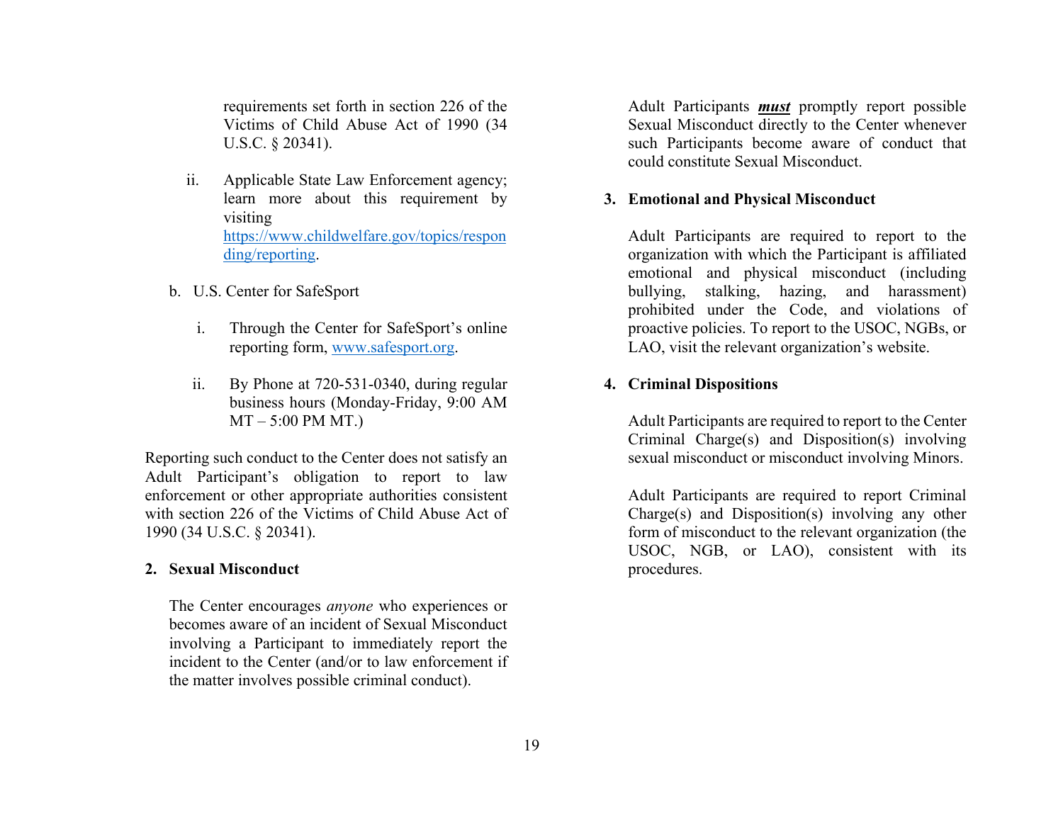requirements set forth in section 226 of the Victims of Child Abuse Act of 1990 (34 U.S.C. § 20341).

ii. Applicable State Law Enforcement agency; learn more about this requirement by visiting [https://www.childwelfare.gov/topics/responding/reporting](https://www.childwelfare.gov/topics/responding/reporting).

b. U.S. Center for SafeSport

i. Through the Center for SafeSport's online reporting form, [www.safesport.org](www.safesport.org).

ii. By Phone at 720-531-0340, during regular business hours (Monday-Friday, 9:00 AM MT – 5:00 PM MT.)

Reporting such conduct to the Center does not satisfy an Adult Participant's obligation to report to law enforcement or other appropriate authorities consistent with section 226 of the Victims of Child Abuse Act of 1990 (34 U.S.C. § 20341).

**2. Sexual Misconduct**

The Center encourages *anyone* who experiences or becomes aware of an incident of Sexual Misconduct involving a Participant to immediately report the incident to the Center (and/or to law enforcement if the matter involves possible criminal conduct).

Adult Participants ***must*** promptly report possible Sexual Misconduct directly to the Center whenever such Participants become aware of conduct that could constitute Sexual Misconduct.

**3. Emotional and Physical Misconduct**

Adult Participants are required to report to the organization with which the Participant is affiliated emotional and physical misconduct (including bullying, stalking, hazing, and harassment) prohibited under the Code, and violations of proactive policies. To report to the USOC, NGBs, or LAO, visit the relevant organization's website.

**4. Criminal Dispositions**

Adult Participants are required to report to the Center Criminal Charge(s) and Disposition(s) involving sexual misconduct or misconduct involving Minors.

Adult Participants are required to report Criminal Charge(s) and Disposition(s) involving any other form of misconduct to the relevant organization (the USOC, NGB, or LAO), consistent with its procedures.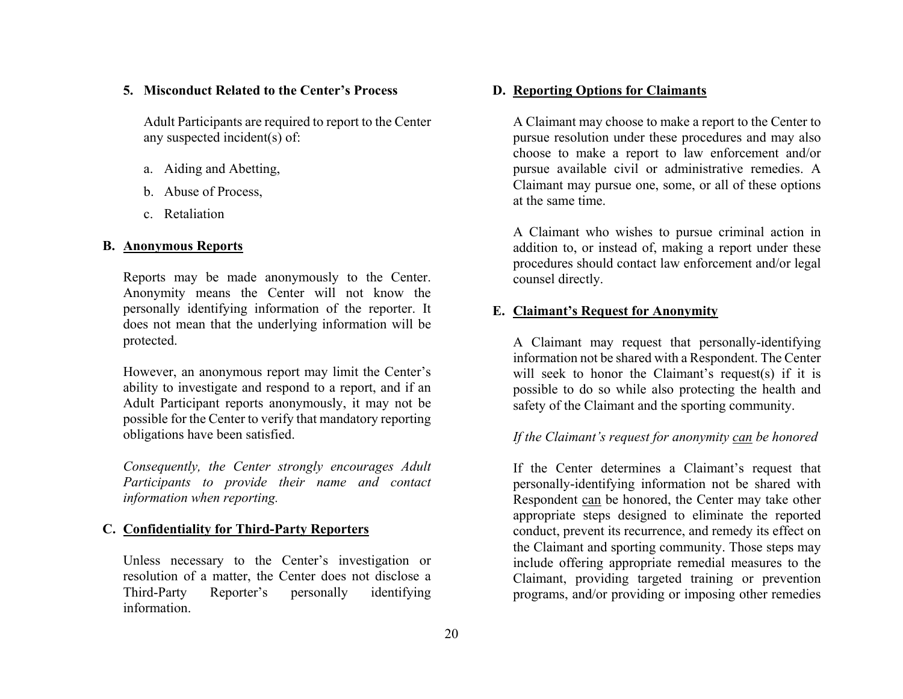#### 5. Misconduct Related to the Center's Process

Adult Participants are required to report to the Center any suspected incident(s) of:

a. Aiding and Abetting,

b. Abuse of Process,

c. Retaliation

### B. <u>Anonymous Reports</u>

Reports may be made anonymously to the Center. Anonymity means the Center will not know the personally identifying information of the reporter. It does not mean that the underlying information will be protected.

However, an anonymous report may limit the Center's ability to investigate and respond to a report, and if an Adult Participant reports anonymously, it may not be possible for the Center to verify that mandatory reporting obligations have been satisfied.

*Consequently, the Center strongly encourages Adult Participants to provide their name and contact information when reporting.*

### C. <u>Confidentiality for Third-Party Reporters</u>

Unless necessary to the Center's investigation or resolution of a matter, the Center does not disclose a Third-Party Reporter's personally identifying information.

### D. <u>Reporting Options for Claimants</u>

A Claimant may choose to make a report to the Center to pursue resolution under these procedures and may also choose to make a report to law enforcement and/or pursue available civil or administrative remedies. A Claimant may pursue one, some, or all of these options at the same time.

A Claimant who wishes to pursue criminal action in addition to, or instead of, making a report under these procedures should contact law enforcement and/or legal counsel directly.

### E. <u>Claimant's Request for Anonymity</u>

A Claimant may request that personally-identifying information not be shared with a Respondent. The Center will seek to honor the Claimant's request(s) if it is possible to do so while also protecting the health and safety of the Claimant and the sporting community.

*If the Claimant's request for anonymity <u>can</u> be honored*

If the Center determines a Claimant's request that personally-identifying information not be shared with Respondent <u>can</u> be honored, the Center may take other appropriate steps designed to eliminate the reported conduct, prevent its recurrence, and remedy its effect on the Claimant and sporting community. Those steps may include offering appropriate remedial measures to the Claimant, providing targeted training or prevention programs, and/or providing or imposing other remedies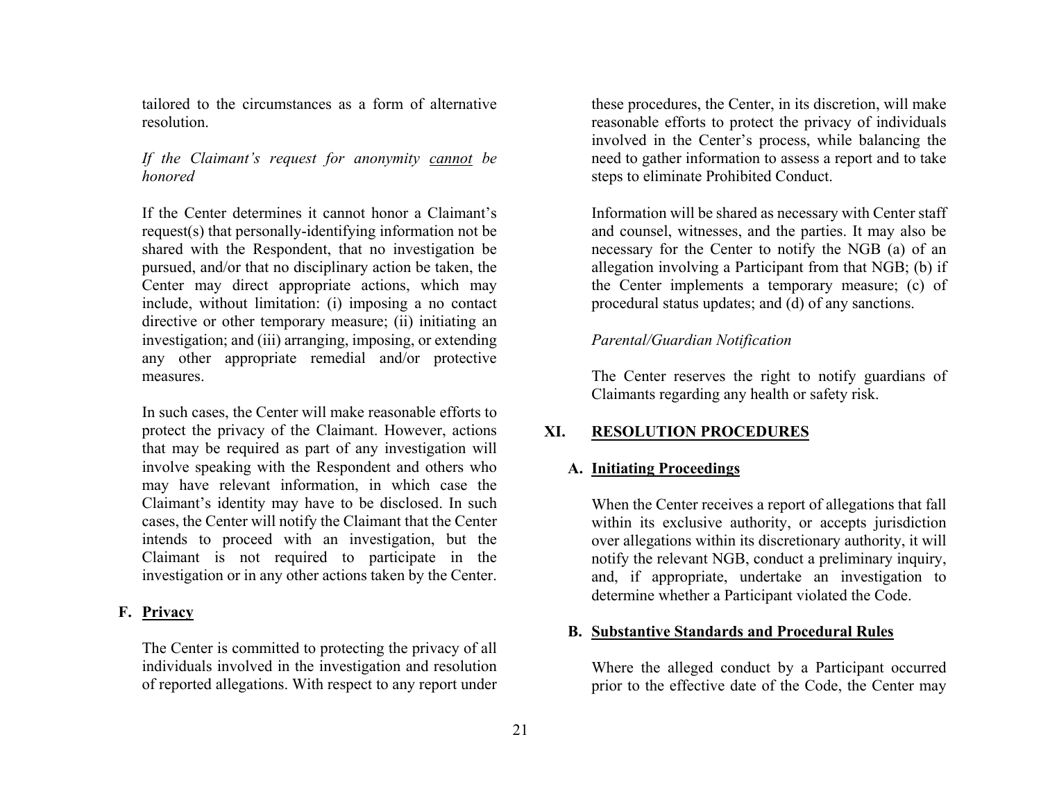tailored to the circumstances as a form of alternative resolution.

*If the Claimant's request for anonymity cannot be honored*

If the Center determines it cannot honor a Claimant's request(s) that personally-identifying information not be shared with the Respondent, that no investigation be pursued, and/or that no disciplinary action be taken, the Center may direct appropriate actions, which may include, without limitation: (i) imposing a no contact directive or other temporary measure; (ii) initiating an investigation; and (iii) arranging, imposing, or extending any other appropriate remedial and/or protective measures.

In such cases, the Center will make reasonable efforts to protect the privacy of the Claimant. However, actions that may be required as part of any investigation will involve speaking with the Respondent and others who may have relevant information, in which case the Claimant's identity may have to be disclosed. In such cases, the Center will notify the Claimant that the Center intends to proceed with an investigation, but the Claimant is not required to participate in the investigation or in any other actions taken by the Center.

### F. Privacy

The Center is committed to protecting the privacy of all individuals involved in the investigation and resolution of reported allegations. With respect to any report under these procedures, the Center, in its discretion, will make reasonable efforts to protect the privacy of individuals involved in the Center's process, while balancing the need to gather information to assess a report and to take steps to eliminate Prohibited Conduct.

Information will be shared as necessary with Center staff and counsel, witnesses, and the parties. It may also be necessary for the Center to notify the NGB (a) of an allegation involving a Participant from that NGB; (b) if the Center implements a temporary measure; (c) of procedural status updates; and (d) of any sanctions.

*Parental/Guardian Notification*

The Center reserves the right to notify guardians of Claimants regarding any health or safety risk.

## XI. RESOLUTION PROCEDURES

### A. Initiating Proceedings

When the Center receives a report of allegations that fall within its exclusive authority, or accepts jurisdiction over allegations within its discretionary authority, it will notify the relevant NGB, conduct a preliminary inquiry, and, if appropriate, undertake an investigation to determine whether a Participant violated the Code.

### B. Substantive Standards and Procedural Rules

Where the alleged conduct by a Participant occurred prior to the effective date of the Code, the Center may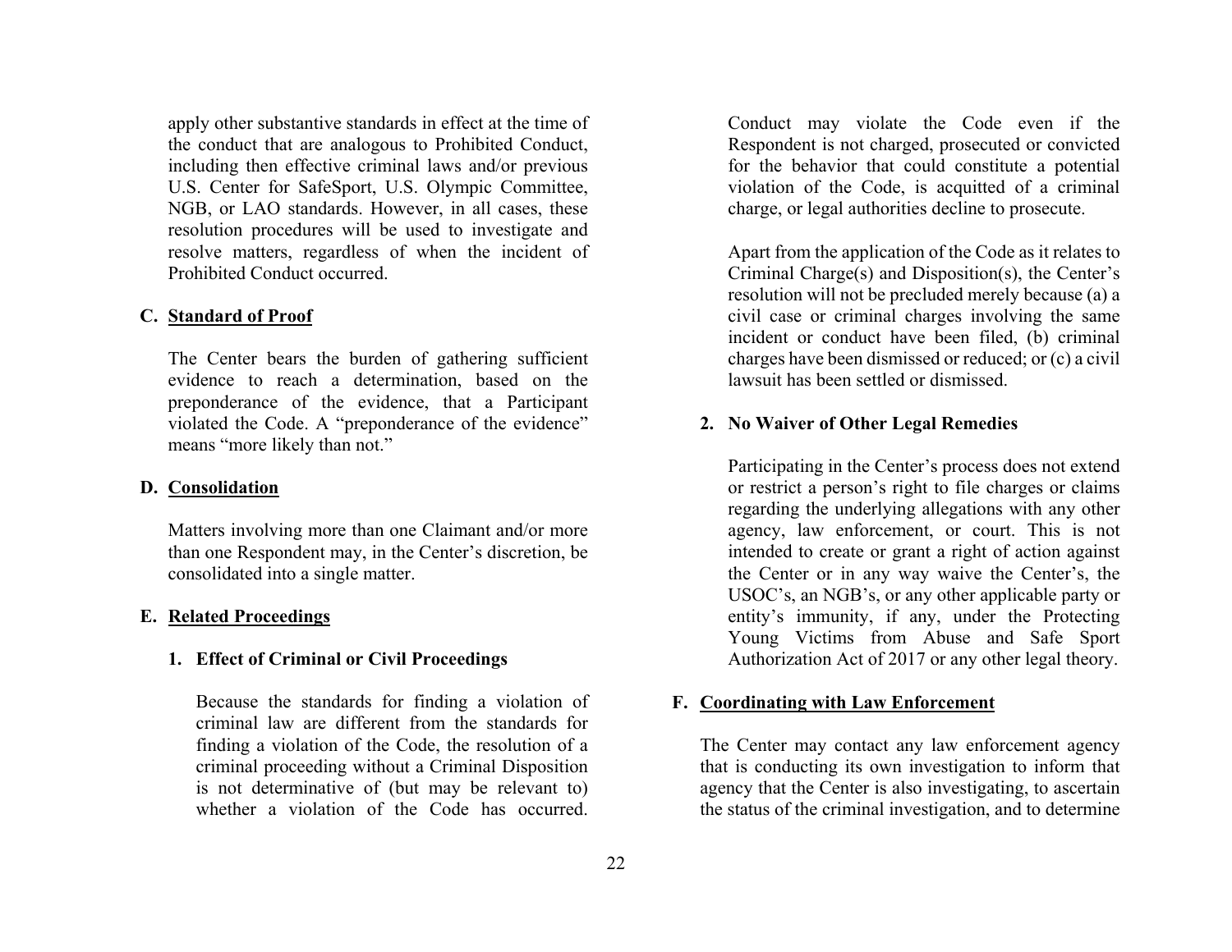apply other substantive standards in effect at the time of the conduct that are analogous to Prohibited Conduct, including then effective criminal laws and/or previous U.S. Center for SafeSport, U.S. Olympic Committee, NGB, or LAO standards. However, in all cases, these resolution procedures will be used to investigate and resolve matters, regardless of when the incident of Prohibited Conduct occurred.

### C. Standard of Proof

The Center bears the burden of gathering sufficient evidence to reach a determination, based on the preponderance of the evidence, that a Participant violated the Code. A "preponderance of the evidence" means "more likely than not."

### D. Consolidation

Matters involving more than one Claimant and/or more than one Respondent may, in the Center's discretion, be consolidated into a single matter.

### E. Related Proceedings

#### 1. Effect of Criminal or Civil Proceedings

Because the standards for finding a violation of criminal law are different from the standards for finding a violation of the Code, the resolution of a criminal proceeding without a Criminal Disposition is not determinative of (but may be relevant to) whether a violation of the Code has occurred. Conduct may violate the Code even if the Respondent is not charged, prosecuted or convicted for the behavior that could constitute a potential violation of the Code, is acquitted of a criminal charge, or legal authorities decline to prosecute.

Apart from the application of the Code as it relates to Criminal Charge(s) and Disposition(s), the Center's resolution will not be precluded merely because (a) a civil case or criminal charges involving the same incident or conduct have been filed, (b) criminal charges have been dismissed or reduced; or (c) a civil lawsuit has been settled or dismissed.

#### 2. No Waiver of Other Legal Remedies

Participating in the Center's process does not extend or restrict a person's right to file charges or claims regarding the underlying allegations with any other agency, law enforcement, or court. This is not intended to create or grant a right of action against the Center or in any way waive the Center's, the USOC's, an NGB's, or any other applicable party or entity's immunity, if any, under the Protecting Young Victims from Abuse and Safe Sport Authorization Act of 2017 or any other legal theory.

### F. Coordinating with Law Enforcement

The Center may contact any law enforcement agency that is conducting its own investigation to inform that agency that the Center is also investigating, to ascertain the status of the criminal investigation, and to determine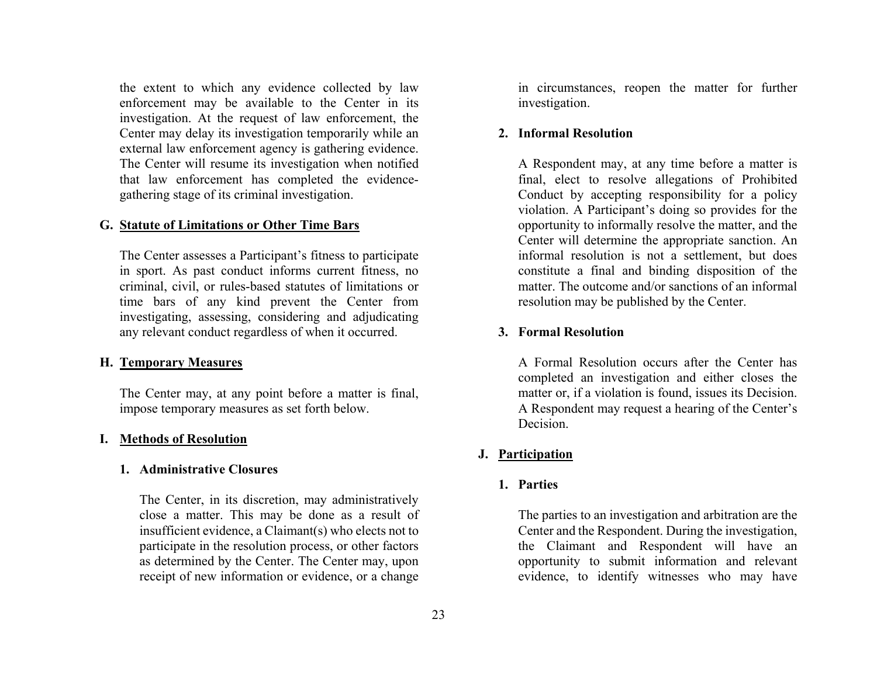the extent to which any evidence collected by law enforcement may be available to the Center in its investigation. At the request of law enforcement, the Center may delay its investigation temporarily while an external law enforcement agency is gathering evidence. The Center will resume its investigation when notified that law enforcement has completed the evidence-gathering stage of its criminal investigation.

## G. Statute of Limitations or Other Time Bars

The Center assesses a Participant's fitness to participate in sport. As past conduct informs current fitness, no criminal, civil, or rules-based statutes of limitations or time bars of any kind prevent the Center from investigating, assessing, considering and adjudicating any relevant conduct regardless of when it occurred.

## H. Temporary Measures

The Center may, at any point before a matter is final, impose temporary measures as set forth below.

## I. Methods of Resolution

### 1. Administrative Closures

The Center, in its discretion, may administratively close a matter. This may be done as a result of insufficient evidence, a Claimant(s) who elects not to participate in the resolution process, or other factors as determined by the Center. The Center may, upon receipt of new information or evidence, or a change in circumstances, reopen the matter for further investigation.

### 2. Informal Resolution

A Respondent may, at any time before a matter is final, elect to resolve allegations of Prohibited Conduct by accepting responsibility for a policy violation. A Participant's doing so provides for the opportunity to informally resolve the matter, and the Center will determine the appropriate sanction. An informal resolution is not a settlement, but does constitute a final and binding disposition of the matter. The outcome and/or sanctions of an informal resolution may be published by the Center.

### 3. Formal Resolution

A Formal Resolution occurs after the Center has completed an investigation and either closes the matter or, if a violation is found, issues its Decision. A Respondent may request a hearing of the Center's Decision.

## J. Participation

### 1. Parties

The parties to an investigation and arbitration are the Center and the Respondent. During the investigation, the Claimant and Respondent will have an opportunity to submit information and relevant evidence, to identify witnesses who may have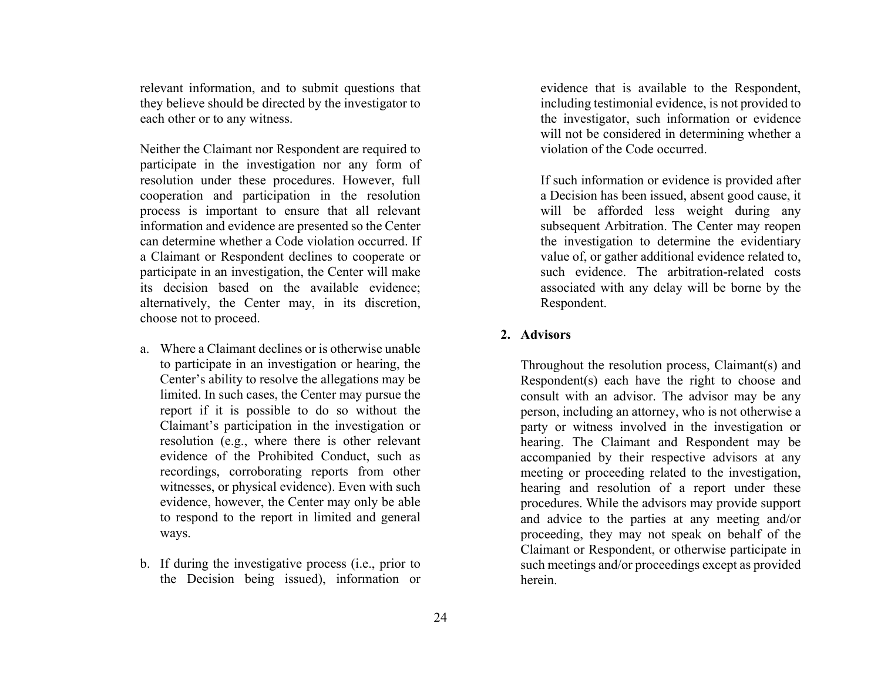relevant information, and to submit questions that they believe should be directed by the investigator to each other or to any witness.

Neither the Claimant nor Respondent are required to participate in the investigation nor any form of resolution under these procedures. However, full cooperation and participation in the resolution process is important to ensure that all relevant information and evidence are presented so the Center can determine whether a Code violation occurred. If a Claimant or Respondent declines to cooperate or participate in an investigation, the Center will make its decision based on the available evidence; alternatively, the Center may, in its discretion, choose not to proceed.

a. Where a Claimant declines or is otherwise unable to participate in an investigation or hearing, the Center's ability to resolve the allegations may be limited. In such cases, the Center may pursue the report if it is possible to do so without the Claimant's participation in the investigation or resolution (e.g., where there is other relevant evidence of the Prohibited Conduct, such as recordings, corroborating reports from other witnesses, or physical evidence). Even with such evidence, however, the Center may only be able to respond to the report in limited and general ways.

b. If during the investigative process (i.e., prior to the Decision being issued), information or evidence that is available to the Respondent, including testimonial evidence, is not provided to the investigator, such information or evidence will not be considered in determining whether a violation of the Code occurred.

   If such information or evidence is provided after a Decision has been issued, absent good cause, it will be afforded less weight during any subsequent Arbitration. The Center may reopen the investigation to determine the evidentiary value of, or gather additional evidence related to, such evidence. The arbitration-related costs associated with any delay will be borne by the Respondent.

## 2. Advisors

Throughout the resolution process, Claimant(s) and Respondent(s) each have the right to choose and consult with an advisor. The advisor may be any person, including an attorney, who is not otherwise a party or witness involved in the investigation or hearing. The Claimant and Respondent may be accompanied by their respective advisors at any meeting or proceeding related to the investigation, hearing and resolution of a report under these procedures. While the advisors may provide support and advice to the parties at any meeting and/or proceeding, they may not speak on behalf of the Claimant or Respondent, or otherwise participate in such meetings and/or proceedings except as provided herein.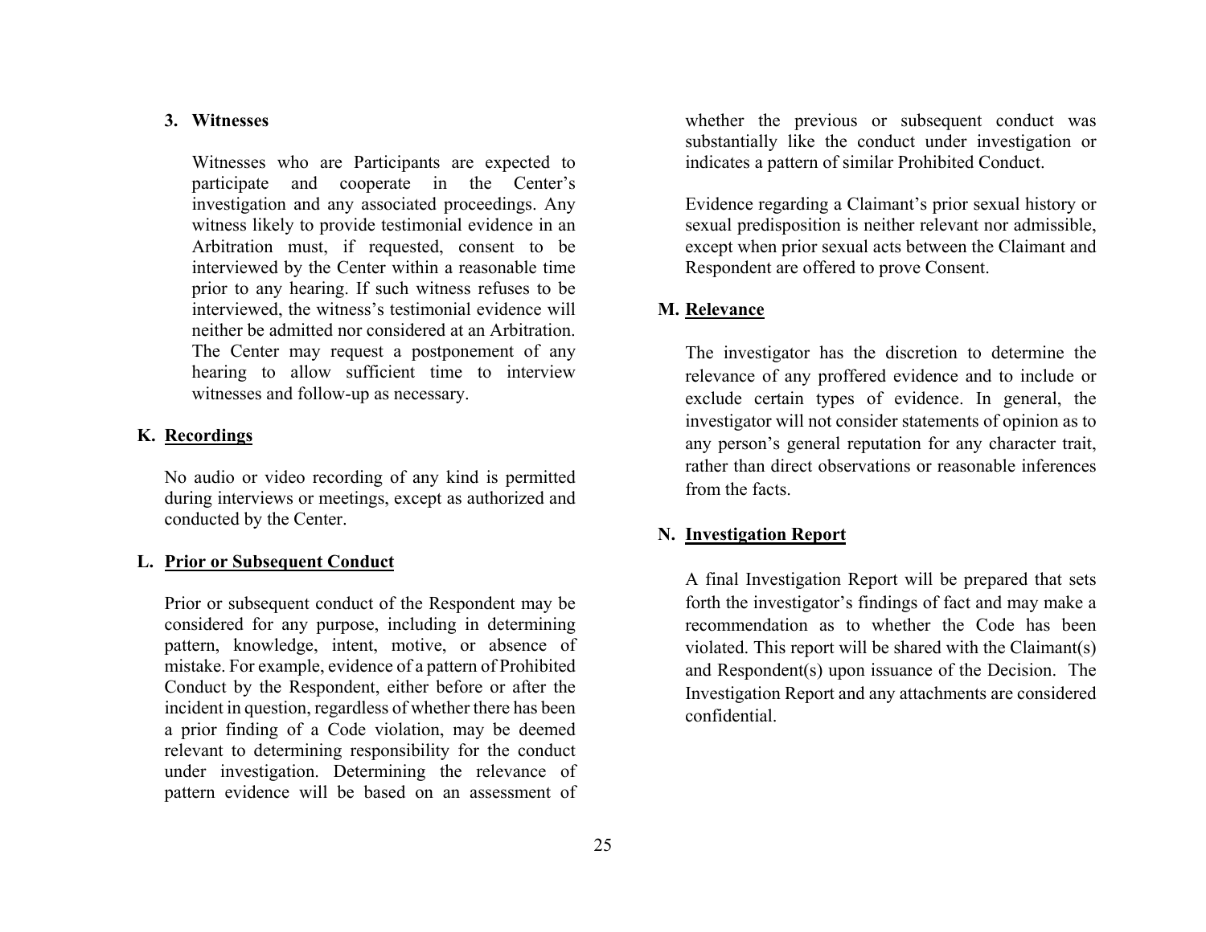#### 3. Witnesses

Witnesses who are Participants are expected to participate and cooperate in the Center's investigation and any associated proceedings. Any witness likely to provide testimonial evidence in an Arbitration must, if requested, consent to be interviewed by the Center within a reasonable time prior to any hearing. If such witness refuses to be interviewed, the witness's testimonial evidence will neither be admitted nor considered at an Arbitration. The Center may request a postponement of any hearing to allow sufficient time to interview witnesses and follow-up as necessary.

### K. Recordings

No audio or video recording of any kind is permitted during interviews or meetings, except as authorized and conducted by the Center.

### L. Prior or Subsequent Conduct

Prior or subsequent conduct of the Respondent may be considered for any purpose, including in determining pattern, knowledge, intent, motive, or absence of mistake. For example, evidence of a pattern of Prohibited Conduct by the Respondent, either before or after the incident in question, regardless of whether there has been a prior finding of a Code violation, may be deemed relevant to determining responsibility for the conduct under investigation. Determining the relevance of pattern evidence will be based on an assessment of whether the previous or subsequent conduct was substantially like the conduct under investigation or indicates a pattern of similar Prohibited Conduct.

Evidence regarding a Claimant's prior sexual history or sexual predisposition is neither relevant nor admissible, except when prior sexual acts between the Claimant and Respondent are offered to prove Consent.

### M. Relevance

The investigator has the discretion to determine the relevance of any proffered evidence and to include or exclude certain types of evidence. In general, the investigator will not consider statements of opinion as to any person's general reputation for any character trait, rather than direct observations or reasonable inferences from the facts.

### N. Investigation Report

A final Investigation Report will be prepared that sets forth the investigator's findings of fact and may make a recommendation as to whether the Code has been violated. This report will be shared with the Claimant(s) and Respondent(s) upon issuance of the Decision. The Investigation Report and any attachments are considered confidential.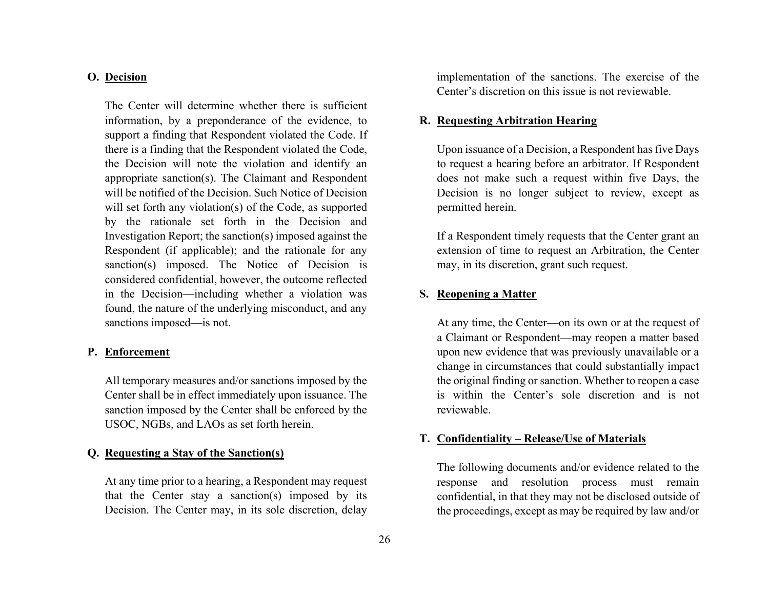### O. Decision

The Center will determine whether there is sufficient information, by a preponderance of the evidence, to support a finding that Respondent violated the Code. If there is a finding that the Respondent violated the Code, the Decision will note the violation and identify an appropriate sanction(s). The Claimant and Respondent will be notified of the Decision. Such Notice of Decision will set forth any violation(s) of the Code, as supported by the rationale set forth in the Decision and Investigation Report; the sanction(s) imposed against the Respondent (if applicable); and the rationale for any sanction(s) imposed. The Notice of Decision is considered confidential, however, the outcome reflected in the Decision—including whether a violation was found, the nature of the underlying misconduct, and any sanctions imposed—is not.

### P. Enforcement

All temporary measures and/or sanctions imposed by the Center shall be in effect immediately upon issuance. The sanction imposed by the Center shall be enforced by the USOC, NGBs, and LAOs as set forth herein.

### Q. Requesting a Stay of the Sanction(s)

At any time prior to a hearing, a Respondent may request that the Center stay a sanction(s) imposed by its Decision. The Center may, in its sole discretion, delay implementation of the sanctions. The exercise of the Center's discretion on this issue is not reviewable.

### R. Requesting Arbitration Hearing

Upon issuance of a Decision, a Respondent has five Days to request a hearing before an arbitrator. If Respondent does not make such a request within five Days, the Decision is no longer subject to review, except as permitted herein.

If a Respondent timely requests that the Center grant an extension of time to request an Arbitration, the Center may, in its discretion, grant such request.

### S. Reopening a Matter

At any time, the Center—on its own or at the request of a Claimant or Respondent—may reopen a matter based upon new evidence that was previously unavailable or a change in circumstances that could substantially impact the original finding or sanction. Whether to reopen a case is within the Center's sole discretion and is not reviewable.

### T. Confidentiality – Release/Use of Materials

The following documents and/or evidence related to the response and resolution process must remain confidential, in that they may not be disclosed outside of the proceedings, except as may be required by law and/or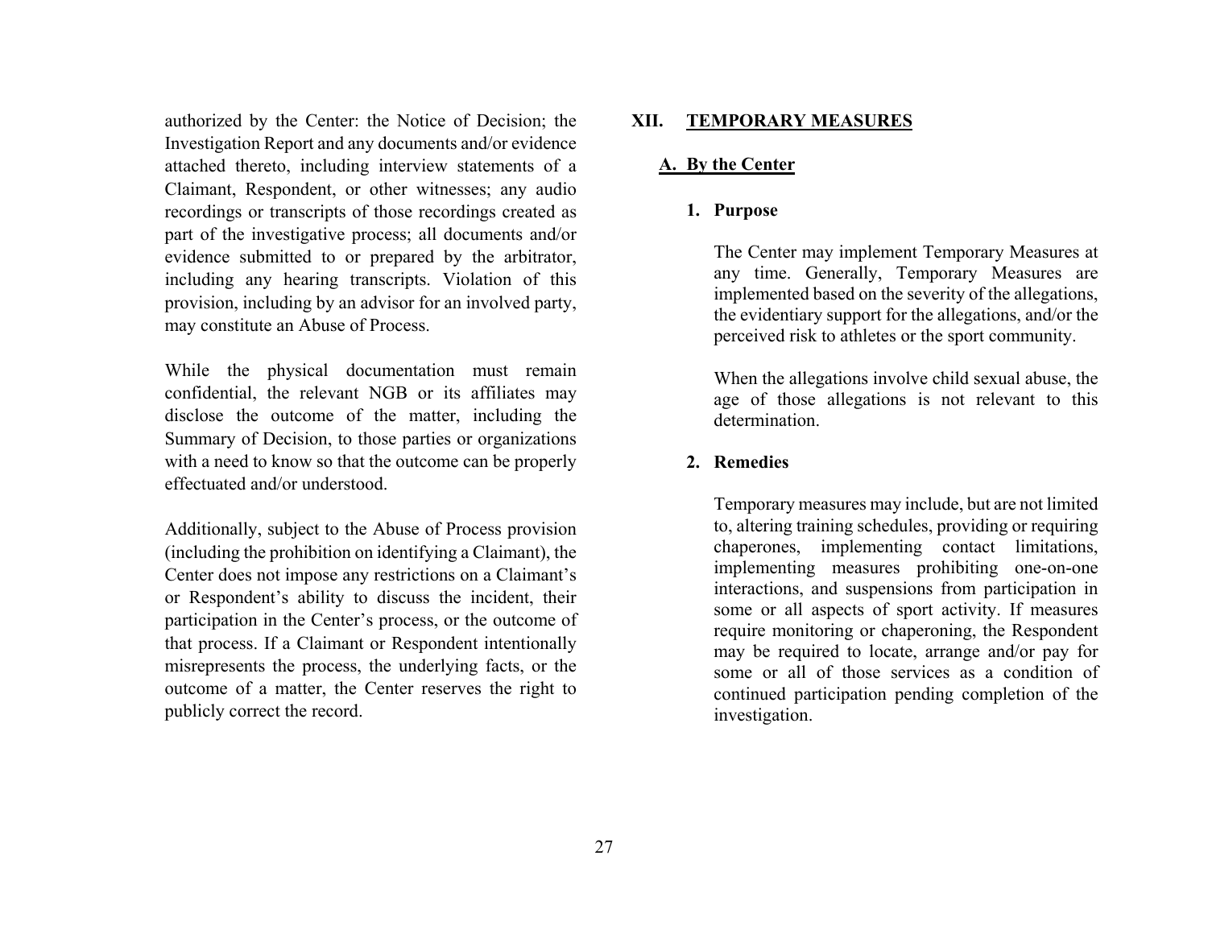authorized by the Center: the Notice of Decision; the Investigation Report and any documents and/or evidence attached thereto, including interview statements of a Claimant, Respondent, or other witnesses; any audio recordings or transcripts of those recordings created as part of the investigative process; all documents and/or evidence submitted to or prepared by the arbitrator, including any hearing transcripts. Violation of this provision, including by an advisor for an involved party, may constitute an Abuse of Process.

While the physical documentation must remain confidential, the relevant NGB or its affiliates may disclose the outcome of the matter, including the Summary of Decision, to those parties or organizations with a need to know so that the outcome can be properly effectuated and/or understood.

Additionally, subject to the Abuse of Process provision (including the prohibition on identifying a Claimant), the Center does not impose any restrictions on a Claimant's or Respondent's ability to discuss the incident, their participation in the Center's process, or the outcome of that process. If a Claimant or Respondent intentionally misrepresents the process, the underlying facts, or the outcome of a matter, the Center reserves the right to publicly correct the record.

## XII. TEMPORARY MEASURES

### A. By the Center

#### 1. Purpose

The Center may implement Temporary Measures at any time. Generally, Temporary Measures are implemented based on the severity of the allegations, the evidentiary support for the allegations, and/or the perceived risk to athletes or the sport community.

When the allegations involve child sexual abuse, the age of those allegations is not relevant to this determination.

#### 2. Remedies

Temporary measures may include, but are not limited to, altering training schedules, providing or requiring chaperones, implementing contact limitations, implementing measures prohibiting one-on-one interactions, and suspensions from participation in some or all aspects of sport activity. If measures require monitoring or chaperoning, the Respondent may be required to locate, arrange and/or pay for some or all of those services as a condition of continued participation pending completion of the investigation.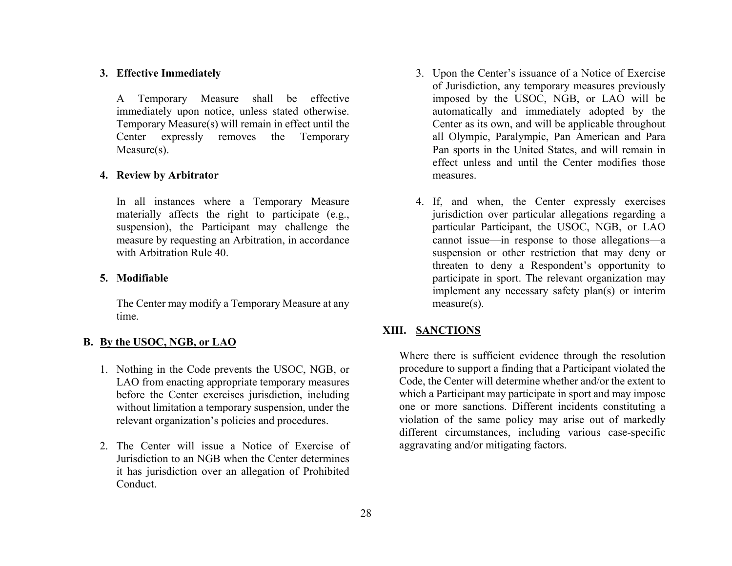### 3. Effective Immediately

A Temporary Measure shall be effective immediately upon notice, unless stated otherwise. Temporary Measure(s) will remain in effect until the Center expressly removes the Temporary Measure(s).

### 4. Review by Arbitrator

In all instances where a Temporary Measure materially affects the right to participate (e.g., suspension), the Participant may challenge the measure by requesting an Arbitration, in accordance with Arbitration Rule 40.

### 5. Modifiable

The Center may modify a Temporary Measure at any time.

## B. By the USOC, NGB, or LAO

1. Nothing in the Code prevents the USOC, NGB, or LAO from enacting appropriate temporary measures before the Center exercises jurisdiction, including without limitation a temporary suspension, under the relevant organization's policies and procedures.

2. The Center will issue a Notice of Exercise of Jurisdiction to an NGB when the Center determines it has jurisdiction over an allegation of Prohibited Conduct.

3. Upon the Center's issuance of a Notice of Exercise of Jurisdiction, any temporary measures previously imposed by the USOC, NGB, or LAO will be automatically and immediately adopted by the Center as its own, and will be applicable throughout all Olympic, Paralympic, Pan American and Para Pan sports in the United States, and will remain in effect unless and until the Center modifies those measures.

4. If, and when, the Center expressly exercises jurisdiction over particular allegations regarding a particular Participant, the USOC, NGB, or LAO cannot issue—in response to those allegations—a suspension or other restriction that may deny or threaten to deny a Respondent's opportunity to participate in sport. The relevant organization may implement any necessary safety plan(s) or interim measure(s).

# XIII. SANCTIONS

Where there is sufficient evidence through the resolution procedure to support a finding that a Participant violated the Code, the Center will determine whether and/or the extent to which a Participant may participate in sport and may impose one or more sanctions. Different incidents constituting a violation of the same policy may arise out of markedly different circumstances, including various case-specific aggravating and/or mitigating factors.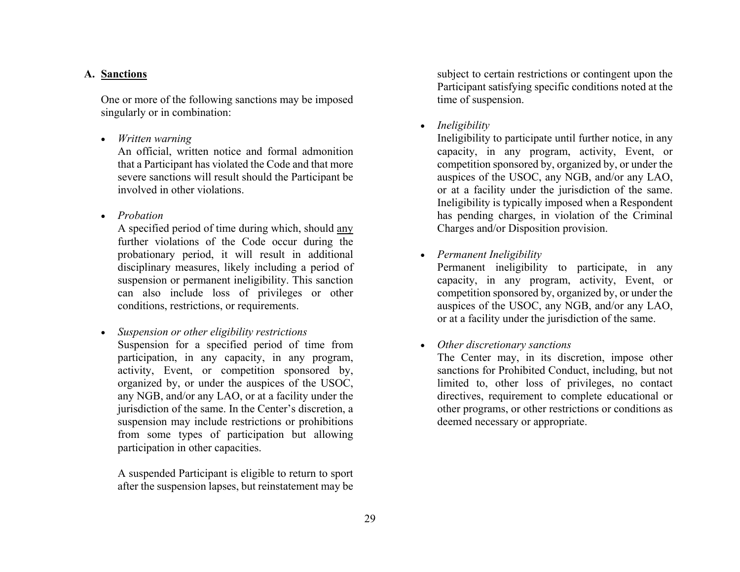## A. <u>Sanctions</u>

One or more of the following sanctions may be imposed singularly or in combination:

- *Written warning*
  An official, written notice and formal admonition that a Participant has violated the Code and that more severe sanctions will result should the Participant be involved in other violations.

- *Probation*
  A specified period of time during which, should <u>any</u> further violations of the Code occur during the probationary period, it will result in additional disciplinary measures, likely including a period of suspension or permanent ineligibility. This sanction can also include loss of privileges or other conditions, restrictions, or requirements.

- *Suspension or other eligibility restrictions*
  Suspension for a specified period of time from participation, in any capacity, in any program, activity, Event, or competition sponsored by, organized by, or under the auspices of the USOC, any NGB, and/or any LAO, or at a facility under the jurisdiction of the same. In the Center's discretion, a suspension may include restrictions or prohibitions from some types of participation but allowing participation in other capacities.

  A suspended Participant is eligible to return to sport after the suspension lapses, but reinstatement may be subject to certain restrictions or contingent upon the Participant satisfying specific conditions noted at the time of suspension.

- *Ineligibility*
  Ineligibility to participate until further notice, in any capacity, in any program, activity, Event, or competition sponsored by, organized by, or under the auspices of the USOC, any NGB, and/or any LAO, or at a facility under the jurisdiction of the same. Ineligibility is typically imposed when a Respondent has pending charges, in violation of the Criminal Charges and/or Disposition provision.

- *Permanent Ineligibility*
  Permanent ineligibility to participate, in any capacity, in any program, activity, Event, or competition sponsored by, organized by, or under the auspices of the USOC, any NGB, and/or any LAO, or at a facility under the jurisdiction of the same.

- *Other discretionary sanctions*
  The Center may, in its discretion, impose other sanctions for Prohibited Conduct, including, but not limited to, other loss of privileges, no contact directives, requirement to complete educational or other programs, or other restrictions or conditions as deemed necessary or appropriate.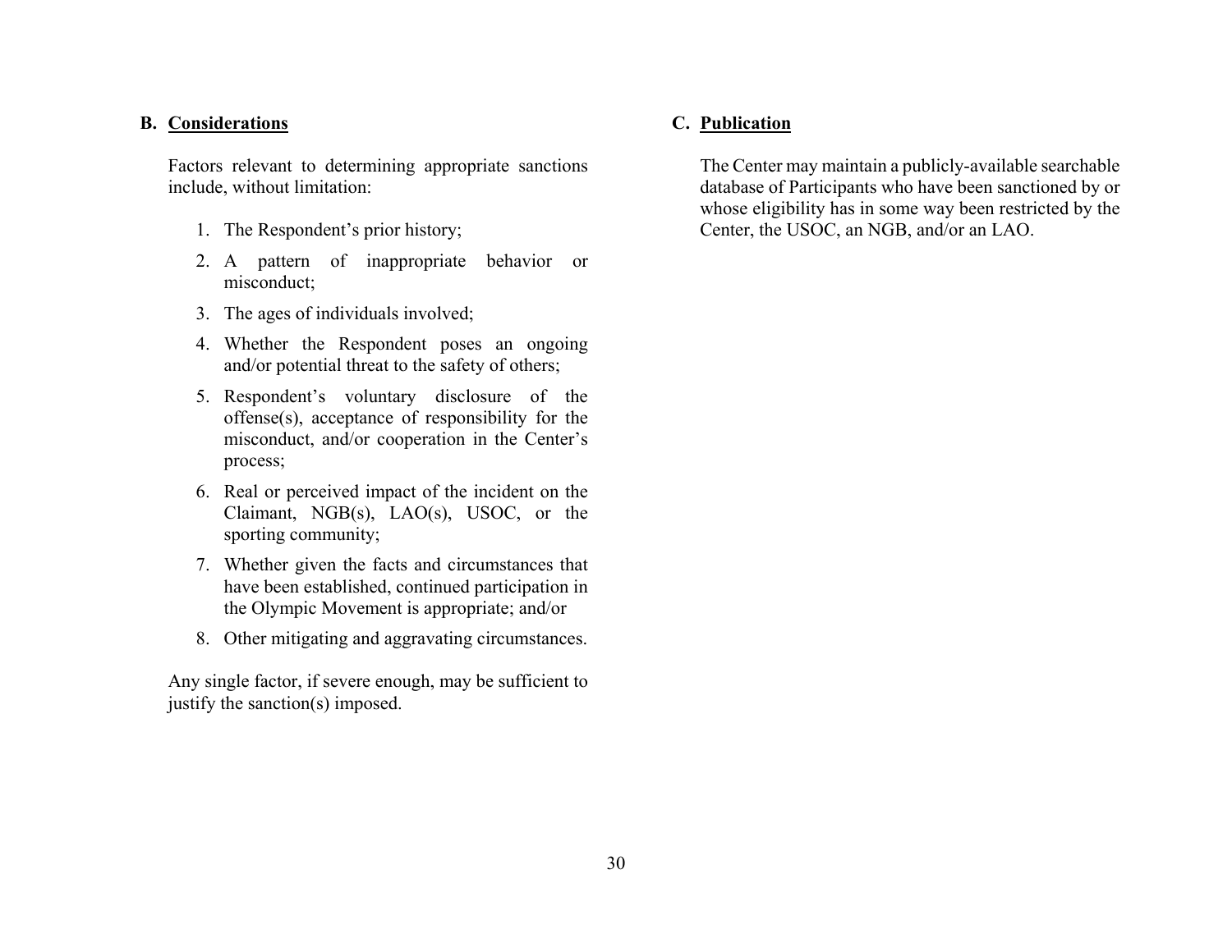### B. Considerations

Factors relevant to determining appropriate sanctions include, without limitation:

1. The Respondent's prior history;
2. A pattern of inappropriate behavior or misconduct;
3. The ages of individuals involved;
4. Whether the Respondent poses an ongoing and/or potential threat to the safety of others;
5. Respondent's voluntary disclosure of the offense(s), acceptance of responsibility for the misconduct, and/or cooperation in the Center's process;
6. Real or perceived impact of the incident on the Claimant, NGB(s), LAO(s), USOC, or the sporting community;
7. Whether given the facts and circumstances that have been established, continued participation in the Olympic Movement is appropriate; and/or
8. Other mitigating and aggravating circumstances.

Any single factor, if severe enough, may be sufficient to justify the sanction(s) imposed.

### C. Publication

The Center may maintain a publicly-available searchable database of Participants who have been sanctioned by or whose eligibility has in some way been restricted by the Center, the USOC, an NGB, and/or an LAO.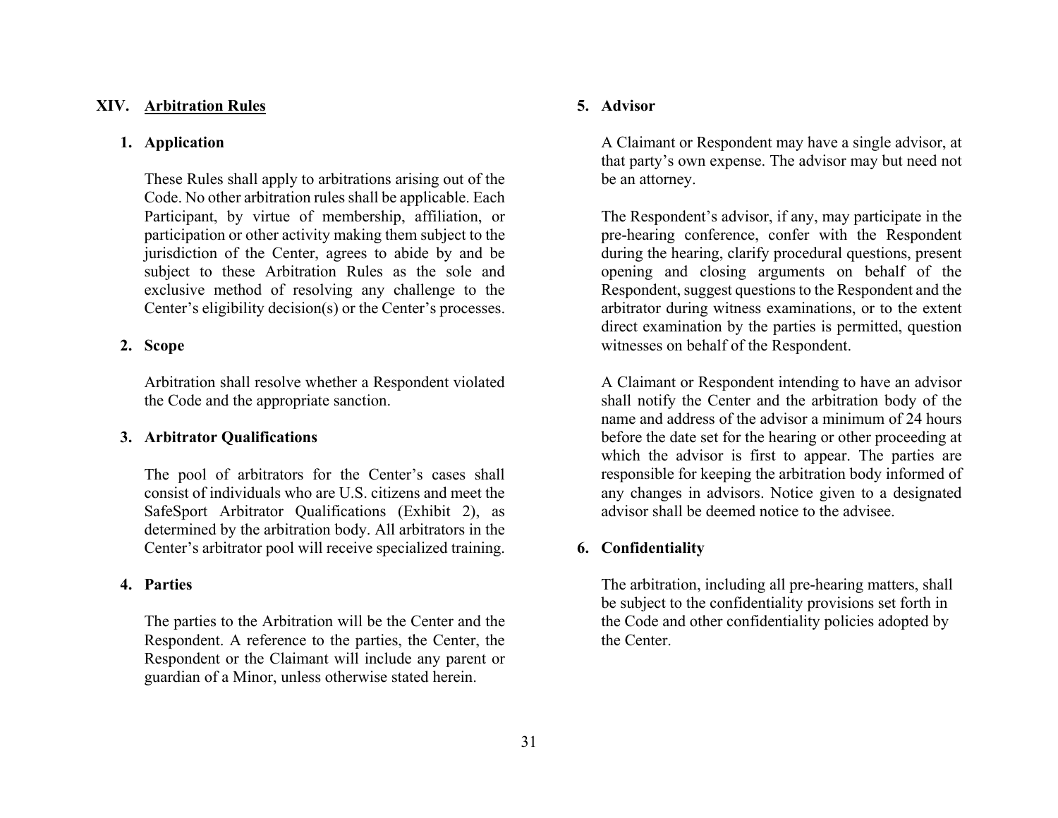## XIV. Arbitration Rules

### 1. Application

These Rules shall apply to arbitrations arising out of the Code. No other arbitration rules shall be applicable. Each Participant, by virtue of membership, affiliation, or participation or other activity making them subject to the jurisdiction of the Center, agrees to abide by and be subject to these Arbitration Rules as the sole and exclusive method of resolving any challenge to the Center's eligibility decision(s) or the Center's processes.

### 2. Scope

Arbitration shall resolve whether a Respondent violated the Code and the appropriate sanction.

### 3. Arbitrator Qualifications

The pool of arbitrators for the Center's cases shall consist of individuals who are U.S. citizens and meet the SafeSport Arbitrator Qualifications (Exhibit 2), as determined by the arbitration body. All arbitrators in the Center's arbitrator pool will receive specialized training.

### 4. Parties

The parties to the Arbitration will be the Center and the Respondent. A reference to the parties, the Center, the Respondent or the Claimant will include any parent or guardian of a Minor, unless otherwise stated herein.

### 5. Advisor

A Claimant or Respondent may have a single advisor, at that party's own expense. The advisor may but need not be an attorney.

The Respondent's advisor, if any, may participate in the pre-hearing conference, confer with the Respondent during the hearing, clarify procedural questions, present opening and closing arguments on behalf of the Respondent, suggest questions to the Respondent and the arbitrator during witness examinations, or to the extent direct examination by the parties is permitted, question witnesses on behalf of the Respondent.

A Claimant or Respondent intending to have an advisor shall notify the Center and the arbitration body of the name and address of the advisor a minimum of 24 hours before the date set for the hearing or other proceeding at which the advisor is first to appear. The parties are responsible for keeping the arbitration body informed of any changes in advisors. Notice given to a designated advisor shall be deemed notice to the advisee.

### 6. Confidentiality

The arbitration, including all pre-hearing matters, shall be subject to the confidentiality provisions set forth in the Code and other confidentiality policies adopted by the Center.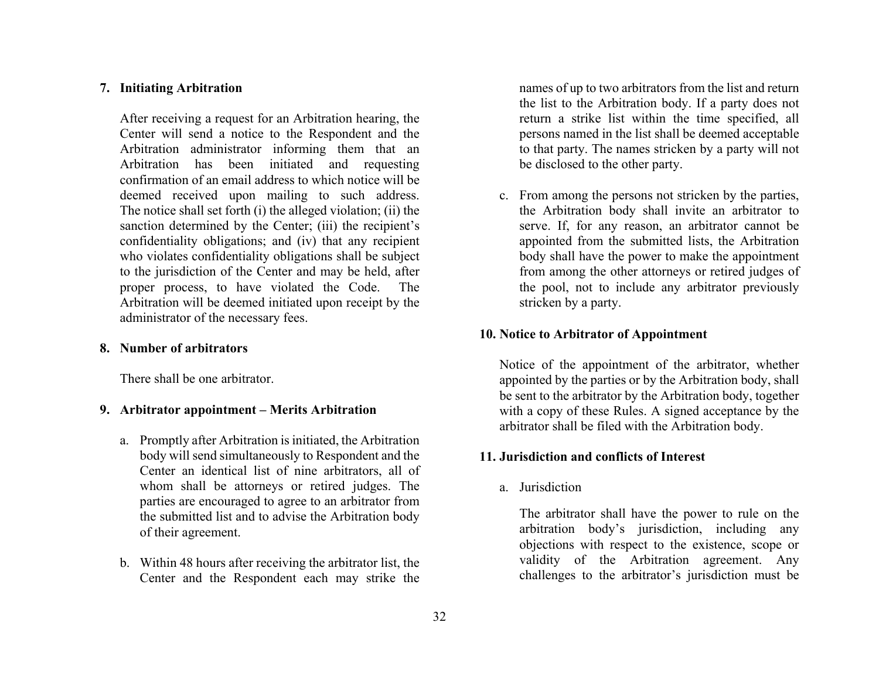**7. Initiating Arbitration**

After receiving a request for an Arbitration hearing, the Center will send a notice to the Respondent and the Arbitration administrator informing them that an Arbitration has been initiated and requesting confirmation of an email address to which notice will be deemed received upon mailing to such address. The notice shall set forth (i) the alleged violation; (ii) the sanction determined by the Center; (iii) the recipient's confidentiality obligations; and (iv) that any recipient who violates confidentiality obligations shall be subject to the jurisdiction of the Center and may be held, after proper process, to have violated the Code. The Arbitration will be deemed initiated upon receipt by the administrator of the necessary fees.

**8. Number of arbitrators**

There shall be one arbitrator.

**9. Arbitrator appointment – Merits Arbitration**

a. Promptly after Arbitration is initiated, the Arbitration body will send simultaneously to Respondent and the Center an identical list of nine arbitrators, all of whom shall be attorneys or retired judges. The parties are encouraged to agree to an arbitrator from the submitted list and to advise the Arbitration body of their agreement.

b. Within 48 hours after receiving the arbitrator list, the Center and the Respondent each may strike the names of up to two arbitrators from the list and return the list to the Arbitration body. If a party does not return a strike list within the time specified, all persons named in the list shall be deemed acceptable to that party. The names stricken by a party will not be disclosed to the other party.

c. From among the persons not stricken by the parties, the Arbitration body shall invite an arbitrator to serve. If, for any reason, an arbitrator cannot be appointed from the submitted lists, the Arbitration body shall have the power to make the appointment from among the other attorneys or retired judges of the pool, not to include any arbitrator previously stricken by a party.

**10. Notice to Arbitrator of Appointment**

Notice of the appointment of the arbitrator, whether appointed by the parties or by the Arbitration body, shall be sent to the arbitrator by the Arbitration body, together with a copy of these Rules. A signed acceptance by the arbitrator shall be filed with the Arbitration body.

**11. Jurisdiction and conflicts of Interest**

a. Jurisdiction

The arbitrator shall have the power to rule on the arbitration body's jurisdiction, including any objections with respect to the existence, scope or validity of the Arbitration agreement. Any challenges to the arbitrator's jurisdiction must be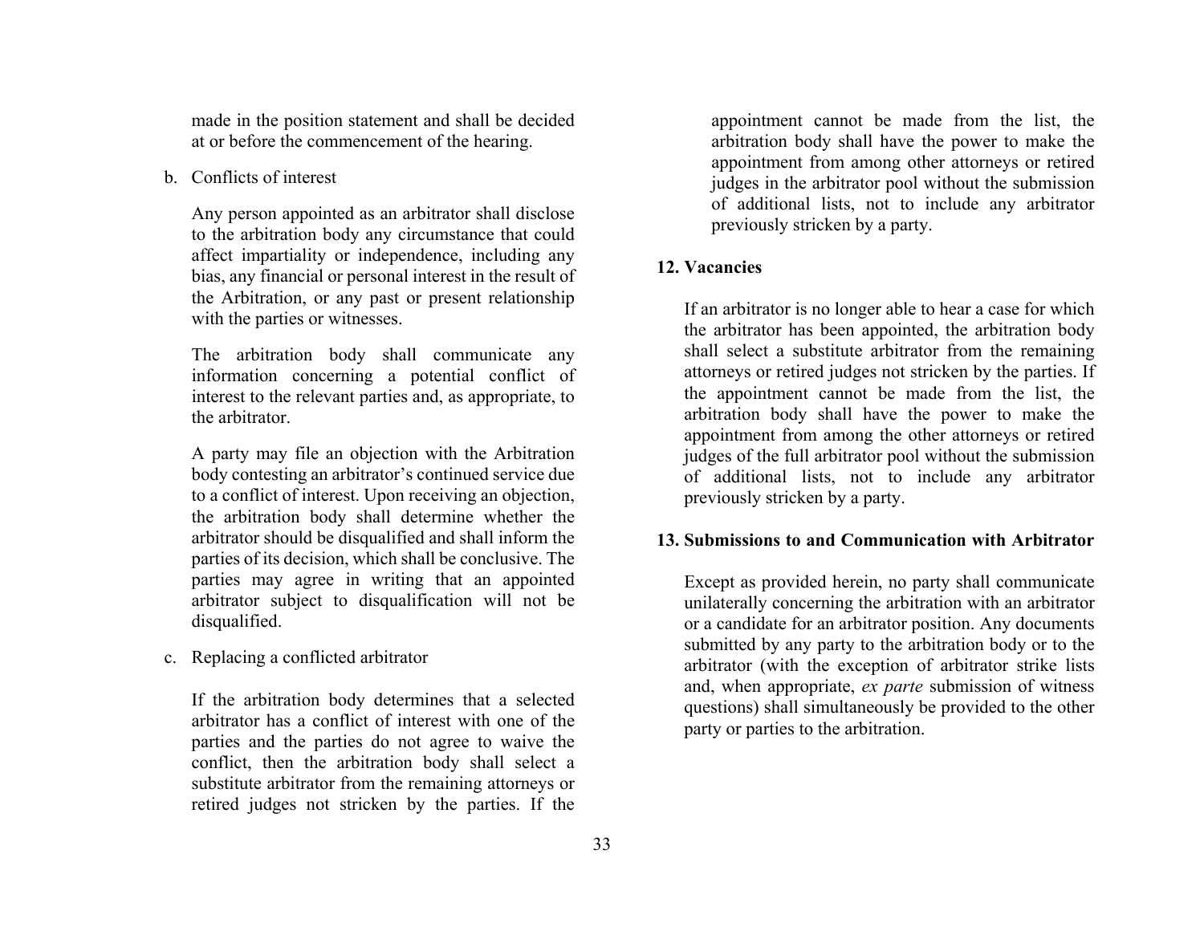made in the position statement and shall be decided at or before the commencement of the hearing.

b. Conflicts of interest

Any person appointed as an arbitrator shall disclose to the arbitration body any circumstance that could affect impartiality or independence, including any bias, any financial or personal interest in the result of the Arbitration, or any past or present relationship with the parties or witnesses.

The arbitration body shall communicate any information concerning a potential conflict of interest to the relevant parties and, as appropriate, to the arbitrator.

A party may file an objection with the Arbitration body contesting an arbitrator's continued service due to a conflict of interest. Upon receiving an objection, the arbitration body shall determine whether the arbitrator should be disqualified and shall inform the parties of its decision, which shall be conclusive. The parties may agree in writing that an appointed arbitrator subject to disqualification will not be disqualified.

c. Replacing a conflicted arbitrator

If the arbitration body determines that a selected arbitrator has a conflict of interest with one of the parties and the parties do not agree to waive the conflict, then the arbitration body shall select a substitute arbitrator from the remaining attorneys or retired judges not stricken by the parties. If the appointment cannot be made from the list, the arbitration body shall have the power to make the appointment from among other attorneys or retired judges in the arbitrator pool without the submission of additional lists, not to include any arbitrator previously stricken by a party.

**12. Vacancies**

If an arbitrator is no longer able to hear a case for which the arbitrator has been appointed, the arbitration body shall select a substitute arbitrator from the remaining attorneys or retired judges not stricken by the parties. If the appointment cannot be made from the list, the arbitration body shall have the power to make the appointment from among the other attorneys or retired judges of the full arbitrator pool without the submission of additional lists, not to include any arbitrator previously stricken by a party.

**13. Submissions to and Communication with Arbitrator**

Except as provided herein, no party shall communicate unilaterally concerning the arbitration with an arbitrator or a candidate for an arbitrator position. Any documents submitted by any party to the arbitration body or to the arbitrator (with the exception of arbitrator strike lists and, when appropriate, *ex parte* submission of witness questions) shall simultaneously be provided to the other party or parties to the arbitration.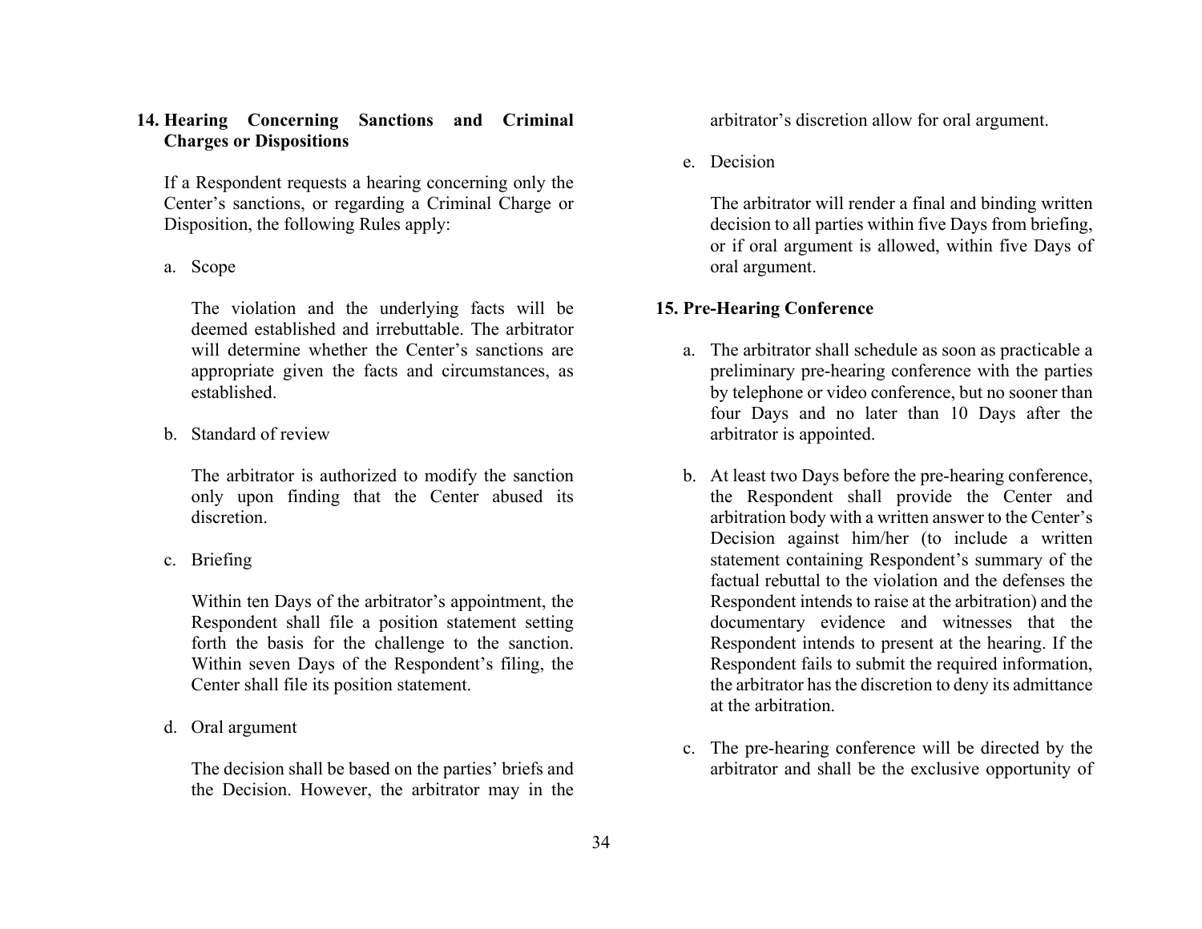## 14. Hearing Concerning Sanctions and Criminal Charges or Dispositions

If a Respondent requests a hearing concerning only the Center's sanctions, or regarding a Criminal Charge or Disposition, the following Rules apply:

a. Scope

The violation and the underlying facts will be deemed established and irrebuttable. The arbitrator will determine whether the Center's sanctions are appropriate given the facts and circumstances, as established.

b. Standard of review

The arbitrator is authorized to modify the sanction only upon finding that the Center abused its discretion.

c. Briefing

Within ten Days of the arbitrator's appointment, the Respondent shall file a position statement setting forth the basis for the challenge to the sanction. Within seven Days of the Respondent's filing, the Center shall file its position statement.

d. Oral argument

The decision shall be based on the parties' briefs and the Decision. However, the arbitrator may in the arbitrator's discretion allow for oral argument.

e. Decision

The arbitrator will render a final and binding written decision to all parties within five Days from briefing, or if oral argument is allowed, within five Days of oral argument.

## 15. Pre-Hearing Conference

a. The arbitrator shall schedule as soon as practicable a preliminary pre-hearing conference with the parties by telephone or video conference, but no sooner than four Days and no later than 10 Days after the arbitrator is appointed.

b. At least two Days before the pre-hearing conference, the Respondent shall provide the Center and arbitration body with a written answer to the Center's Decision against him/her (to include a written statement containing Respondent's summary of the factual rebuttal to the violation and the defenses the Respondent intends to raise at the arbitration) and the documentary evidence and witnesses that the Respondent intends to present at the hearing. If the Respondent fails to submit the required information, the arbitrator has the discretion to deny its admittance at the arbitration.

c. The pre-hearing conference will be directed by the arbitrator and shall be the exclusive opportunity of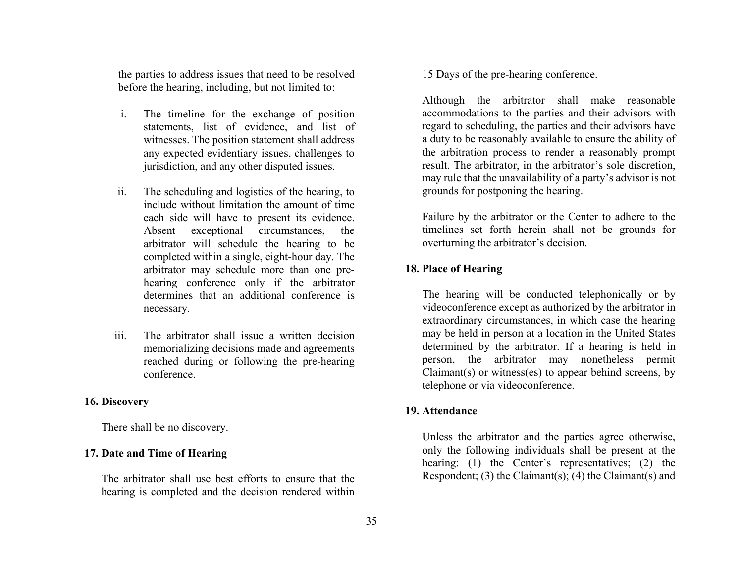the parties to address issues that need to be resolved before the hearing, including, but not limited to:

i. The timeline for the exchange of position statements, list of evidence, and list of witnesses. The position statement shall address any expected evidentiary issues, challenges to jurisdiction, and any other disputed issues.

ii. The scheduling and logistics of the hearing, to include without limitation the amount of time each side will have to present its evidence. Absent exceptional circumstances, the arbitrator will schedule the hearing to be completed within a single, eight-hour day. The arbitrator may schedule more than one pre-hearing conference only if the arbitrator determines that an additional conference is necessary.

iii. The arbitrator shall issue a written decision memorializing decisions made and agreements reached during or following the pre-hearing conference.

**16. Discovery**

There shall be no discovery.

**17. Date and Time of Hearing**

The arbitrator shall use best efforts to ensure that the hearing is completed and the decision rendered within 15 Days of the pre-hearing conference.

Although the arbitrator shall make reasonable accommodations to the parties and their advisors with regard to scheduling, the parties and their advisors have a duty to be reasonably available to ensure the ability of the arbitration process to render a reasonably prompt result. The arbitrator, in the arbitrator's sole discretion, may rule that the unavailability of a party's advisor is not grounds for postponing the hearing.

Failure by the arbitrator or the Center to adhere to the timelines set forth herein shall not be grounds for overturning the arbitrator's decision.

**18. Place of Hearing**

The hearing will be conducted telephonically or by videoconference except as authorized by the arbitrator in extraordinary circumstances, in which case the hearing may be held in person at a location in the United States determined by the arbitrator. If a hearing is held in person, the arbitrator may nonetheless permit Claimant(s) or witness(es) to appear behind screens, by telephone or via videoconference.

**19. Attendance**

Unless the arbitrator and the parties agree otherwise, only the following individuals shall be present at the hearing: (1) the Center's representatives; (2) the Respondent; (3) the Claimant(s); (4) the Claimant(s) and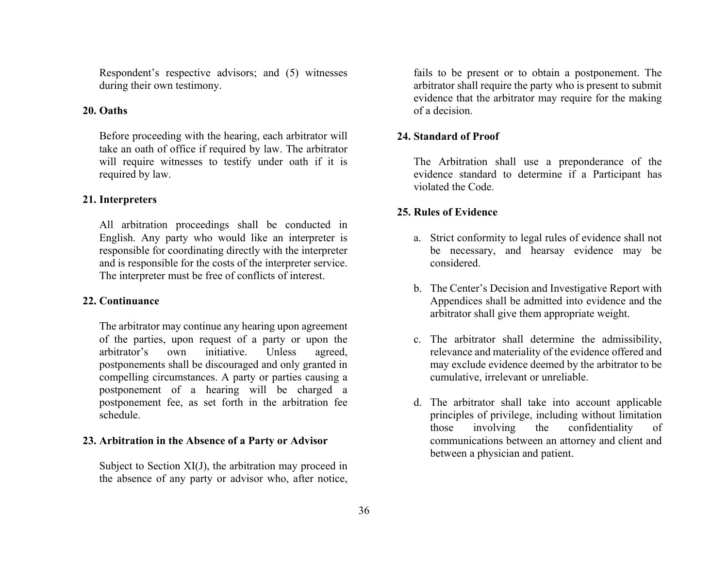Respondent's respective advisors; and (5) witnesses during their own testimony.

### 20. Oaths

Before proceeding with the hearing, each arbitrator will take an oath of office if required by law. The arbitrator will require witnesses to testify under oath if it is required by law.

### 21. Interpreters

All arbitration proceedings shall be conducted in English. Any party who would like an interpreter is responsible for coordinating directly with the interpreter and is responsible for the costs of the interpreter service. The interpreter must be free of conflicts of interest.

### 22. Continuance

The arbitrator may continue any hearing upon agreement of the parties, upon request of a party or upon the arbitrator's own initiative. Unless agreed, postponements shall be discouraged and only granted in compelling circumstances. A party or parties causing a postponement of a hearing will be charged a postponement fee, as set forth in the arbitration fee schedule.

### 23. Arbitration in the Absence of a Party or Advisor

Subject to Section XI(J), the arbitration may proceed in the absence of any party or advisor who, after notice, fails to be present or to obtain a postponement. The arbitrator shall require the party who is present to submit evidence that the arbitrator may require for the making of a decision.

### 24. Standard of Proof

The Arbitration shall use a preponderance of the evidence standard to determine if a Participant has violated the Code.

### 25. Rules of Evidence

a. Strict conformity to legal rules of evidence shall not be necessary, and hearsay evidence may be considered.

b. The Center's Decision and Investigative Report with Appendices shall be admitted into evidence and the arbitrator shall give them appropriate weight.

c. The arbitrator shall determine the admissibility, relevance and materiality of the evidence offered and may exclude evidence deemed by the arbitrator to be cumulative, irrelevant or unreliable.

d. The arbitrator shall take into account applicable principles of privilege, including without limitation those involving the confidentiality of communications between an attorney and client and between a physician and patient.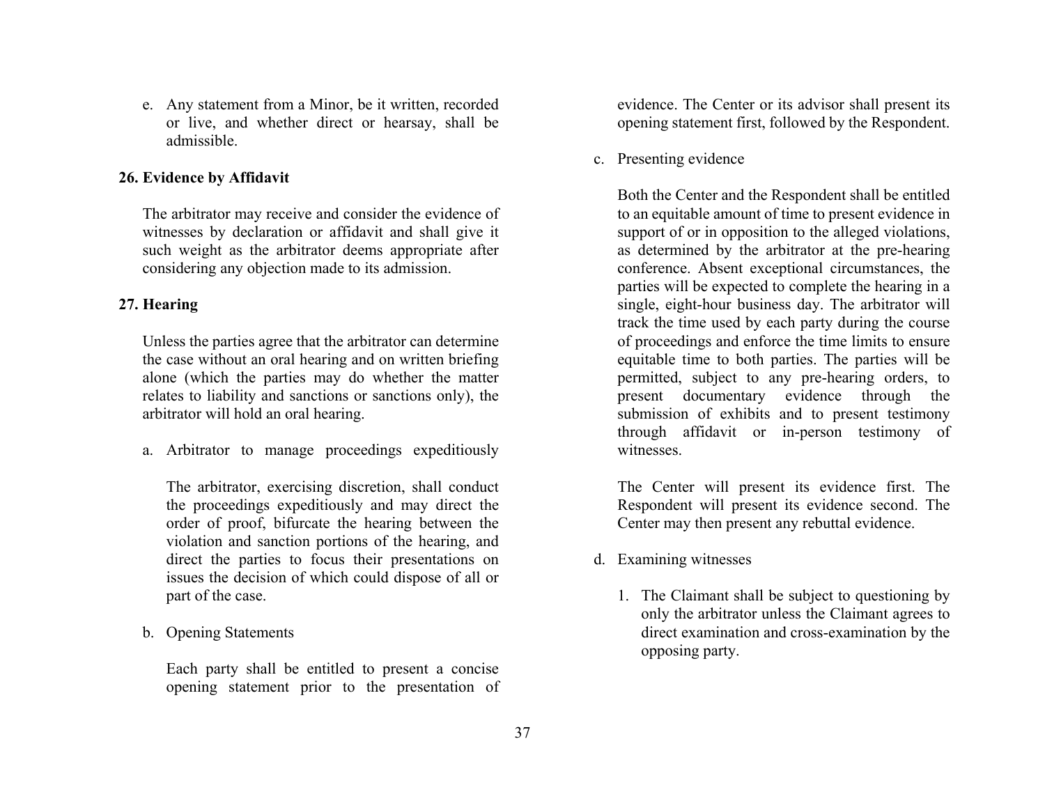e. Any statement from a Minor, be it written, recorded or live, and whether direct or hearsay, shall be admissible.

**26. Evidence by Affidavit**

The arbitrator may receive and consider the evidence of witnesses by declaration or affidavit and shall give it such weight as the arbitrator deems appropriate after considering any objection made to its admission.

**27. Hearing**

Unless the parties agree that the arbitrator can determine the case without an oral hearing and on written briefing alone (which the parties may do whether the matter relates to liability and sanctions or sanctions only), the arbitrator will hold an oral hearing.

a. Arbitrator to manage proceedings expeditiously

The arbitrator, exercising discretion, shall conduct the proceedings expeditiously and may direct the order of proof, bifurcate the hearing between the violation and sanction portions of the hearing, and direct the parties to focus their presentations on issues the decision of which could dispose of all or part of the case.

b. Opening Statements

Each party shall be entitled to present a concise opening statement prior to the presentation of evidence. The Center or its advisor shall present its opening statement first, followed by the Respondent.

c. Presenting evidence

Both the Center and the Respondent shall be entitled to an equitable amount of time to present evidence in support of or in opposition to the alleged violations, as determined by the arbitrator at the pre-hearing conference. Absent exceptional circumstances, the parties will be expected to complete the hearing in a single, eight-hour business day. The arbitrator will track the time used by each party during the course of proceedings and enforce the time limits to ensure equitable time to both parties. The parties will be permitted, subject to any pre-hearing orders, to present documentary evidence through the submission of exhibits and to present testimony through affidavit or in-person testimony of witnesses.

The Center will present its evidence first. The Respondent will present its evidence second. The Center may then present any rebuttal evidence.

d. Examining witnesses

1. The Claimant shall be subject to questioning by only the arbitrator unless the Claimant agrees to direct examination and cross-examination by the opposing party.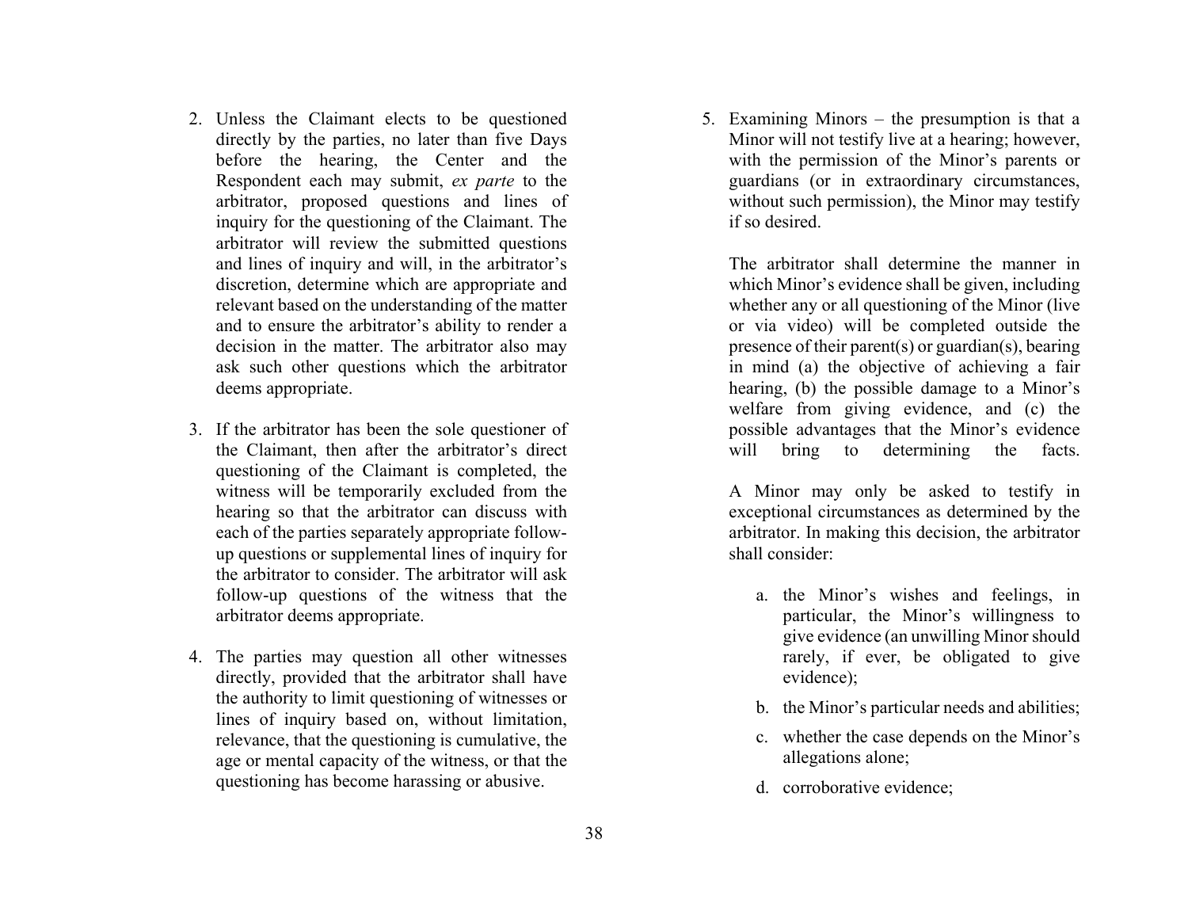2. Unless the Claimant elects to be questioned directly by the parties, no later than five Days before the hearing, the Center and the Respondent each may submit, *ex parte* to the arbitrator, proposed questions and lines of inquiry for the questioning of the Claimant. The arbitrator will review the submitted questions and lines of inquiry and will, in the arbitrator's discretion, determine which are appropriate and relevant based on the understanding of the matter and to ensure the arbitrator's ability to render a decision in the matter. The arbitrator also may ask such other questions which the arbitrator deems appropriate.

3. If the arbitrator has been the sole questioner of the Claimant, then after the arbitrator's direct questioning of the Claimant is completed, the witness will be temporarily excluded from the hearing so that the arbitrator can discuss with each of the parties separately appropriate follow-up questions or supplemental lines of inquiry for the arbitrator to consider. The arbitrator will ask follow-up questions of the witness that the arbitrator deems appropriate.

4. The parties may question all other witnesses directly, provided that the arbitrator shall have the authority to limit questioning of witnesses or lines of inquiry based on, without limitation, relevance, that the questioning is cumulative, the age or mental capacity of the witness, or that the questioning has become harassing or abusive.

5. Examining Minors – the presumption is that a Minor will not testify live at a hearing; however, with the permission of the Minor's parents or guardians (or in extraordinary circumstances, without such permission), the Minor may testify if so desired.

   The arbitrator shall determine the manner in which Minor's evidence shall be given, including whether any or all questioning of the Minor (live or via video) will be completed outside the presence of their parent(s) or guardian(s), bearing in mind (a) the objective of achieving a fair hearing, (b) the possible damage to a Minor's welfare from giving evidence, and (c) the possible advantages that the Minor's evidence will bring to determining the facts.

   A Minor may only be asked to testify in exceptional circumstances as determined by the arbitrator. In making this decision, the arbitrator shall consider:

   a. the Minor's wishes and feelings, in particular, the Minor's willingness to give evidence (an unwilling Minor should rarely, if ever, be obligated to give evidence);

   b. the Minor's particular needs and abilities;

   c. whether the case depends on the Minor's allegations alone;

   d. corroborative evidence;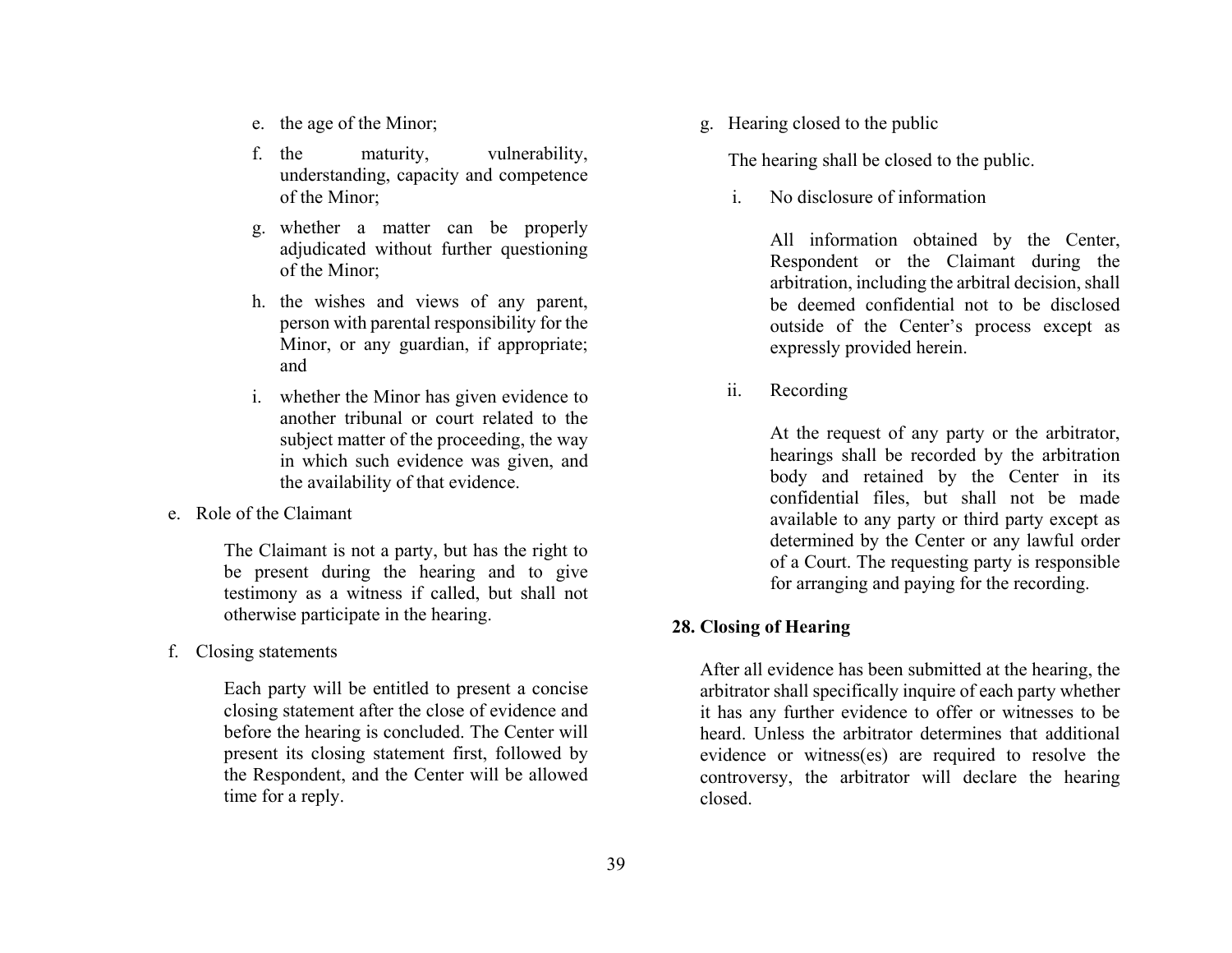e. the age of the Minor;

f. the maturity, vulnerability, understanding, capacity and competence of the Minor;

g. whether a matter can be properly adjudicated without further questioning of the Minor;

h. the wishes and views of any parent, person with parental responsibility for the Minor, or any guardian, if appropriate; and

i. whether the Minor has given evidence to another tribunal or court related to the subject matter of the proceeding, the way in which such evidence was given, and the availability of that evidence.

e. Role of the Claimant

The Claimant is not a party, but has the right to be present during the hearing and to give testimony as a witness if called, but shall not otherwise participate in the hearing.

f. Closing statements

Each party will be entitled to present a concise closing statement after the close of evidence and before the hearing is concluded. The Center will present its closing statement first, followed by the Respondent, and the Center will be allowed time for a reply.

g. Hearing closed to the public

The hearing shall be closed to the public.

i. No disclosure of information

All information obtained by the Center, Respondent or the Claimant during the arbitration, including the arbitral decision, shall be deemed confidential not to be disclosed outside of the Center's process except as expressly provided herein.

ii. Recording

At the request of any party or the arbitrator, hearings shall be recorded by the arbitration body and retained by the Center in its confidential files, but shall not be made available to any party or third party except as determined by the Center or any lawful order of a Court. The requesting party is responsible for arranging and paying for the recording.

**28. Closing of Hearing**

After all evidence has been submitted at the hearing, the arbitrator shall specifically inquire of each party whether it has any further evidence to offer or witnesses to be heard. Unless the arbitrator determines that additional evidence or witness(es) are required to resolve the controversy, the arbitrator will declare the hearing closed.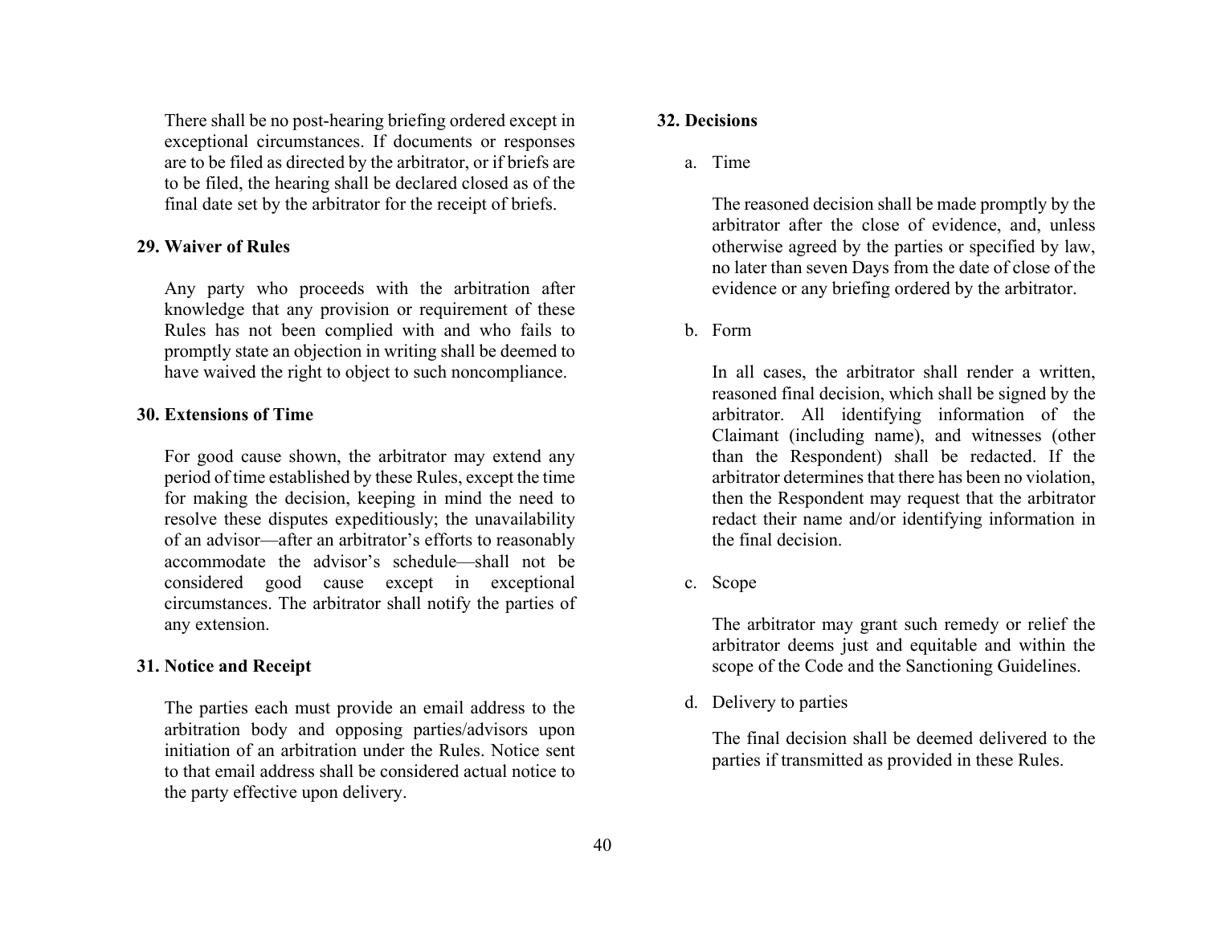There shall be no post-hearing briefing ordered except in exceptional circumstances. If documents or responses are to be filed as directed by the arbitrator, or if briefs are to be filed, the hearing shall be declared closed as of the final date set by the arbitrator for the receipt of briefs.

**29. Waiver of Rules**

Any party who proceeds with the arbitration after knowledge that any provision or requirement of these Rules has not been complied with and who fails to promptly state an objection in writing shall be deemed to have waived the right to object to such noncompliance.

**30. Extensions of Time**

For good cause shown, the arbitrator may extend any period of time established by these Rules, except the time for making the decision, keeping in mind the need to resolve these disputes expeditiously; the unavailability of an advisor—after an arbitrator's efforts to reasonably accommodate the advisor's schedule—shall not be considered good cause except in exceptional circumstances. The arbitrator shall notify the parties of any extension.

**31. Notice and Receipt**

The parties each must provide an email address to the arbitration body and opposing parties/advisors upon initiation of an arbitration under the Rules. Notice sent to that email address shall be considered actual notice to the party effective upon delivery.

**32. Decisions**

a. Time

The reasoned decision shall be made promptly by the arbitrator after the close of evidence, and, unless otherwise agreed by the parties or specified by law, no later than seven Days from the date of close of the evidence or any briefing ordered by the arbitrator.

b. Form

In all cases, the arbitrator shall render a written, reasoned final decision, which shall be signed by the arbitrator. All identifying information of the Claimant (including name), and witnesses (other than the Respondent) shall be redacted. If the arbitrator determines that there has been no violation, then the Respondent may request that the arbitrator redact their name and/or identifying information in the final decision.

c. Scope

The arbitrator may grant such remedy or relief the arbitrator deems just and equitable and within the scope of the Code and the Sanctioning Guidelines.

d. Delivery to parties

The final decision shall be deemed delivered to the parties if transmitted as provided in these Rules.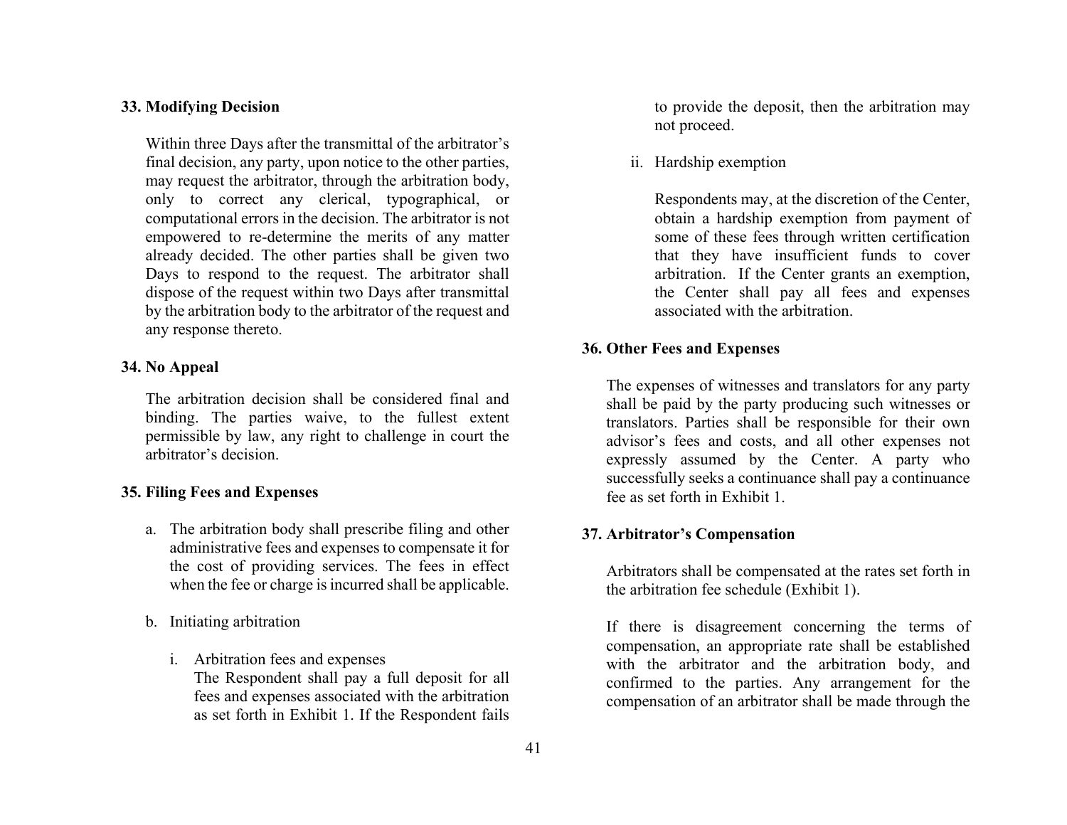### 33. Modifying Decision

Within three Days after the transmittal of the arbitrator's final decision, any party, upon notice to the other parties, may request the arbitrator, through the arbitration body, only to correct any clerical, typographical, or computational errors in the decision. The arbitrator is not empowered to re-determine the merits of any matter already decided. The other parties shall be given two Days to respond to the request. The arbitrator shall dispose of the request within two Days after transmittal by the arbitration body to the arbitrator of the request and any response thereto.

### 34. No Appeal

The arbitration decision shall be considered final and binding. The parties waive, to the fullest extent permissible by law, any right to challenge in court the arbitrator's decision.

### 35. Filing Fees and Expenses

a. The arbitration body shall prescribe filing and other administrative fees and expenses to compensate it for the cost of providing services. The fees in effect when the fee or charge is incurred shall be applicable.

b. Initiating arbitration

   i. Arbitration fees and expenses
   The Respondent shall pay a full deposit for all fees and expenses associated with the arbitration as set forth in Exhibit 1. If the Respondent fails to provide the deposit, then the arbitration may not proceed.

   ii. Hardship exemption

   Respondents may, at the discretion of the Center, obtain a hardship exemption from payment of some of these fees through written certification that they have insufficient funds to cover arbitration. If the Center grants an exemption, the Center shall pay all fees and expenses associated with the arbitration.

### 36. Other Fees and Expenses

The expenses of witnesses and translators for any party shall be paid by the party producing such witnesses or translators. Parties shall be responsible for their own advisor's fees and costs, and all other expenses not expressly assumed by the Center. A party who successfully seeks a continuance shall pay a continuance fee as set forth in Exhibit 1.

### 37. Arbitrator's Compensation

Arbitrators shall be compensated at the rates set forth in the arbitration fee schedule (Exhibit 1).

If there is disagreement concerning the terms of compensation, an appropriate rate shall be established with the arbitrator and the arbitration body, and confirmed to the parties. Any arrangement for the compensation of an arbitrator shall be made through the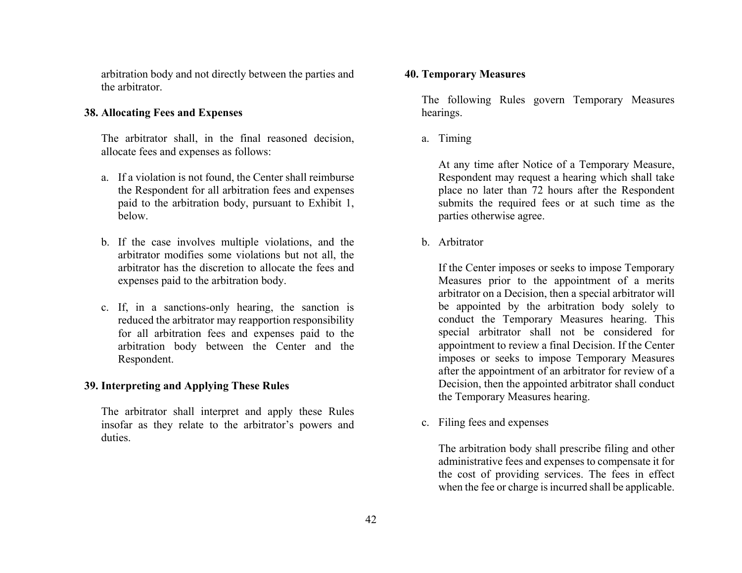arbitration body and not directly between the parties and the arbitrator.

### 38. Allocating Fees and Expenses

The arbitrator shall, in the final reasoned decision, allocate fees and expenses as follows:

a. If a violation is not found, the Center shall reimburse the Respondent for all arbitration fees and expenses paid to the arbitration body, pursuant to Exhibit 1, below.

b. If the case involves multiple violations, and the arbitrator modifies some violations but not all, the arbitrator has the discretion to allocate the fees and expenses paid to the arbitration body.

c. If, in a sanctions-only hearing, the sanction is reduced the arbitrator may reapportion responsibility for all arbitration fees and expenses paid to the arbitration body between the Center and the Respondent.

### 39. Interpreting and Applying These Rules

The arbitrator shall interpret and apply these Rules insofar as they relate to the arbitrator's powers and duties.

### 40. Temporary Measures

The following Rules govern Temporary Measures hearings.

a. Timing

   At any time after Notice of a Temporary Measure, Respondent may request a hearing which shall take place no later than 72 hours after the Respondent submits the required fees or at such time as the parties otherwise agree.

b. Arbitrator

   If the Center imposes or seeks to impose Temporary Measures prior to the appointment of a merits arbitrator on a Decision, then a special arbitrator will be appointed by the arbitration body solely to conduct the Temporary Measures hearing. This special arbitrator shall not be considered for appointment to review a final Decision. If the Center imposes or seeks to impose Temporary Measures after the appointment of an arbitrator for review of a Decision, then the appointed arbitrator shall conduct the Temporary Measures hearing.

c. Filing fees and expenses

   The arbitration body shall prescribe filing and other administrative fees and expenses to compensate it for the cost of providing services. The fees in effect when the fee or charge is incurred shall be applicable.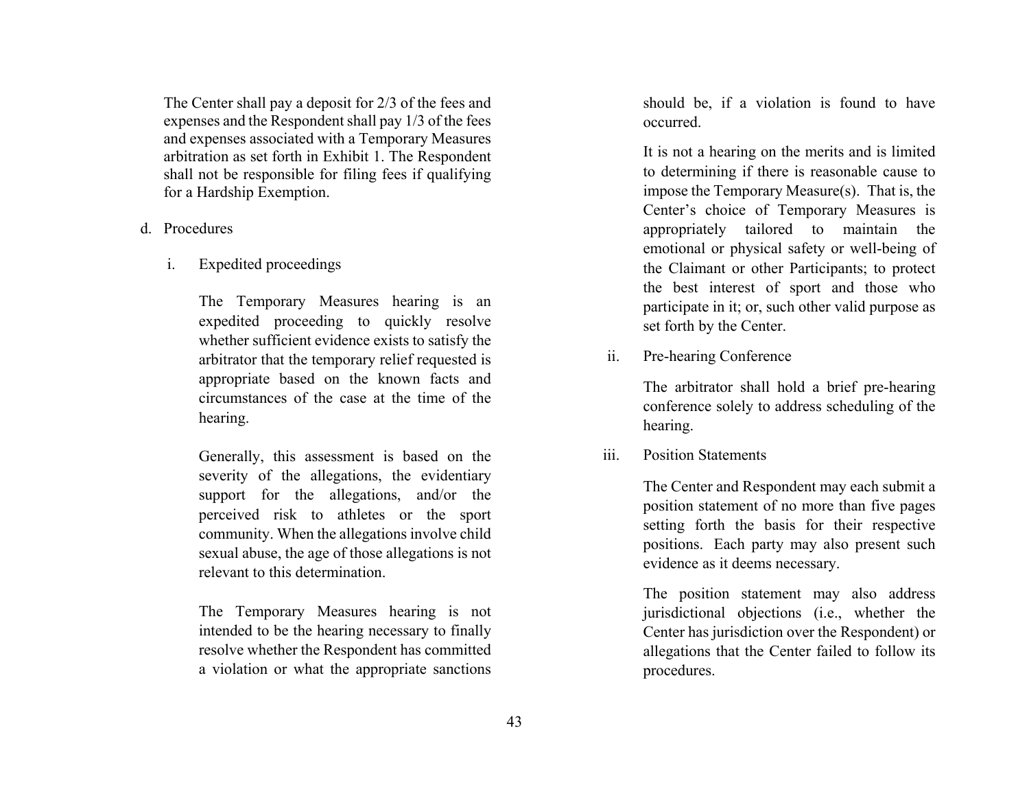The Center shall pay a deposit for 2/3 of the fees and expenses and the Respondent shall pay 1/3 of the fees and expenses associated with a Temporary Measures arbitration as set forth in Exhibit 1. The Respondent shall not be responsible for filing fees if qualifying for a Hardship Exemption.

d. Procedures

i. Expedited proceedings

The Temporary Measures hearing is an expedited proceeding to quickly resolve whether sufficient evidence exists to satisfy the arbitrator that the temporary relief requested is appropriate based on the known facts and circumstances of the case at the time of the hearing.

Generally, this assessment is based on the severity of the allegations, the evidentiary support for the allegations, and/or the perceived risk to athletes or the sport community. When the allegations involve child sexual abuse, the age of those allegations is not relevant to this determination.

The Temporary Measures hearing is not intended to be the hearing necessary to finally resolve whether the Respondent has committed a violation or what the appropriate sanctions should be, if a violation is found to have occurred.

It is not a hearing on the merits and is limited to determining if there is reasonable cause to impose the Temporary Measure(s). That is, the Center's choice of Temporary Measures is appropriately tailored to maintain the emotional or physical safety or well-being of the Claimant or other Participants; to protect the best interest of sport and those who participate in it; or, such other valid purpose as set forth by the Center.

ii. Pre-hearing Conference

The arbitrator shall hold a brief pre-hearing conference solely to address scheduling of the hearing.

iii. Position Statements

The Center and Respondent may each submit a position statement of no more than five pages setting forth the basis for their respective positions. Each party may also present such evidence as it deems necessary.

The position statement may also address jurisdictional objections (i.e., whether the Center has jurisdiction over the Respondent) or allegations that the Center failed to follow its procedures.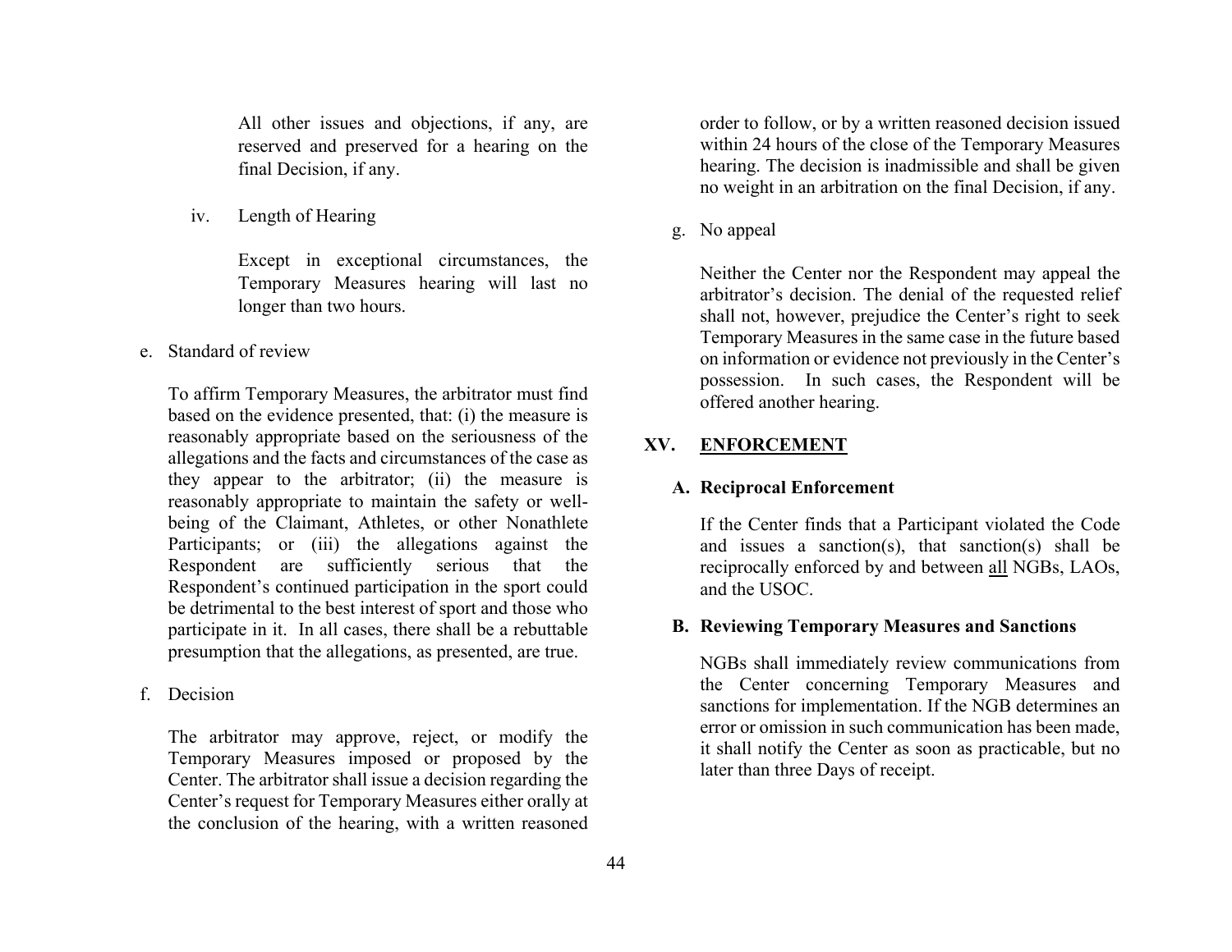All other issues and objections, if any, are reserved and preserved for a hearing on the final Decision, if any.

iv. Length of Hearing

Except in exceptional circumstances, the Temporary Measures hearing will last no longer than two hours.

e. Standard of review

To affirm Temporary Measures, the arbitrator must find based on the evidence presented, that: (i) the measure is reasonably appropriate based on the seriousness of the allegations and the facts and circumstances of the case as they appear to the arbitrator; (ii) the measure is reasonably appropriate to maintain the safety or well-being of the Claimant, Athletes, or other Nonathlete Participants; or (iii) the allegations against the Respondent are sufficiently serious that the Respondent's continued participation in the sport could be detrimental to the best interest of sport and those who participate in it. In all cases, there shall be a rebuttable presumption that the allegations, as presented, are true.

f. Decision

The arbitrator may approve, reject, or modify the Temporary Measures imposed or proposed by the Center. The arbitrator shall issue a decision regarding the Center's request for Temporary Measures either orally at the conclusion of the hearing, with a written reasoned order to follow, or by a written reasoned decision issued within 24 hours of the close of the Temporary Measures hearing. The decision is inadmissible and shall be given no weight in an arbitration on the final Decision, if any.

g. No appeal

Neither the Center nor the Respondent may appeal the arbitrator's decision. The denial of the requested relief shall not, however, prejudice the Center's right to seek Temporary Measures in the same case in the future based on information or evidence not previously in the Center's possession. In such cases, the Respondent will be offered another hearing.

## XV. ENFORCEMENT

### A. Reciprocal Enforcement

If the Center finds that a Participant violated the Code and issues a sanction(s), that sanction(s) shall be reciprocally enforced by and between all NGBs, LAOs, and the USOC.

### B. Reviewing Temporary Measures and Sanctions

NGBs shall immediately review communications from the Center concerning Temporary Measures and sanctions for implementation. If the NGB determines an error or omission in such communication has been made, it shall notify the Center as soon as practicable, but no later than three Days of receipt.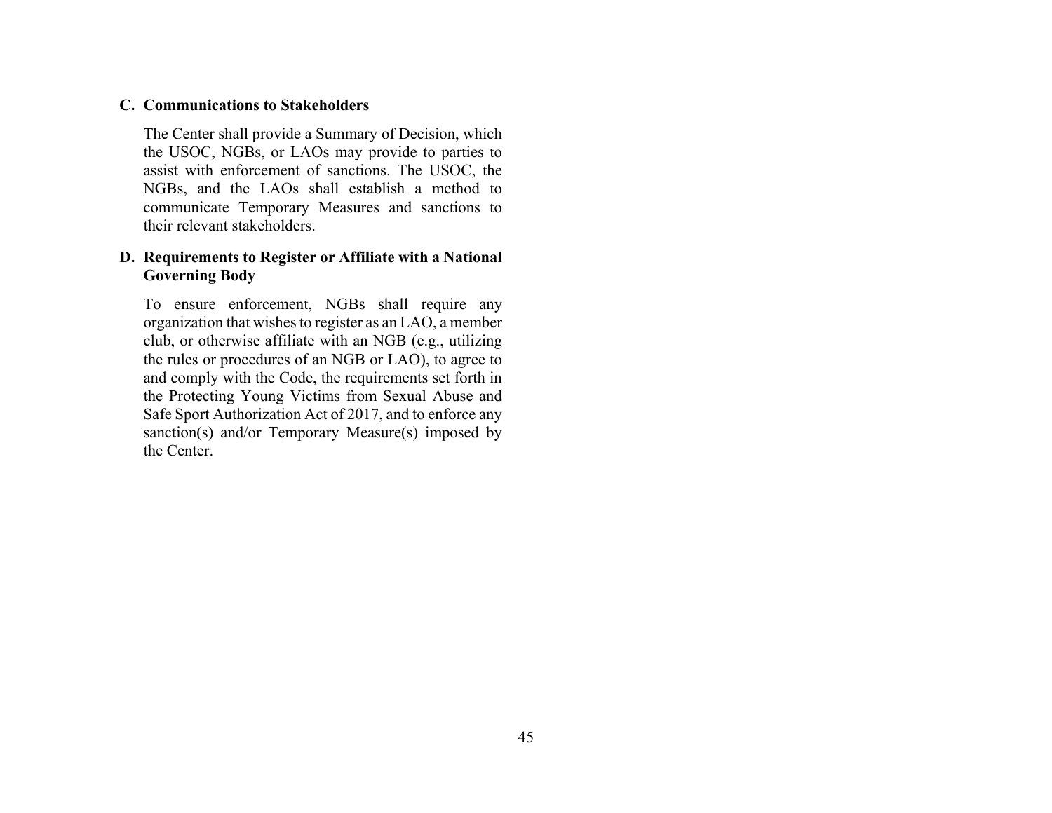### C. Communications to Stakeholders

The Center shall provide a Summary of Decision, which the USOC, NGBs, or LAOs may provide to parties to assist with enforcement of sanctions. The USOC, the NGBs, and the LAOs shall establish a method to communicate Temporary Measures and sanctions to their relevant stakeholders.

### D. Requirements to Register or Affiliate with a National Governing Body

To ensure enforcement, NGBs shall require any organization that wishes to register as an LAO, a member club, or otherwise affiliate with an NGB (e.g., utilizing the rules or procedures of an NGB or LAO), to agree to and comply with the Code, the requirements set forth in the Protecting Young Victims from Sexual Abuse and Safe Sport Authorization Act of 2017, and to enforce any sanction(s) and/or Temporary Measure(s) imposed by the Center.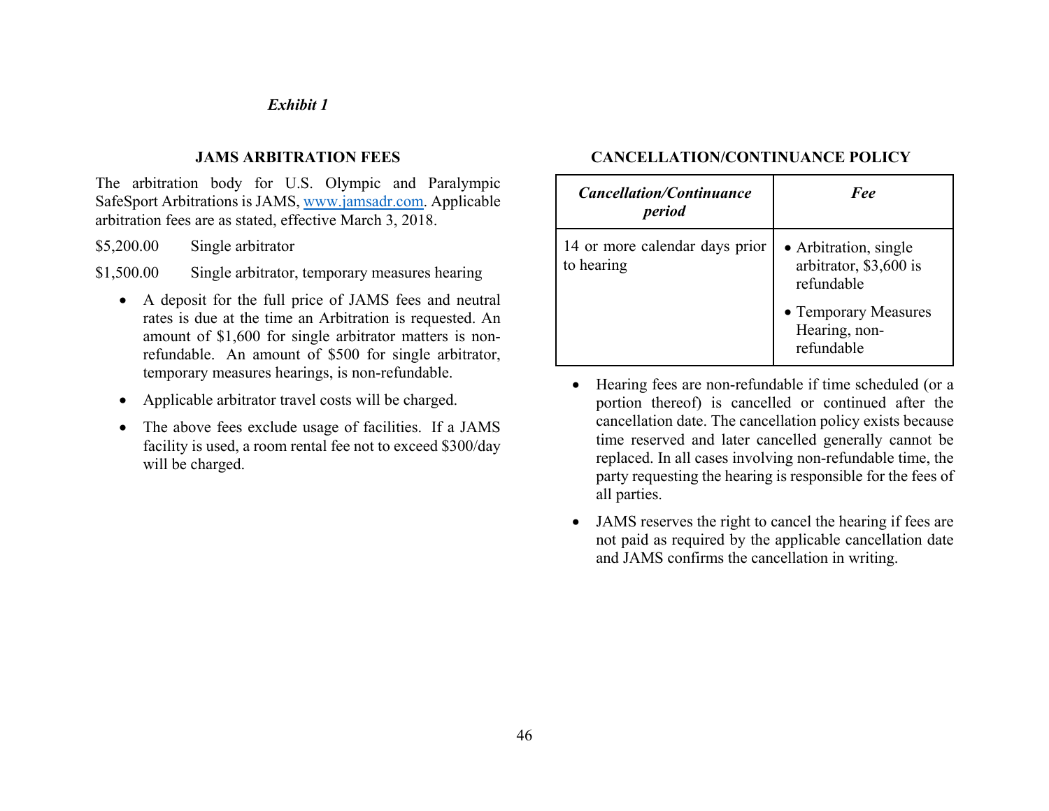*Exhibit 1*

## JAMS ARBITRATION FEES

The arbitration body for U.S. Olympic and Paralympic SafeSport Arbitrations is JAMS, www.jamsadr.com. Applicable arbitration fees are as stated, effective March 3, 2018.

$5,200.00 Single arbitrator

$1,500.00 Single arbitrator, temporary measures hearing

- A deposit for the full price of JAMS fees and neutral rates is due at the time an Arbitration is requested. An amount of $1,600 for single arbitrator matters is non-refundable. An amount of $500 for single arbitrator, temporary measures hearings, is non-refundable.
- Applicable arbitrator travel costs will be charged.
- The above fees exclude usage of facilities. If a JAMS facility is used, a room rental fee not to exceed $300/day will be charged.

## CANCELLATION/CONTINUANCE POLICY

| ***Cancellation/Continuance period*** | ***Fee*** |
|---|---|
| 14 or more calendar days prior to hearing | • Arbitration, single arbitrator, $3,600 is refundable<br>• Temporary Measures Hearing, non-refundable |

- Hearing fees are non-refundable if time scheduled (or a portion thereof) is cancelled or continued after the cancellation date. The cancellation policy exists because time reserved and later cancelled generally cannot be replaced. In all cases involving non-refundable time, the party requesting the hearing is responsible for the fees of all parties.
- JAMS reserves the right to cancel the hearing if fees are not paid as required by the applicable cancellation date and JAMS confirms the cancellation in writing.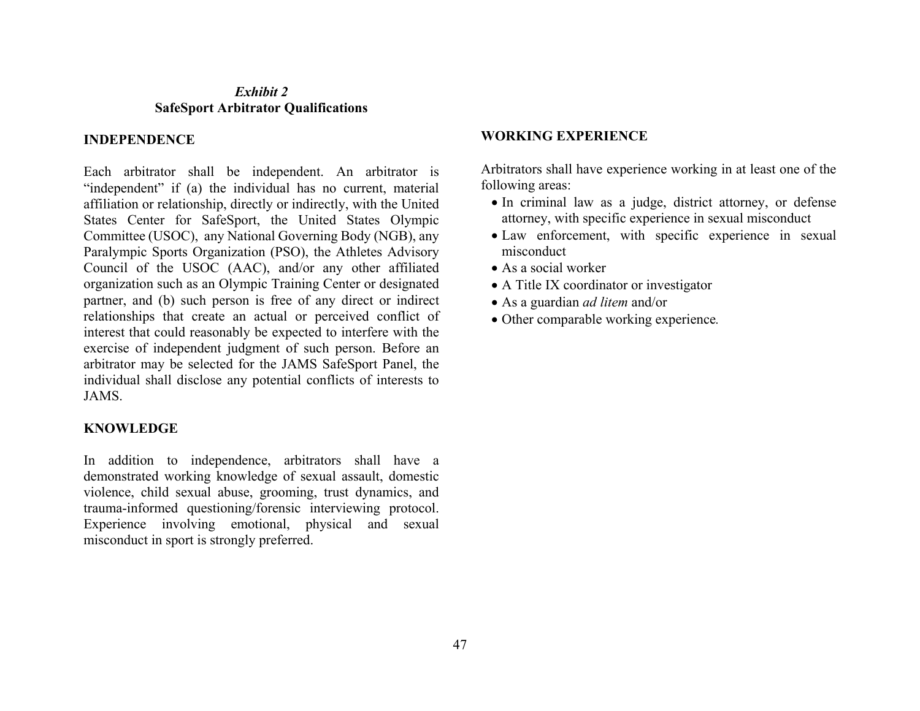*Exhibit 2*
**SafeSport Arbitrator Qualifications**

**INDEPENDENCE**

Each arbitrator shall be independent. An arbitrator is "independent" if (a) the individual has no current, material affiliation or relationship, directly or indirectly, with the United States Center for SafeSport, the United States Olympic Committee (USOC), any National Governing Body (NGB), any Paralympic Sports Organization (PSO), the Athletes Advisory Council of the USOC (AAC), and/or any other affiliated organization such as an Olympic Training Center or designated partner, and (b) such person is free of any direct or indirect relationships that create an actual or perceived conflict of interest that could reasonably be expected to interfere with the exercise of independent judgment of such person. Before an arbitrator may be selected for the JAMS SafeSport Panel, the individual shall disclose any potential conflicts of interests to JAMS.

**KNOWLEDGE**

In addition to independence, arbitrators shall have a demonstrated working knowledge of sexual assault, domestic violence, child sexual abuse, grooming, trust dynamics, and trauma-informed questioning/forensic interviewing protocol. Experience involving emotional, physical and sexual misconduct in sport is strongly preferred.

**WORKING EXPERIENCE**

Arbitrators shall have experience working in at least one of the following areas:

- In criminal law as a judge, district attorney, or defense attorney, with specific experience in sexual misconduct
- Law enforcement, with specific experience in sexual misconduct
- As a social worker
- A Title IX coordinator or investigator
- As a guardian *ad litem* and/or
- Other comparable working experience.